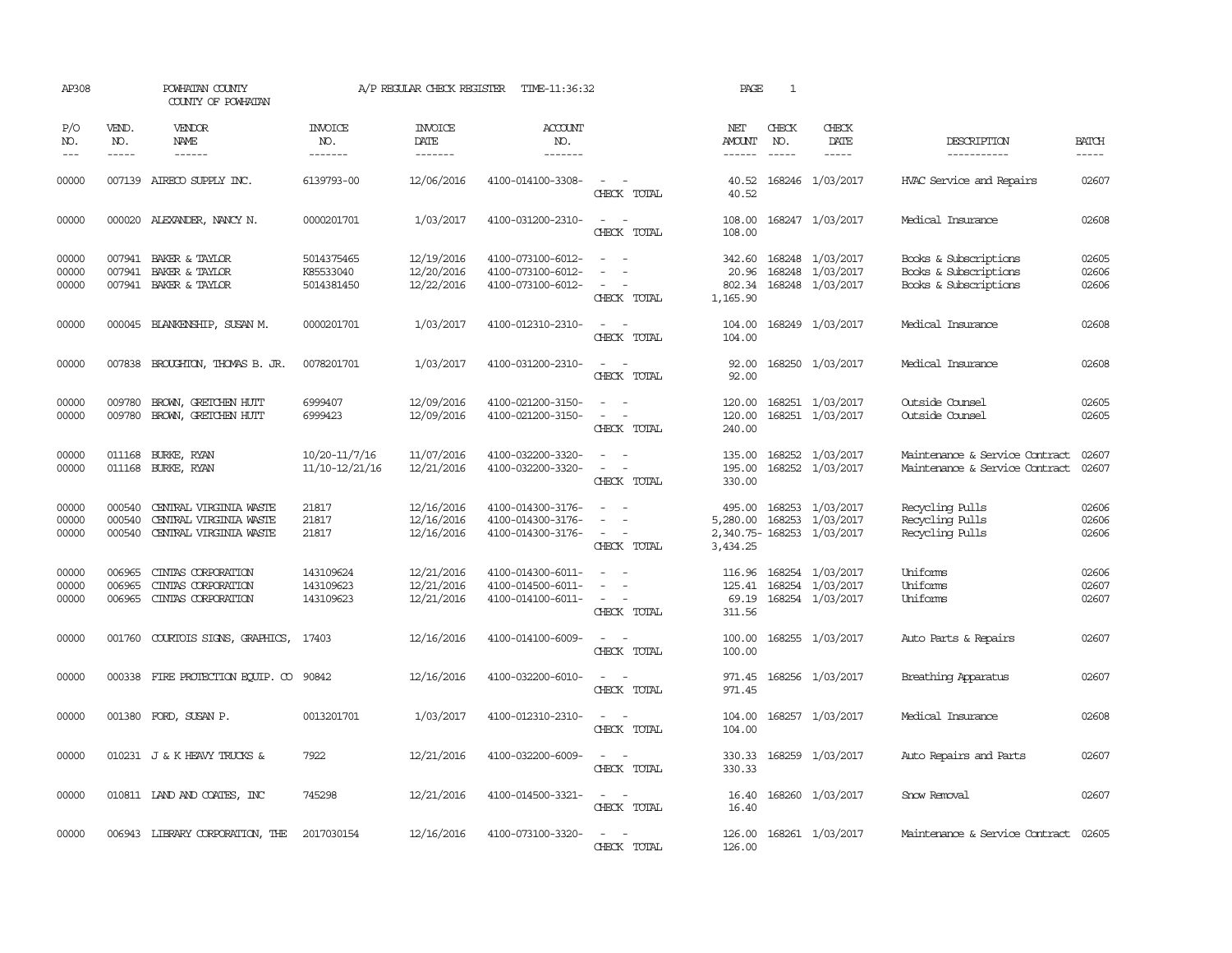AP308 POWHATAN COUNTY A/P REGULAR CHECK REGISTER TIME-11:36:32

COUNTY OF POWHATAN

| P/O NO. | VEND. NO. | VENDOR NAME | INVOICE NO. | INVOICE DATE | ACCOUNT NO. | | NET AMOUNT | CHECK NO. | CHECK DATE | DESCRIPTION | BATCH |
|---|---|---|---|---|---|---|---|---|---|---|---|
| 00000 | 007139 | AIRECO SUPPLY INC. | 6139793-00 | 12/06/2016 | 4100-014100-3308- | - - | 40.52 | 168246 | 1/03/2017 | HVAC Service and Repairs | 02607 |
| | | | | | | CHECK TOTAL | 40.52 | | | | |
| 00000 | 000020 | ALEXANDER, NANCY N. | 0000201701 | 1/03/2017 | 4100-031200-2310- | - - | 108.00 | 168247 | 1/03/2017 | Medical Insurance | 02608 |
| | | | | | | CHECK TOTAL | 108.00 | | | | |
| 00000 | 007941 | BAKER & TAYLOR | 5014375465 | 12/19/2016 | 4100-073100-6012- | - - | 342.60 | 168248 | 1/03/2017 | Books & Subscriptions | 02605 |
| 00000 | 007941 | BAKER & TAYLOR | K85533040 | 12/20/2016 | 4100-073100-6012- | - - | 20.96 | 168248 | 1/03/2017 | Books & Subscriptions | 02606 |
| 00000 | 007941 | BAKER & TAYLOR | 5014381450 | 12/22/2016 | 4100-073100-6012- | - - | 802.34 | 168248 | 1/03/2017 | Books & Subscriptions | 02606 |
| | | | | | | CHECK TOTAL | 1,165.90 | | | | |
| 00000 | 000045 | BLANKENSHIP, SUSAN M. | 0000201701 | 1/03/2017 | 4100-012310-2310- | - - | 104.00 | 168249 | 1/03/2017 | Medical Insurance | 02608 |
| | | | | | | CHECK TOTAL | 104.00 | | | | |
| 00000 | 007838 | BROUGHTON, THOMAS B. JR. | 0078201701 | 1/03/2017 | 4100-031200-2310- | - - | 92.00 | 168250 | 1/03/2017 | Medical Insurance | 02608 |
| | | | | | | CHECK TOTAL | 92.00 | | | | |
| 00000 | 009780 | BROWN, GRETCHEN HUTT | 6999407 | 12/09/2016 | 4100-021200-3150- | - - | 120.00 | 168251 | 1/03/2017 | Outside Counsel | 02605 |
| 00000 | 009780 | BROWN, GRETCHEN HUTT | 6999423 | 12/09/2016 | 4100-021200-3150- | - - | 120.00 | 168251 | 1/03/2017 | Outside Counsel | 02605 |
| | | | | | | CHECK TOTAL | 240.00 | | | | |
| 00000 | 011168 | BURKE, RYAN | 10/20-11/7/16 | 11/07/2016 | 4100-032200-3320- | - - | 135.00 | 168252 | 1/03/2017 | Maintenance & Service Contract | 02607 |
| 00000 | 011168 | BURKE, RYAN | 11/10-12/21/16 | 12/21/2016 | 4100-032200-3320- | - - | 195.00 | 168252 | 1/03/2017 | Maintenance & Service Contract | 02607 |
| | | | | | | CHECK TOTAL | 330.00 | | | | |
| 00000 | 000540 | CENTRAL VIRGINIA WASTE | 21817 | 12/16/2016 | 4100-014300-3176- | - - | 495.00 | 168253 | 1/03/2017 | Recycling Pulls | 02606 |
| 00000 | 000540 | CENTRAL VIRGINIA WASTE | 21817 | 12/16/2016 | 4100-014300-3176- | - - | 5,280.00 | 168253 | 1/03/2017 | Recycling Pulls | 02606 |
| 00000 | 000540 | CENTRAL VIRGINIA WASTE | 21817 | 12/16/2016 | 4100-014300-3176- | - - | 2,340.75- | 168253 | 1/03/2017 | Recycling Pulls | 02606 |
| | | | | | | CHECK TOTAL | 3,434.25 | | | | |
| 00000 | 006965 | CINTAS CORPORATION | 143109624 | 12/21/2016 | 4100-014300-6011- | - - | 116.96 | 168254 | 1/03/2017 | Uniforms | 02606 |
| 00000 | 006965 | CINTAS CORPORATION | 143109623 | 12/21/2016 | 4100-014500-6011- | - - | 125.41 | 168254 | 1/03/2017 | Uniforms | 02607 |
| 00000 | 006965 | CINTAS CORPORATION | 143109623 | 12/21/2016 | 4100-014100-6011- | - - | 69.19 | 168254 | 1/03/2017 | Uniforms | 02607 |
| | | | | | | CHECK TOTAL | 311.56 | | | | |
| 00000 | 001760 | COURTOIS SIGNS, GRAPHICS, | 17403 | 12/16/2016 | 4100-014100-6009- | - - | 100.00 | 168255 | 1/03/2017 | Auto Parts & Repairs | 02607 |
| | | | | | | CHECK TOTAL | 100.00 | | | | |
| 00000 | 000338 | FIRE PROTECTION EQUIP. CO | 90842 | 12/16/2016 | 4100-032200-6010- | - - | 971.45 | 168256 | 1/03/2017 | Breathing Apparatus | 02607 |
| | | | | | | CHECK TOTAL | 971.45 | | | | |
| 00000 | 001380 | FORD, SUSAN P. | 0013201701 | 1/03/2017 | 4100-012310-2310- | - - | 104.00 | 168257 | 1/03/2017 | Medical Insurance | 02608 |
| | | | | | | CHECK TOTAL | 104.00 | | | | |
| 00000 | 010231 | J & K HEAVY TRUCKS & | 7922 | 12/21/2016 | 4100-032200-6009- | - - | 330.33 | 168259 | 1/03/2017 | Auto Repairs and Parts | 02607 |
| | | | | | | CHECK TOTAL | 330.33 | | | | |
| 00000 | 010811 | LAND AND COATES, INC | 745298 | 12/21/2016 | 4100-014500-3321- | - - | 16.40 | 168260 | 1/03/2017 | Snow Removal | 02607 |
| | | | | | | CHECK TOTAL | 16.40 | | | | |
| 00000 | 006943 | LIBRARY CORPORATION, THE | 2017030154 | 12/16/2016 | 4100-073100-3320- | - - | 126.00 | 168261 | 1/03/2017 | Maintenance & Service Contract | 02605 |
| | | | | | | CHECK TOTAL | 126.00 | | | | |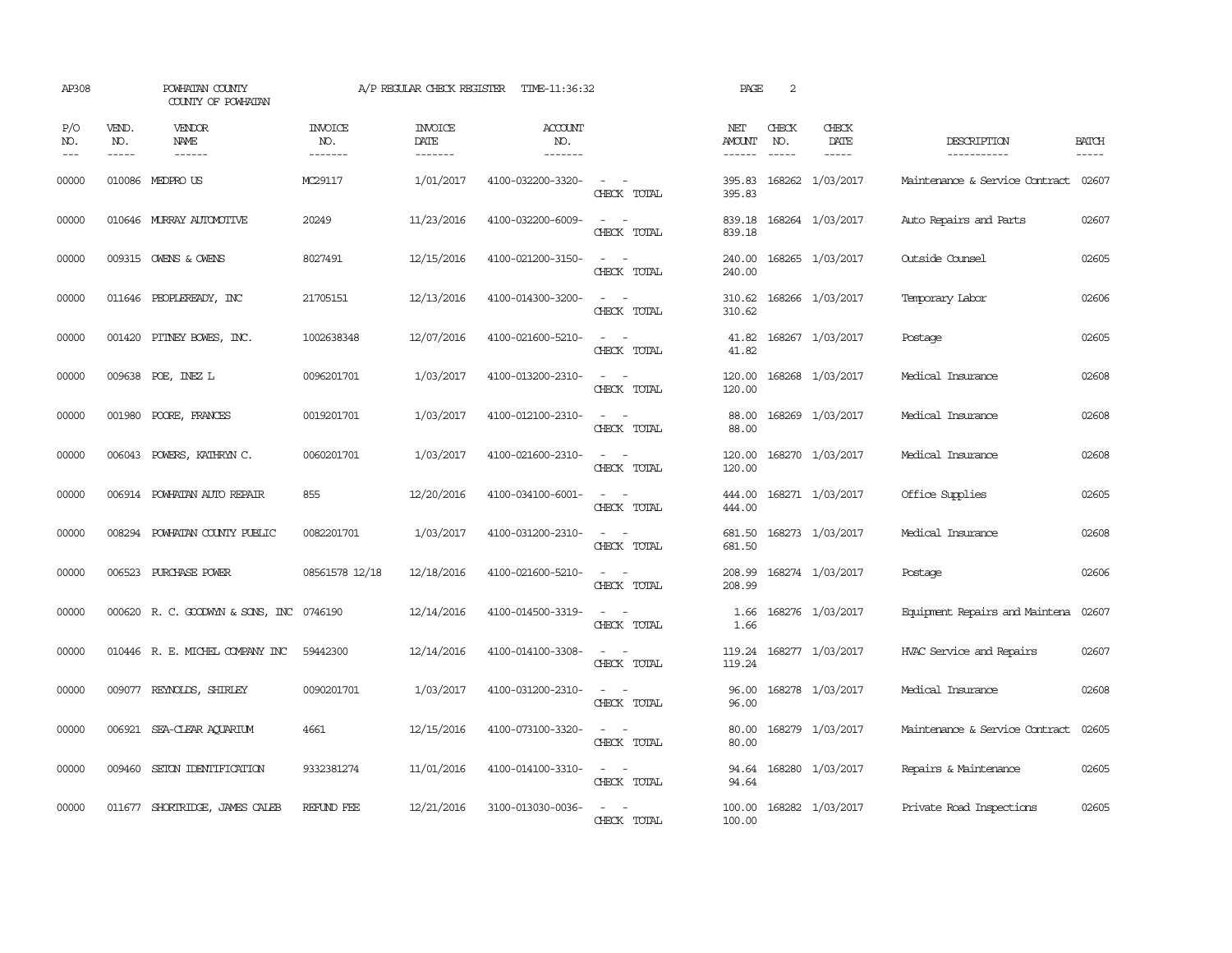AP308 POWHATAN COUNTY A/P REGULAR CHECK REGISTER TIME-11:36:32 PAGE 2

COUNTY OF POWHATAN

| P/O NO. | VEND. NO. | VENDOR NAME | INVOICE NO. | INVOICE DATE | ACCOUNT NO. | | NET AMOUNT | CHECK NO. | CHECK DATE | DESCRIPTION | BATCH |
|---|---|---|---|---|---|---|---|---|---|---|---|
| 00000 | 010086 | MEDPRO US | MC29117 | 1/01/2017 | 4100-032200-3320- | - - | 395.83 | 168262 | 1/03/2017 | Maintenance & Service Contract | 02607 |
| | | | | | | CHECK TOTAL | 395.83 | | | | |
| 00000 | 010646 | MURRAY AUTOMOTIVE | 20249 | 11/23/2016 | 4100-032200-6009- | - - | 839.18 | 168264 | 1/03/2017 | Auto Repairs and Parts | 02607 |
| | | | | | | CHECK TOTAL | 839.18 | | | | |
| 00000 | 009315 | OWENS & OWENS | 8027491 | 12/15/2016 | 4100-021200-3150- | - - | 240.00 | 168265 | 1/03/2017 | Outside Counsel | 02605 |
| | | | | | | CHECK TOTAL | 240.00 | | | | |
| 00000 | 011646 | PEOPLEREADY, INC | 21705151 | 12/13/2016 | 4100-014300-3200- | - - | 310.62 | 168266 | 1/03/2017 | Temporary Labor | 02606 |
| | | | | | | CHECK TOTAL | 310.62 | | | | |
| 00000 | 001420 | PITNEY BOWES, INC. | 1002638348 | 12/07/2016 | 4100-021600-5210- | - - | 41.82 | 168267 | 1/03/2017 | Postage | 02605 |
| | | | | | | CHECK TOTAL | 41.82 | | | | |
| 00000 | 009638 | POE, INEZ L | 0096201701 | 1/03/2017 | 4100-013200-2310- | - - | 120.00 | 168268 | 1/03/2017 | Medical Insurance | 02608 |
| | | | | | | CHECK TOTAL | 120.00 | | | | |
| 00000 | 001980 | POORE, FRANCES | 0019201701 | 1/03/2017 | 4100-012100-2310- | - - | 88.00 | 168269 | 1/03/2017 | Medical Insurance | 02608 |
| | | | | | | CHECK TOTAL | 88.00 | | | | |
| 00000 | 006043 | POWERS, KATHRYN C. | 0060201701 | 1/03/2017 | 4100-021600-2310- | - - | 120.00 | 168270 | 1/03/2017 | Medical Insurance | 02608 |
| | | | | | | CHECK TOTAL | 120.00 | | | | |
| 00000 | 006914 | POWHATAN AUTO REPAIR | 855 | 12/20/2016 | 4100-034100-6001- | - - | 444.00 | 168271 | 1/03/2017 | Office Supplies | 02605 |
| | | | | | | CHECK TOTAL | 444.00 | | | | |
| 00000 | 008294 | POWHATAN COUNTY PUBLIC | 0082201701 | 1/03/2017 | 4100-031200-2310- | - - | 681.50 | 168273 | 1/03/2017 | Medical Insurance | 02608 |
| | | | | | | CHECK TOTAL | 681.50 | | | | |
| 00000 | 006523 | PURCHASE POWER | 08561578 12/18 | 12/18/2016 | 4100-021600-5210- | - - | 208.99 | 168274 | 1/03/2017 | Postage | 02606 |
| | | | | | | CHECK TOTAL | 208.99 | | | | |
| 00000 | 000620 | R. C. GOODWYN & SONS, INC | 0746190 | 12/14/2016 | 4100-014500-3319- | - - | 1.66 | 168276 | 1/03/2017 | Equipment Repairs and Maintena | 02607 |
| | | | | | | CHECK TOTAL | 1.66 | | | | |
| 00000 | 010446 | R. E. MICHEL COMPANY INC | 59442300 | 12/14/2016 | 4100-014100-3308- | - - | 119.24 | 168277 | 1/03/2017 | HVAC Service and Repairs | 02607 |
| | | | | | | CHECK TOTAL | 119.24 | | | | |
| 00000 | 009077 | REYNOLDS, SHIRLEY | 0090201701 | 1/03/2017 | 4100-031200-2310- | - - | 96.00 | 168278 | 1/03/2017 | Medical Insurance | 02608 |
| | | | | | | CHECK TOTAL | 96.00 | | | | |
| 00000 | 006921 | SEA-CLEAR AQUARIUM | 4661 | 12/15/2016 | 4100-073100-3320- | - - | 80.00 | 168279 | 1/03/2017 | Maintenance & Service Contract | 02605 |
| | | | | | | CHECK TOTAL | 80.00 | | | | |
| 00000 | 009460 | SETON IDENTIFICATION | 9332381274 | 11/01/2016 | 4100-014100-3310- | - - | 94.64 | 168280 | 1/03/2017 | Repairs & Maintenance | 02605 |
| | | | | | | CHECK TOTAL | 94.64 | | | | |
| 00000 | 011677 | SHORTRIDGE, JAMES CALEB | REFUND FEE | 12/21/2016 | 3100-013030-0036- | - - | 100.00 | 168282 | 1/03/2017 | Private Road Inspections | 02605 |
| | | | | | | CHECK TOTAL | 100.00 | | | | |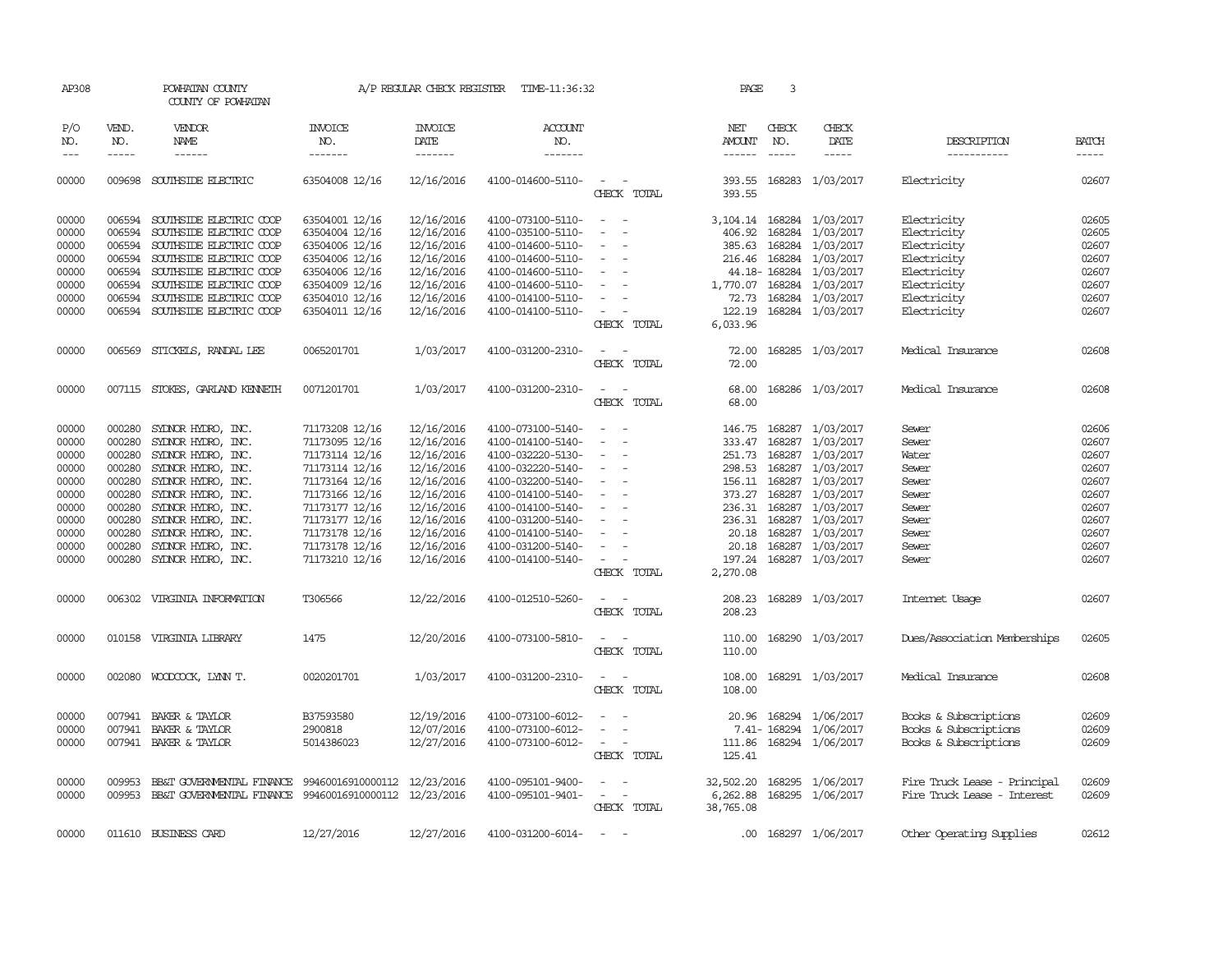AP308 POWHATAN COUNTY A/P REGULAR CHECK REGISTER TIME-11:36:32
COUNTY OF POWHATAN

| P/O NO. | VEND. NO. | VENDOR NAME | INVOICE NO. | INVOICE DATE | ACCOUNT NO. | | NET AMOUNT | CHECK NO. | CHECK DATE | DESCRIPTION | BATCH |
|---|---|---|---|---|---|---|---|---|---|---|---|
| 00000 | 009698 | SOUTHSIDE ELECTRIC | 63504008 12/16 | 12/16/2016 | 4100-014600-5110- | - - | 393.55 | 168283 | 1/03/2017 | Electricity | 02607 |
| | | | | | | CHECK TOTAL | 393.55 | | | | |
| 00000 | 006594 | SOUTHSIDE ELECTRIC COOP | 63504001 12/16 | 12/16/2016 | 4100-073100-5110- | - - | 3,104.14 | 168284 | 1/03/2017 | Electricity | 02605 |
| 00000 | 006594 | SOUTHSIDE ELECTRIC COOP | 63504004 12/16 | 12/16/2016 | 4100-035100-5110- | - - | 406.92 | 168284 | 1/03/2017 | Electricity | 02605 |
| 00000 | 006594 | SOUTHSIDE ELECTRIC COOP | 63504006 12/16 | 12/16/2016 | 4100-014600-5110- | - - | 385.63 | 168284 | 1/03/2017 | Electricity | 02607 |
| 00000 | 006594 | SOUTHSIDE ELECTRIC COOP | 63504006 12/16 | 12/16/2016 | 4100-014600-5110- | - - | 216.46 | 168284 | 1/03/2017 | Electricity | 02607 |
| 00000 | 006594 | SOUTHSIDE ELECTRIC COOP | 63504006 12/16 | 12/16/2016 | 4100-014600-5110- | - - | 44.18- | 168284 | 1/03/2017 | Electricity | 02607 |
| 00000 | 006594 | SOUTHSIDE ELECTRIC COOP | 63504009 12/16 | 12/16/2016 | 4100-014600-5110- | - - | 1,770.07 | 168284 | 1/03/2017 | Electricity | 02607 |
| 00000 | 006594 | SOUTHSIDE ELECTRIC COOP | 63504010 12/16 | 12/16/2016 | 4100-014100-5110- | - - | 72.73 | 168284 | 1/03/2017 | Electricity | 02607 |
| 00000 | 006594 | SOUTHSIDE ELECTRIC COOP | 63504011 12/16 | 12/16/2016 | 4100-014100-5110- | - - | 122.19 | 168284 | 1/03/2017 | Electricity | 02607 |
| | | | | | | CHECK TOTAL | 6,033.96 | | | | |
| 00000 | 006569 | STICKELS, RANDAL LEE | 0065201701 | 1/03/2017 | 4100-031200-2310- | - - | 72.00 | 168285 | 1/03/2017 | Medical Insurance | 02608 |
| | | | | | | CHECK TOTAL | 72.00 | | | | |
| 00000 | 007115 | STOKES, GARLAND KENNETH | 0071201701 | 1/03/2017 | 4100-031200-2310- | - - | 68.00 | 168286 | 1/03/2017 | Medical Insurance | 02608 |
| | | | | | | CHECK TOTAL | 68.00 | | | | |
| 00000 | 000280 | SYDNOR HYDRO, INC. | 71173208 12/16 | 12/16/2016 | 4100-073100-5140- | - - | 146.75 | 168287 | 1/03/2017 | Sewer | 02606 |
| 00000 | 000280 | SYDNOR HYDRO, INC. | 71173095 12/16 | 12/16/2016 | 4100-014100-5140- | - - | 333.47 | 168287 | 1/03/2017 | Sewer | 02607 |
| 00000 | 000280 | SYDNOR HYDRO, INC. | 71173114 12/16 | 12/16/2016 | 4100-032220-5130- | - - | 251.73 | 168287 | 1/03/2017 | Water | 02607 |
| 00000 | 000280 | SYDNOR HYDRO, INC. | 71173114 12/16 | 12/16/2016 | 4100-032220-5140- | - - | 298.53 | 168287 | 1/03/2017 | Sewer | 02607 |
| 00000 | 000280 | SYDNOR HYDRO, INC. | 71173164 12/16 | 12/16/2016 | 4100-032200-5140- | - - | 156.11 | 168287 | 1/03/2017 | Sewer | 02607 |
| 00000 | 000280 | SYDNOR HYDRO, INC. | 71173166 12/16 | 12/16/2016 | 4100-014100-5140- | - - | 373.27 | 168287 | 1/03/2017 | Sewer | 02607 |
| 00000 | 000280 | SYDNOR HYDRO, INC. | 71173177 12/16 | 12/16/2016 | 4100-014100-5140- | - - | 236.31 | 168287 | 1/03/2017 | Sewer | 02607 |
| 00000 | 000280 | SYDNOR HYDRO, INC. | 71173177 12/16 | 12/16/2016 | 4100-031200-5140- | - - | 236.31 | 168287 | 1/03/2017 | Sewer | 02607 |
| 00000 | 000280 | SYDNOR HYDRO, INC. | 71173178 12/16 | 12/16/2016 | 4100-014100-5140- | - - | 20.18 | 168287 | 1/03/2017 | Sewer | 02607 |
| 00000 | 000280 | SYDNOR HYDRO, INC. | 71173178 12/16 | 12/16/2016 | 4100-031200-5140- | - - | 20.18 | 168287 | 1/03/2017 | Sewer | 02607 |
| 00000 | 000280 | SYDNOR HYDRO, INC. | 71173210 12/16 | 12/16/2016 | 4100-014100-5140- | - - | 197.24 | 168287 | 1/03/2017 | Sewer | 02607 |
| | | | | | | CHECK TOTAL | 2,270.08 | | | | |
| 00000 | 006302 | VIRGINIA INFORMATION | T306566 | 12/22/2016 | 4100-012510-5260- | - - | 208.23 | 168289 | 1/03/2017 | Internet Usage | 02607 |
| | | | | | | CHECK TOTAL | 208.23 | | | | |
| 00000 | 010158 | VIRGINIA LIBRARY | 1475 | 12/20/2016 | 4100-073100-5810- | - - | 110.00 | 168290 | 1/03/2017 | Dues/Association Memberships | 02605 |
| | | | | | | CHECK TOTAL | 110.00 | | | | |
| 00000 | 002080 | WOODCOCK, LYNN T. | 0020201701 | 1/03/2017 | 4100-031200-2310- | - - | 108.00 | 168291 | 1/03/2017 | Medical Insurance | 02608 |
| | | | | | | CHECK TOTAL | 108.00 | | | | |
| 00000 | 007941 | BAKER & TAYLOR | B37593580 | 12/19/2016 | 4100-073100-6012- | - - | 20.96 | 168294 | 1/06/2017 | Books & Subscriptions | 02609 |
| 00000 | 007941 | BAKER & TAYLOR | 2900818 | 12/07/2016 | 4100-073100-6012- | - - | 7.41- | 168294 | 1/06/2017 | Books & Subscriptions | 02609 |
| 00000 | 007941 | BAKER & TAYLOR | 5014386023 | 12/27/2016 | 4100-073100-6012- | - - | 111.86 | 168294 | 1/06/2017 | Books & Subscriptions | 02609 |
| | | | | | | CHECK TOTAL | 125.41 | | | | |
| 00000 | 009953 | BB&T GOVERNMENTAL FINANCE | 99460016910000112 | 12/23/2016 | 4100-095101-9400- | - - | 32,502.20 | 168295 | 1/06/2017 | Fire Truck Lease - Principal | 02609 |
| 00000 | 009953 | BB&T GOVERNMENTAL FINANCE | 99460016910000112 | 12/23/2016 | 4100-095101-9401- | - - | 6,262.88 | 168295 | 1/06/2017 | Fire Truck Lease - Interest | 02609 |
| | | | | | | CHECK TOTAL | 38,765.08 | | | | |
| 00000 | 011610 | BUSINESS CARD | 12/27/2016 | 12/27/2016 | 4100-031200-6014- | - - | .00 | 168297 | 1/06/2017 | Other Operating Supplies | 02612 |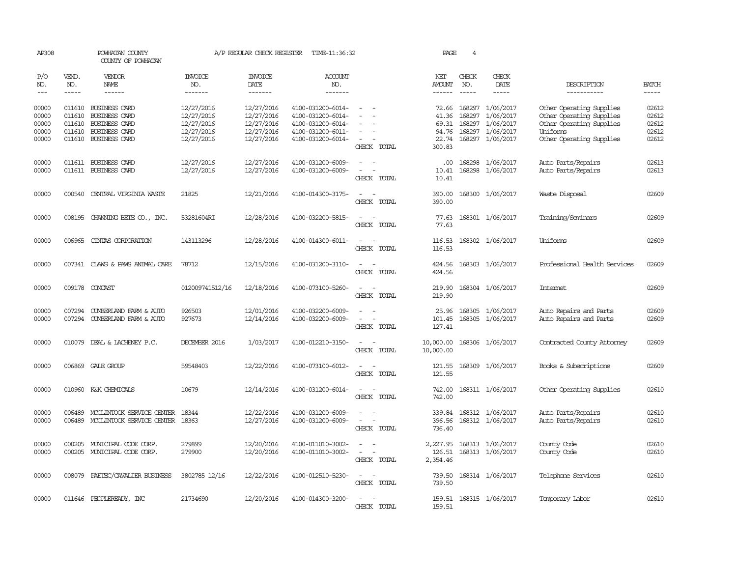AP308 POWHATAN COUNTY A/P REGULAR CHECK REGISTER TIME-11:36:32 PAGE 4

COUNTY OF POWHATAN

| P/O NO. | VEND. NO. | VENDOR NAME | INVOICE NO. | INVOICE DATE | ACCOUNT NO. | | NET AMOUNT | CHECK NO. | CHECK DATE | DESCRIPTION | BATCH |
|---|---|---|---|---|---|---|---|---|---|---|---|
| 00000 | 011610 | BUSINESS CARD | 12/27/2016 | 12/27/2016 | 4100-031200-6014- | - - | 72.66 | 168297 | 1/06/2017 | Other Operating Supplies | 02612 |
| 00000 | 011610 | BUSINESS CARD | 12/27/2016 | 12/27/2016 | 4100-031200-6014- | - - | 41.36 | 168297 | 1/06/2017 | Other Operating Supplies | 02612 |
| 00000 | 011610 | BUSINESS CARD | 12/27/2016 | 12/27/2016 | 4100-031200-6014- | - - | 69.31 | 168297 | 1/06/2017 | Other Operating Supplies | 02612 |
| 00000 | 011610 | BUSINESS CARD | 12/27/2016 | 12/27/2016 | 4100-031200-6011- | - - | 94.76 | 168297 | 1/06/2017 | Uniforms | 02612 |
| 00000 | 011610 | BUSINESS CARD | 12/27/2016 | 12/27/2016 | 4100-031200-6014- | - - | 22.74 | 168297 | 1/06/2017 | Other Operating Supplies | 02612 |
| | | | | | | CHECK TOTAL | 300.83 | | | | |
| 00000 | 011611 | BUSINESS CARD | 12/27/2016 | 12/27/2016 | 4100-031200-6009- | - - | .00 | 168298 | 1/06/2017 | Auto Parts/Repairs | 02613 |
| 00000 | 011611 | BUSINESS CARD | 12/27/2016 | 12/27/2016 | 4100-031200-6009- | - - | 10.41 | 168298 | 1/06/2017 | Auto Parts/Repairs | 02613 |
| | | | | | | CHECK TOTAL | 10.41 | | | | |
| 00000 | 000540 | CENTRAL VIRGINIA WASTE | 21825 | 12/21/2016 | 4100-014300-3175- | - - | 390.00 | 168300 | 1/06/2017 | Waste Disposal | 02609 |
| | | | | | | CHECK TOTAL | 390.00 | | | | |
| 00000 | 008195 | CHANNING BETE CO., INC. | 53281604RI | 12/28/2016 | 4100-032200-5815- | - - | 77.63 | 168301 | 1/06/2017 | Training/Seminars | 02609 |
| | | | | | | CHECK TOTAL | 77.63 | | | | |
| 00000 | 006965 | CINTAS CORPORATION | 143113296 | 12/28/2016 | 4100-014300-6011- | - - | 116.53 | 168302 | 1/06/2017 | Uniforms | 02609 |
| | | | | | | CHECK TOTAL | 116.53 | | | | |
| 00000 | 007341 | CLAWS & PAWS ANIMAL CARE | 78712 | 12/15/2016 | 4100-031200-3110- | - - | 424.56 | 168303 | 1/06/2017 | Professional Health Services | 02609 |
| | | | | | | CHECK TOTAL | 424.56 | | | | |
| 00000 | 009178 | COMCAST | 012009741512/16 | 12/18/2016 | 4100-073100-5260- | - - | 219.90 | 168304 | 1/06/2017 | Internet | 02609 |
| | | | | | | CHECK TOTAL | 219.90 | | | | |
| 00000 | 007294 | CUMBERLAND FARM & AUTO | 926503 | 12/01/2016 | 4100-032200-6009- | - - | 25.96 | 168305 | 1/06/2017 | Auto Repairs and Parts | 02609 |
| 00000 | 007294 | CUMBERLAND FARM & AUTO | 927673 | 12/14/2016 | 4100-032200-6009- | - - | 101.45 | 168305 | 1/06/2017 | Auto Repairs and Parts | 02609 |
| | | | | | | CHECK TOTAL | 127.41 | | | | |
| 00000 | 010079 | DEAL & LACHENEY P.C. | DECEMBER 2016 | 1/03/2017 | 4100-012210-3150- | - - | 10,000.00 | 168306 | 1/06/2017 | Contracted County Attorney | 02609 |
| | | | | | | CHECK TOTAL | 10,000.00 | | | | |
| 00000 | 006869 | GALE GROUP | 59548403 | 12/22/2016 | 4100-073100-6012- | - - | 121.55 | 168309 | 1/06/2017 | Books & Subscriptions | 02609 |
| | | | | | | CHECK TOTAL | 121.55 | | | | |
| 00000 | 010960 | K&K CHEMICALS | 10679 | 12/14/2016 | 4100-031200-6014- | - - | 742.00 | 168311 | 1/06/2017 | Other Operating Supplies | 02610 |
| | | | | | | CHECK TOTAL | 742.00 | | | | |
| 00000 | 006489 | MCCLINTOCK SERVICE CENTER | 18344 | 12/22/2016 | 4100-031200-6009- | - - | 339.84 | 168312 | 1/06/2017 | Auto Parts/Repairs | 02610 |
| 00000 | 006489 | MCCLINTOCK SERVICE CENTER | 18363 | 12/27/2016 | 4100-031200-6009- | - - | 396.56 | 168312 | 1/06/2017 | Auto Parts/Repairs | 02610 |
| | | | | | | CHECK TOTAL | 736.40 | | | | |
| 00000 | 000205 | MUNICIPAL CODE CORP. | 279899 | 12/20/2016 | 4100-011010-3002- | - - | 2,227.95 | 168313 | 1/06/2017 | County Code | 02610 |
| 00000 | 000205 | MUNICIPAL CODE CORP. | 279900 | 12/20/2016 | 4100-011010-3002- | - - | 126.51 | 168313 | 1/06/2017 | County Code | 02610 |
| | | | | | | CHECK TOTAL | 2,354.46 | | | | |
| 00000 | 008079 | PAETEC/CAVALIER BUSINESS | 3802785 12/16 | 12/22/2016 | 4100-012510-5230- | - - | 739.50 | 168314 | 1/06/2017 | Telephone Services | 02610 |
| | | | | | | CHECK TOTAL | 739.50 | | | | |
| 00000 | 011646 | PEOPLEREADY, INC | 21734690 | 12/20/2016 | 4100-014300-3200- | - - | 159.51 | 168315 | 1/06/2017 | Temporary Labor | 02610 |
| | | | | | | CHECK TOTAL | 159.51 | | | | |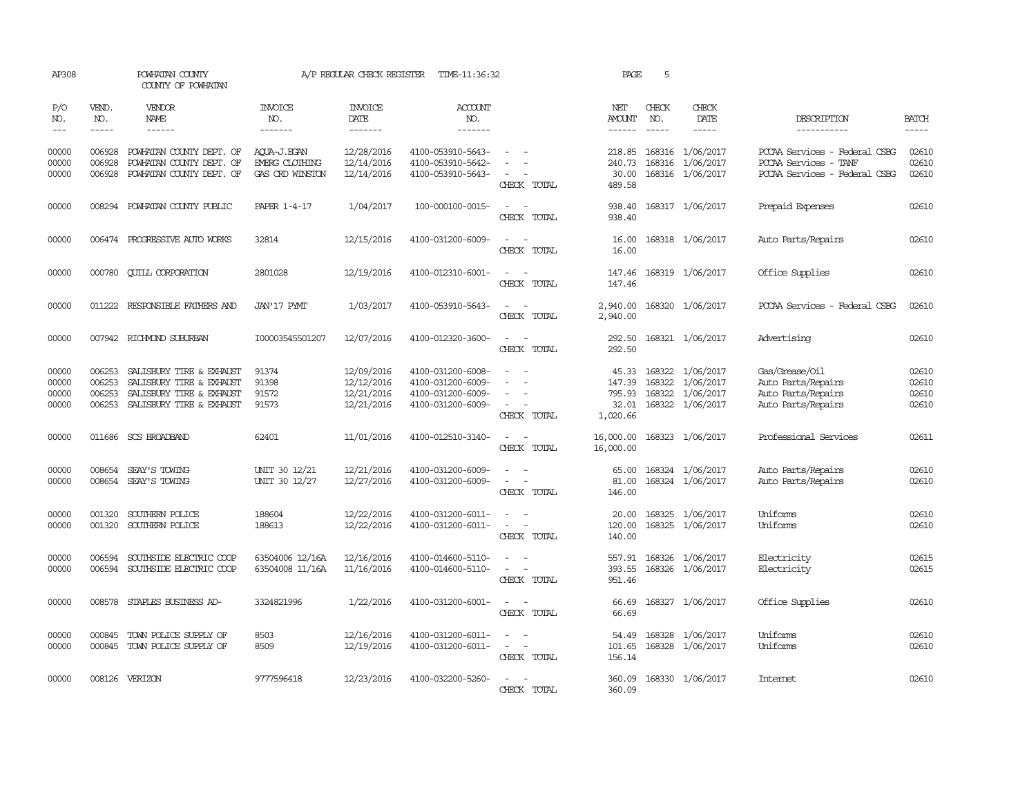AP308 POWHATAN COUNTY A/P REGULAR CHECK REGISTER TIME-11:36:32 PAGE 5

COUNTY OF POWHATAN

| P/O NO. | VEND. NO. | VENDOR NAME | INVOICE NO. | INVOICE DATE | ACCOUNT NO. | | NET AMOUNT | CHECK NO. | CHECK DATE | DESCRIPTION | BATCH |
|---|---|---|---|---|---|---|---|---|---|---|---|
| 00000 | 006928 | POWHATAN COUNTY DEPT. OF | AQUA-J.EGAN | 12/28/2016 | 4100-053910-5643- | - - | 218.85 | 168316 | 1/06/2017 | PCCAA Services - Federal CSBG | 02610 |
| 00000 | 006928 | POWHATAN COUNTY DEPT. OF | EMERG CLOTHING | 12/14/2016 | 4100-053910-5642- | - - | 240.73 | 168316 | 1/06/2017 | PCCAA Services - TANF | 02610 |
| 00000 | 006928 | POWHATAN COUNTY DEPT. OF | GAS CRD WINSTON | 12/14/2016 | 4100-053910-5643- | - - | 30.00 | 168316 | 1/06/2017 | PCCAA Services - Federal CSBG | 02610 |
| | | | | | | CHECK TOTAL | 489.58 | | | | |
| 00000 | 008294 | POWHATAN COUNTY PUBLIC | PAPER 1-4-17 | 1/04/2017 | 100-000100-0015- | - - | 938.40 | 168317 | 1/06/2017 | Prepaid Expenses | 02610 |
| | | | | | | CHECK TOTAL | 938.40 | | | | |
| 00000 | 006474 | PROGRESSIVE AUTO WORKS | 32814 | 12/15/2016 | 4100-031200-6009- | - - | 16.00 | 168318 | 1/06/2017 | Auto Parts/Repairs | 02610 |
| | | | | | | CHECK TOTAL | 16.00 | | | | |
| 00000 | 000780 | QUILL CORPORATION | 2801028 | 12/19/2016 | 4100-012310-6001- | - - | 147.46 | 168319 | 1/06/2017 | Office Supplies | 02610 |
| | | | | | | CHECK TOTAL | 147.46 | | | | |
| 00000 | 011222 | RESPONSIBLE FATHERS AND | JAN'17 PYMT | 1/03/2017 | 4100-053910-5643- | - - | 2,940.00 | 168320 | 1/06/2017 | PCCAA Services - Federal CSBG | 02610 |
| | | | | | | CHECK TOTAL | 2,940.00 | | | | |
| 00000 | 007942 | RICHMOND SUBURBAN | I00003545501207 | 12/07/2016 | 4100-012320-3600- | - - | 292.50 | 168321 | 1/06/2017 | Advertising | 02610 |
| | | | | | | CHECK TOTAL | 292.50 | | | | |
| 00000 | 006253 | SALISBURY TIRE & EXHAUST | 91374 | 12/09/2016 | 4100-031200-6008- | - - | 45.33 | 168322 | 1/06/2017 | Gas/Grease/Oil | 02610 |
| 00000 | 006253 | SALISBURY TIRE & EXHAUST | 91398 | 12/12/2016 | 4100-031200-6009- | - - | 147.39 | 168322 | 1/06/2017 | Auto Parts/Repairs | 02610 |
| 00000 | 006253 | SALISBURY TIRE & EXHAUST | 91572 | 12/21/2016 | 4100-031200-6009- | - - | 795.93 | 168322 | 1/06/2017 | Auto Parts/Repairs | 02610 |
| 00000 | 006253 | SALISBURY TIRE & EXHAUST | 91573 | 12/21/2016 | 4100-031200-6009- | - - | 32.01 | 168322 | 1/06/2017 | Auto Parts/Repairs | 02610 |
| | | | | | | CHECK TOTAL | 1,020.66 | | | | |
| 00000 | 011686 | SCS BROADBAND | 62401 | 11/01/2016 | 4100-012510-3140- | - - | 16,000.00 | 168323 | 1/06/2017 | Professional Services | 02611 |
| | | | | | | CHECK TOTAL | 16,000.00 | | | | |
| 00000 | 008654 | SEAY'S TOWING | UNIT 30 12/21 | 12/21/2016 | 4100-031200-6009- | - - | 65.00 | 168324 | 1/06/2017 | Auto Parts/Repairs | 02610 |
| 00000 | 008654 | SEAY'S TOWING | UNIT 30 12/27 | 12/27/2016 | 4100-031200-6009- | - - | 81.00 | 168324 | 1/06/2017 | Auto Parts/Repairs | 02610 |
| | | | | | | CHECK TOTAL | 146.00 | | | | |
| 00000 | 001320 | SOUTHERN POLICE | 188604 | 12/22/2016 | 4100-031200-6011- | - - | 20.00 | 168325 | 1/06/2017 | Uniforms | 02610 |
| 00000 | 001320 | SOUTHERN POLICE | 188613 | 12/22/2016 | 4100-031200-6011- | - - | 120.00 | 168325 | 1/06/2017 | Uniforms | 02610 |
| | | | | | | CHECK TOTAL | 140.00 | | | | |
| 00000 | 006594 | SOUTHSIDE ELECTRIC COOP | 63504006 12/16A | 12/16/2016 | 4100-014600-5110- | - - | 557.91 | 168326 | 1/06/2017 | Electricity | 02615 |
| 00000 | 006594 | SOUTHSIDE ELECTRIC COOP | 63504008 11/16A | 11/16/2016 | 4100-014600-5110- | - - | 393.55 | 168326 | 1/06/2017 | Electricity | 02615 |
| | | | | | | CHECK TOTAL | 951.46 | | | | |
| 00000 | 008578 | STAPLES BUSINESS AD- | 3324821996 | 1/22/2016 | 4100-031200-6001- | - - | 66.69 | 168327 | 1/06/2017 | Office Supplies | 02610 |
| | | | | | | CHECK TOTAL | 66.69 | | | | |
| 00000 | 000845 | TOWN POLICE SUPPLY OF | 8503 | 12/16/2016 | 4100-031200-6011- | - - | 54.49 | 168328 | 1/06/2017 | Uniforms | 02610 |
| 00000 | 000845 | TOWN POLICE SUPPLY OF | 8509 | 12/19/2016 | 4100-031200-6011- | - - | 101.65 | 168328 | 1/06/2017 | Uniforms | 02610 |
| | | | | | | CHECK TOTAL | 156.14 | | | | |
| 00000 | 008126 | VERIZON | 9777596418 | 12/23/2016 | 4100-032200-5260- | - - | 360.09 | 168330 | 1/06/2017 | Internet | 02610 |
| | | | | | | CHECK TOTAL | 360.09 | | | | |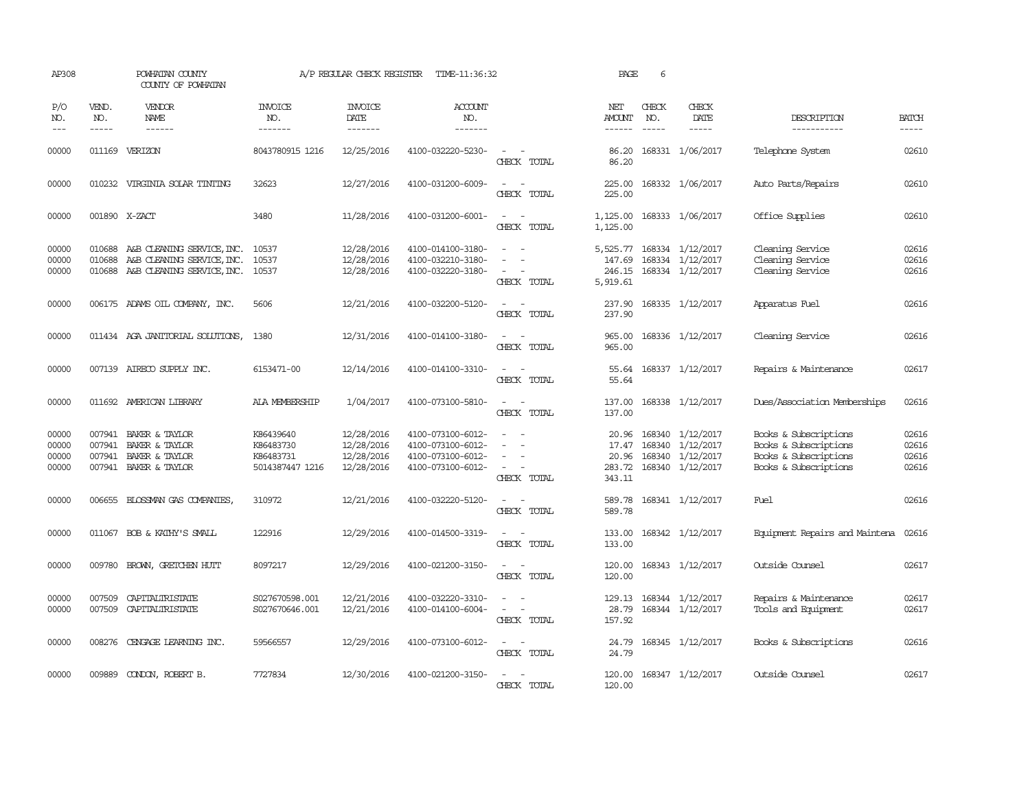AP308 POWHATAN COUNTY A/P REGULAR CHECK REGISTER TIME-11:36:32 PAGE 6

COUNTY OF POWHATAN

| P/O NO. | VEND. NO. | VENDOR NAME | INVOICE NO. | INVOICE DATE | ACCOUNT NO. | | NET AMOUNT | CHECK NO. | CHECK DATE | DESCRIPTION | BATCH |
|---|---|---|---|---|---|---|---|---|---|---|---|
| 00000 | 011169 | VERIZON | 8043780915 1216 | 12/25/2016 | 4100-032220-5230- | - - | 86.20 | 168331 | 1/06/2017 | Telephone System | 02610 |
| | | | | | | CHECK TOTAL | 86.20 | | | | |
| 00000 | 010232 | VIRGINIA SOLAR TINTING | 32623 | 12/27/2016 | 4100-031200-6009- | - - | 225.00 | 168332 | 1/06/2017 | Auto Parts/Repairs | 02610 |
| | | | | | | CHECK TOTAL | 225.00 | | | | |
| 00000 | 001890 | X-ZACT | 3480 | 11/28/2016 | 4100-031200-6001- | - - | 1,125.00 | 168333 | 1/06/2017 | Office Supplies | 02610 |
| | | | | | | CHECK TOTAL | 1,125.00 | | | | |
| 00000 | 010688 | A&B CLEANING SERVICE,INC. | 10537 | 12/28/2016 | 4100-014100-3180- | - - | 5,525.77 | 168334 | 1/12/2017 | Cleaning Service | 02616 |
| 00000 | 010688 | A&B CLEANING SERVICE,INC. | 10537 | 12/28/2016 | 4100-032210-3180- | - - | 147.69 | 168334 | 1/12/2017 | Cleaning Service | 02616 |
| 00000 | 010688 | A&B CLEANING SERVICE,INC. | 10537 | 12/28/2016 | 4100-032220-3180- | - - | 246.15 | 168334 | 1/12/2017 | Cleaning Service | 02616 |
| | | | | | | CHECK TOTAL | 5,919.61 | | | | |
| 00000 | 006175 | ADAMS OIL COMPANY, INC. | 5606 | 12/21/2016 | 4100-032200-5120- | - - | 237.90 | 168335 | 1/12/2017 | Apparatus Fuel | 02616 |
| | | | | | | CHECK TOTAL | 237.90 | | | | |
| 00000 | 011434 | AGA JANITORIAL SOLUTIONS, | 1380 | 12/31/2016 | 4100-014100-3180- | - - | 965.00 | 168336 | 1/12/2017 | Cleaning Service | 02616 |
| | | | | | | CHECK TOTAL | 965.00 | | | | |
| 00000 | 007139 | AIRECO SUPPLY INC. | 6153471-00 | 12/14/2016 | 4100-014100-3310- | - - | 55.64 | 168337 | 1/12/2017 | Repairs & Maintenance | 02617 |
| | | | | | | CHECK TOTAL | 55.64 | | | | |
| 00000 | 011692 | AMERICAN LIBRARY | ALA MEMBERSHIP | 1/04/2017 | 4100-073100-5810- | - - | 137.00 | 168338 | 1/12/2017 | Dues/Association Memberships | 02616 |
| | | | | | | CHECK TOTAL | 137.00 | | | | |
| 00000 | 007941 | BAKER & TAYLOR | K86439640 | 12/28/2016 | 4100-073100-6012- | - - | 20.96 | 168340 | 1/12/2017 | Books & Subscriptions | 02616 |
| 00000 | 007941 | BAKER & TAYLOR | K86483730 | 12/28/2016 | 4100-073100-6012- | - - | 17.47 | 168340 | 1/12/2017 | Books & Subscriptions | 02616 |
| 00000 | 007941 | BAKER & TAYLOR | K86483731 | 12/28/2016 | 4100-073100-6012- | - - | 20.96 | 168340 | 1/12/2017 | Books & Subscriptions | 02616 |
| 00000 | 007941 | BAKER & TAYLOR | 5014387447 1216 | 12/28/2016 | 4100-073100-6012- | - - | 283.72 | 168340 | 1/12/2017 | Books & Subscriptions | 02616 |
| | | | | | | CHECK TOTAL | 343.11 | | | | |
| 00000 | 006655 | BLOSSMAN GAS COMPANIES, | 310972 | 12/21/2016 | 4100-032220-5120- | - - | 589.78 | 168341 | 1/12/2017 | Fuel | 02616 |
| | | | | | | CHECK TOTAL | 589.78 | | | | |
| 00000 | 011067 | BOB & KATHY'S SMALL | 122916 | 12/29/2016 | 4100-014500-3319- | - - | 133.00 | 168342 | 1/12/2017 | Equipment Repairs and Maintena | 02616 |
| | | | | | | CHECK TOTAL | 133.00 | | | | |
| 00000 | 009780 | BROWN, GRETCHEN HUTT | 8097217 | 12/29/2016 | 4100-021200-3150- | - - | 120.00 | 168343 | 1/12/2017 | Outside Counsel | 02617 |
| | | | | | | CHECK TOTAL | 120.00 | | | | |
| 00000 | 007509 | CAPITALTRISTATE | S027670598.001 | 12/21/2016 | 4100-032220-3310- | - - | 129.13 | 168344 | 1/12/2017 | Repairs & Maintenance | 02617 |
| 00000 | 007509 | CAPITALTRISTATE | S027670646.001 | 12/21/2016 | 4100-014100-6004- | - - | 28.79 | 168344 | 1/12/2017 | Tools and Equipment | 02617 |
| | | | | | | CHECK TOTAL | 157.92 | | | | |
| 00000 | 008276 | CENGAGE LEARNING INC. | 59566557 | 12/29/2016 | 4100-073100-6012- | - - | 24.79 | 168345 | 1/12/2017 | Books & Subscriptions | 02616 |
| | | | | | | CHECK TOTAL | 24.79 | | | | |
| 00000 | 009889 | CONDON, ROBERT B. | 7727834 | 12/30/2016 | 4100-021200-3150- | - - | 120.00 | 168347 | 1/12/2017 | Outside Counsel | 02617 |
| | | | | | | CHECK TOTAL | 120.00 | | | | |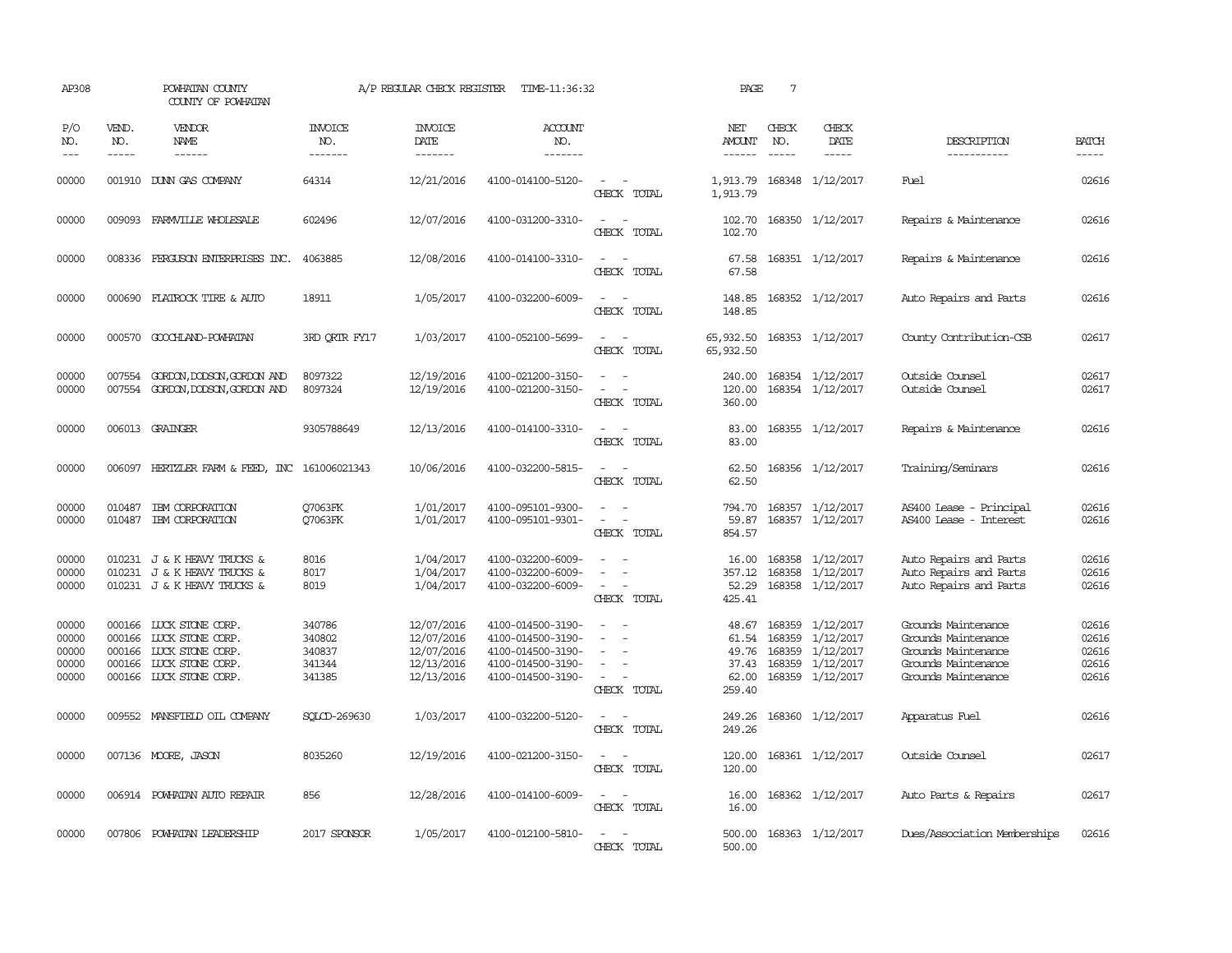AP308 POWHATAN COUNTY A/P REGULAR CHECK REGISTER TIME-11:36:32 PAGE 7

COUNTY OF POWHATAN

| P/O NO. | VEND. NO. | VENDOR NAME | INVOICE NO. | INVOICE DATE | ACCOUNT NO. | | NET AMOUNT | CHECK NO. | CHECK DATE | DESCRIPTION | BATCH |
|---|---|---|---|---|---|---|---|---|---|---|---|
| --- | ----- | ------ | ------- | ------- | ------- | | ------ | ----- | ----- | ----------- | ----- |
| 00000 | 001910 | DUNN GAS COMPANY | 64314 | 12/21/2016 | 4100-014100-5120- | - - | 1,913.79 | 168348 | 1/12/2017 | Fuel | 02616 |
| | | | | | | CHECK TOTAL | 1,913.79 | | | | |
| 00000 | 009093 | FARMVILLE WHOLESALE | 602496 | 12/07/2016 | 4100-031200-3310- | - - | 102.70 | 168350 | 1/12/2017 | Repairs & Maintenance | 02616 |
| | | | | | | CHECK TOTAL | 102.70 | | | | |
| 00000 | 008336 | FERGUSON ENTERPRISES INC. | 4063885 | 12/08/2016 | 4100-014100-3310- | - - | 67.58 | 168351 | 1/12/2017 | Repairs & Maintenance | 02616 |
| | | | | | | CHECK TOTAL | 67.58 | | | | |
| 00000 | 000690 | FLATROCK TIRE & AUTO | 18911 | 1/05/2017 | 4100-032200-6009- | - - | 148.85 | 168352 | 1/12/2017 | Auto Repairs and Parts | 02616 |
| | | | | | | CHECK TOTAL | 148.85 | | | | |
| 00000 | 000570 | GOOCHLAND-POWHATAN | 3RD QRTR FY17 | 1/03/2017 | 4100-052100-5699- | - - | 65,932.50 | 168353 | 1/12/2017 | County Contribution-CSB | 02617 |
| | | | | | | CHECK TOTAL | 65,932.50 | | | | |
| 00000 | 007554 | GORDON,DODSON,GORDON AND | 8097322 | 12/19/2016 | 4100-021200-3150- | - - | 240.00 | 168354 | 1/12/2017 | Outside Counsel | 02617 |
| 00000 | 007554 | GORDON,DODSON,GORDON AND | 8097324 | 12/19/2016 | 4100-021200-3150- | - - | 120.00 | 168354 | 1/12/2017 | Outside Counsel | 02617 |
| | | | | | | CHECK TOTAL | 360.00 | | | | |
| 00000 | 006013 | GRAINGER | 9305788649 | 12/13/2016 | 4100-014100-3310- | - - | 83.00 | 168355 | 1/12/2017 | Repairs & Maintenance | 02616 |
| | | | | | | CHECK TOTAL | 83.00 | | | | |
| 00000 | 006097 | HERTZLER FARM & FEED, INC | 161006021343 | 10/06/2016 | 4100-032200-5815- | - - | 62.50 | 168356 | 1/12/2017 | Training/Seminars | 02616 |
| | | | | | | CHECK TOTAL | 62.50 | | | | |
| 00000 | 010487 | IBM CORPORATION | Q7063FK | 1/01/2017 | 4100-095101-9300- | - - | 794.70 | 168357 | 1/12/2017 | AS400 Lease - Principal | 02616 |
| 00000 | 010487 | IBM CORPORATION | Q7063FK | 1/01/2017 | 4100-095101-9301- | - - | 59.87 | 168357 | 1/12/2017 | AS400 Lease - Interest | 02616 |
| | | | | | | CHECK TOTAL | 854.57 | | | | |
| 00000 | 010231 | J & K HEAVY TRUCKS & | 8016 | 1/04/2017 | 4100-032200-6009- | - - | 16.00 | 168358 | 1/12/2017 | Auto Repairs and Parts | 02616 |
| 00000 | 010231 | J & K HEAVY TRUCKS & | 8017 | 1/04/2017 | 4100-032200-6009- | - - | 357.12 | 168358 | 1/12/2017 | Auto Repairs and Parts | 02616 |
| 00000 | 010231 | J & K HEAVY TRUCKS & | 8019 | 1/04/2017 | 4100-032200-6009- | - - | 52.29 | 168358 | 1/12/2017 | Auto Repairs and Parts | 02616 |
| | | | | | | CHECK TOTAL | 425.41 | | | | |
| 00000 | 000166 | LUCK STONE CORP. | 340786 | 12/07/2016 | 4100-014500-3190- | - - | 48.67 | 168359 | 1/12/2017 | Grounds Maintenance | 02616 |
| 00000 | 000166 | LUCK STONE CORP. | 340802 | 12/07/2016 | 4100-014500-3190- | - - | 61.54 | 168359 | 1/12/2017 | Grounds Maintenance | 02616 |
| 00000 | 000166 | LUCK STONE CORP. | 340837 | 12/07/2016 | 4100-014500-3190- | - - | 49.76 | 168359 | 1/12/2017 | Grounds Maintenance | 02616 |
| 00000 | 000166 | LUCK STONE CORP. | 341344 | 12/13/2016 | 4100-014500-3190- | - - | 37.43 | 168359 | 1/12/2017 | Grounds Maintenance | 02616 |
| 00000 | 000166 | LUCK STONE CORP. | 341385 | 12/13/2016 | 4100-014500-3190- | - - | 62.00 | 168359 | 1/12/2017 | Grounds Maintenance | 02616 |
| | | | | | | CHECK TOTAL | 259.40 | | | | |
| 00000 | 009552 | MANSFIELD OIL COMPANY | SQLCD-269630 | 1/03/2017 | 4100-032200-5120- | - - | 249.26 | 168360 | 1/12/2017 | Apparatus Fuel | 02616 |
| | | | | | | CHECK TOTAL | 249.26 | | | | |
| 00000 | 007136 | MOORE, JASON | 8035260 | 12/19/2016 | 4100-021200-3150- | - - | 120.00 | 168361 | 1/12/2017 | Outside Counsel | 02617 |
| | | | | | | CHECK TOTAL | 120.00 | | | | |
| 00000 | 006914 | POWHATAN AUTO REPAIR | 856 | 12/28/2016 | 4100-014100-6009- | - - | 16.00 | 168362 | 1/12/2017 | Auto Parts & Repairs | 02617 |
| | | | | | | CHECK TOTAL | 16.00 | | | | |
| 00000 | 007806 | POWHATAN LEADERSHIP | 2017 SPONSOR | 1/05/2017 | 4100-012100-5810- | - - | 500.00 | 168363 | 1/12/2017 | Dues/Association Memberships | 02616 |
| | | | | | | CHECK TOTAL | 500.00 | | | | |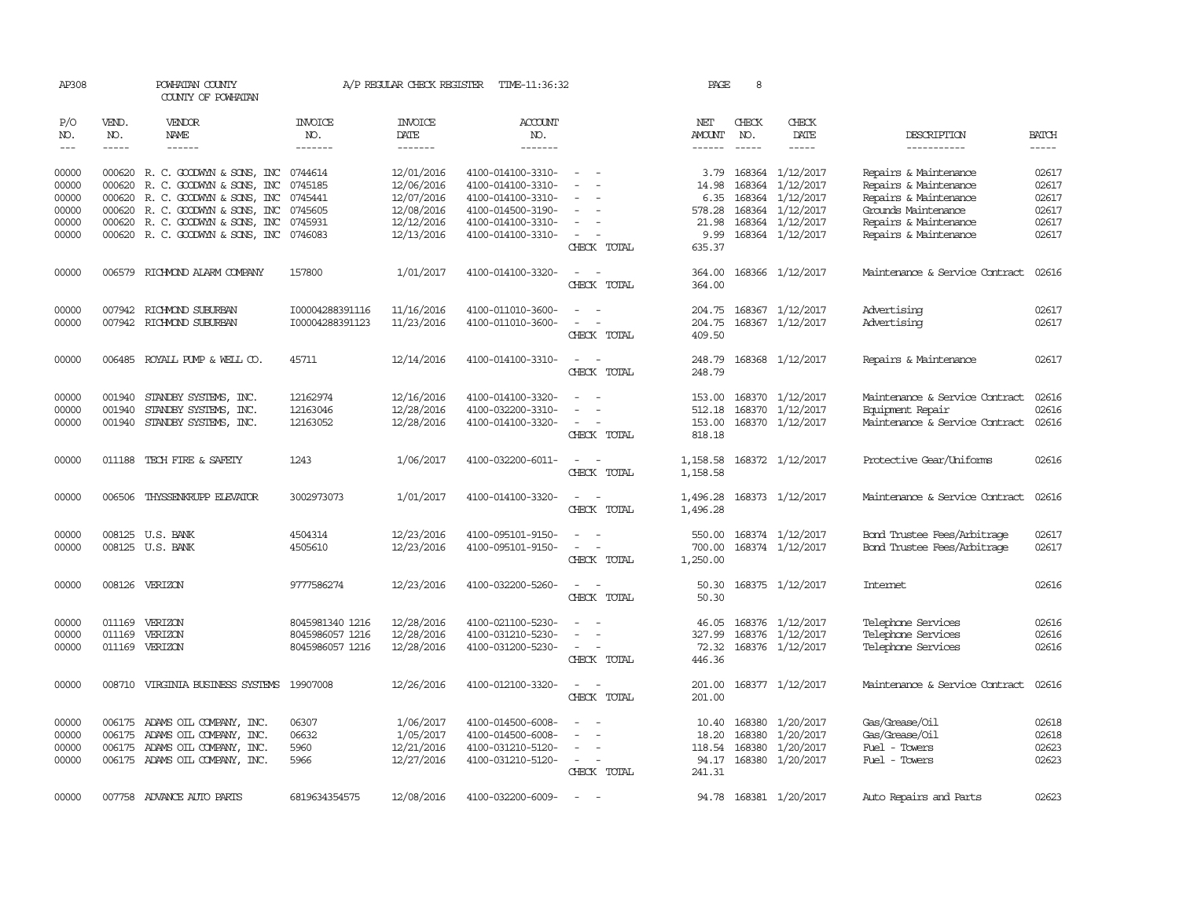AP308 POWHATAN COUNTY A/P REGULAR CHECK REGISTER TIME-11:36:32 PAGE 8

COUNTY OF POWHATAN

| P/O NO. | VEND. NO. | VENDOR NAME | INVOICE NO. | INVOICE DATE | ACCOUNT NO. | | NET AMOUNT | CHECK NO. | CHECK DATE | DESCRIPTION | BATCH |
|---|---|---|---|---|---|---|---|---|---|---|---|
| --- | ----- | ------ | ------- | ------- | ------- | | ------ | ----- | ----- | ----------- | ----- |
| 00000 | 000620 | R. C. GOODWYN & SONS, INC | 0744614 | 12/01/2016 | 4100-014100-3310- | - - | 3.79 | 168364 | 1/12/2017 | Repairs & Maintenance | 02617 |
| 00000 | 000620 | R. C. GOODWYN & SONS, INC | 0745185 | 12/06/2016 | 4100-014100-3310- | - - | 14.98 | 168364 | 1/12/2017 | Repairs & Maintenance | 02617 |
| 00000 | 000620 | R. C. GOODWYN & SONS, INC | 0745441 | 12/07/2016 | 4100-014100-3310- | - - | 6.35 | 168364 | 1/12/2017 | Repairs & Maintenance | 02617 |
| 00000 | 000620 | R. C. GOODWYN & SONS, INC | 0745605 | 12/08/2016 | 4100-014500-3190- | - - | 578.28 | 168364 | 1/12/2017 | Grounds Maintenance | 02617 |
| 00000 | 000620 | R. C. GOODWYN & SONS, INC | 0745931 | 12/12/2016 | 4100-014100-3310- | - - | 21.98 | 168364 | 1/12/2017 | Repairs & Maintenance | 02617 |
| 00000 | 000620 | R. C. GOODWYN & SONS, INC | 0746083 | 12/13/2016 | 4100-014100-3310- | - - | 9.99 | 168364 | 1/12/2017 | Repairs & Maintenance | 02617 |
| | | | | | | CHECK TOTAL | 635.37 | | | | |
| 00000 | 006579 | RICHMOND ALARM COMPANY | 157800 | 1/01/2017 | 4100-014100-3320- | - - | 364.00 | 168366 | 1/12/2017 | Maintenance & Service Contract | 02616 |
| | | | | | | CHECK TOTAL | 364.00 | | | | |
| 00000 | 007942 | RICHMOND SUBURBAN | I00004288391116 | 11/16/2016 | 4100-011010-3600- | - - | 204.75 | 168367 | 1/12/2017 | Advertising | 02617 |
| 00000 | 007942 | RICHMOND SUBURBAN | I00004288391123 | 11/23/2016 | 4100-011010-3600- | - - | 204.75 | 168367 | 1/12/2017 | Advertising | 02617 |
| | | | | | | CHECK TOTAL | 409.50 | | | | |
| 00000 | 006485 | ROYALL PUMP & WELL CO. | 45711 | 12/14/2016 | 4100-014100-3310- | - - | 248.79 | 168368 | 1/12/2017 | Repairs & Maintenance | 02617 |
| | | | | | | CHECK TOTAL | 248.79 | | | | |
| 00000 | 001940 | STANDBY SYSTEMS, INC. | 12162974 | 12/16/2016 | 4100-014100-3320- | - - | 153.00 | 168370 | 1/12/2017 | Maintenance & Service Contract | 02616 |
| 00000 | 001940 | STANDBY SYSTEMS, INC. | 12163046 | 12/28/2016 | 4100-032200-3310- | - - | 512.18 | 168370 | 1/12/2017 | Equipment Repair | 02616 |
| 00000 | 001940 | STANDBY SYSTEMS, INC. | 12163052 | 12/28/2016 | 4100-014100-3320- | - - | 153.00 | 168370 | 1/12/2017 | Maintenance & Service Contract | 02616 |
| | | | | | | CHECK TOTAL | 818.18 | | | | |
| 00000 | 011188 | TECH FIRE & SAFETY | 1243 | 1/06/2017 | 4100-032200-6011- | - - | 1,158.58 | 168372 | 1/12/2017 | Protective Gear/Uniforms | 02616 |
| | | | | | | CHECK TOTAL | 1,158.58 | | | | |
| 00000 | 006506 | THYSSENKRUPP ELEVATOR | 3002973073 | 1/01/2017 | 4100-014100-3320- | - - | 1,496.28 | 168373 | 1/12/2017 | Maintenance & Service Contract | 02616 |
| | | | | | | CHECK TOTAL | 1,496.28 | | | | |
| 00000 | 008125 | U.S. BANK | 4504314 | 12/23/2016 | 4100-095101-9150- | - - | 550.00 | 168374 | 1/12/2017 | Bond Trustee Fees/Arbitrage | 02617 |
| 00000 | 008125 | U.S. BANK | 4505610 | 12/23/2016 | 4100-095101-9150- | - - | 700.00 | 168374 | 1/12/2017 | Bond Trustee Fees/Arbitrage | 02617 |
| | | | | | | CHECK TOTAL | 1,250.00 | | | | |
| 00000 | 008126 | VERIZON | 9777586274 | 12/23/2016 | 4100-032200-5260- | - - | 50.30 | 168375 | 1/12/2017 | Internet | 02616 |
| | | | | | | CHECK TOTAL | 50.30 | | | | |
| 00000 | 011169 | VERIZON | 8045981340 1216 | 12/28/2016 | 4100-021100-5230- | - - | 46.05 | 168376 | 1/12/2017 | Telephone Services | 02616 |
| 00000 | 011169 | VERIZON | 8045986057 1216 | 12/28/2016 | 4100-031210-5230- | - - | 327.99 | 168376 | 1/12/2017 | Telephone Services | 02616 |
| 00000 | 011169 | VERIZON | 8045986057 1216 | 12/28/2016 | 4100-031200-5230- | - - | 72.32 | 168376 | 1/12/2017 | Telephone Services | 02616 |
| | | | | | | CHECK TOTAL | 446.36 | | | | |
| 00000 | 008710 | VIRGINIA BUSINESS SYSTEMS | 19907008 | 12/26/2016 | 4100-012100-3320- | - - | 201.00 | 168377 | 1/12/2017 | Maintenance & Service Contract | 02616 |
| | | | | | | CHECK TOTAL | 201.00 | | | | |
| 00000 | 006175 | ADAMS OIL COMPANY, INC. | 06307 | 1/06/2017 | 4100-014500-6008- | - - | 10.40 | 168380 | 1/20/2017 | Gas/Grease/Oil | 02618 |
| 00000 | 006175 | ADAMS OIL COMPANY, INC. | 06632 | 1/05/2017 | 4100-014500-6008- | - - | 18.20 | 168380 | 1/20/2017 | Gas/Grease/Oil | 02618 |
| 00000 | 006175 | ADAMS OIL COMPANY, INC. | 5960 | 12/21/2016 | 4100-031210-5120- | - - | 118.54 | 168380 | 1/20/2017 | Fuel - Towers | 02623 |
| 00000 | 006175 | ADAMS OIL COMPANY, INC. | 5966 | 12/27/2016 | 4100-031210-5120- | - - | 94.17 | 168380 | 1/20/2017 | Fuel - Towers | 02623 |
| | | | | | | CHECK TOTAL | 241.31 | | | | |
| 00000 | 007758 | ADVANCE AUTO PARTS | 6819634354575 | 12/08/2016 | 4100-032200-6009- | - - | 94.78 | 168381 | 1/20/2017 | Auto Repairs and Parts | 02623 |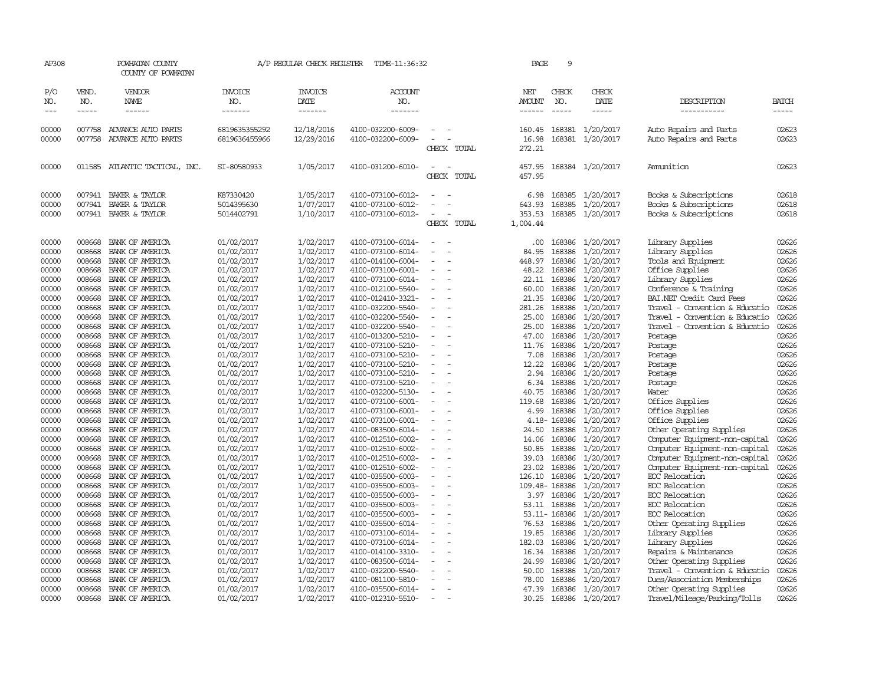AP308 POWHATAN COUNTY A/P REGULAR CHECK REGISTER TIME-11:36:32

COUNTY OF POWHATAN

| P/O NO. | VEND. NO. | VENDOR NAME | INVOICE NO. | INVOICE DATE | ACCOUNT NO. | | NET AMOUNT | CHECK NO. | CHECK DATE | DESCRIPTION | BATCH |
|---|---|---|---|---|---|---|---|---|---|---|---|
| 00000 | 007758 | ADVANCE AUTO PARTS | 6819635355292 | 12/18/2016 | 4100-032200-6009- | - - | 160.45 | 168381 | 1/20/2017 | Auto Repairs and Parts | 02623 |
| 00000 | 007758 | ADVANCE AUTO PARTS | 6819636455966 | 12/29/2016 | 4100-032200-6009- | - - | 16.98 | 168381 | 1/20/2017 | Auto Repairs and Parts | 02623 |
| | | | | | | CHECK TOTAL | 272.21 | | | | |
| 00000 | 011585 | ATLANTIC TACTICAL, INC. | SI-80580933 | 1/05/2017 | 4100-031200-6010- | - - | 457.95 | 168384 | 1/20/2017 | Ammunition | 02623 |
| | | | | | | CHECK TOTAL | 457.95 | | | | |
| 00000 | 007941 | BAKER & TAYLOR | K87330420 | 1/05/2017 | 4100-073100-6012- | - - | 6.98 | 168385 | 1/20/2017 | Books & Subscriptions | 02618 |
| 00000 | 007941 | BAKER & TAYLOR | 5014395630 | 1/07/2017 | 4100-073100-6012- | - - | 643.93 | 168385 | 1/20/2017 | Books & Subscriptions | 02618 |
| 00000 | 007941 | BAKER & TAYLOR | 5014402791 | 1/10/2017 | 4100-073100-6012- | - - | 353.53 | 168385 | 1/20/2017 | Books & Subscriptions | 02618 |
| | | | | | | CHECK TOTAL | 1,004.44 | | | | |
| 00000 | 008668 | BANK OF AMERICA | 01/02/2017 | 1/02/2017 | 4100-073100-6014- | - - | .00 | 168386 | 1/20/2017 | Library Supplies | 02626 |
| 00000 | 008668 | BANK OF AMERICA | 01/02/2017 | 1/02/2017 | 4100-073100-6014- | - - | 84.95 | 168386 | 1/20/2017 | Library Supplies | 02626 |
| 00000 | 008668 | BANK OF AMERICA | 01/02/2017 | 1/02/2017 | 4100-014100-6004- | - - | 448.97 | 168386 | 1/20/2017 | Tools and Equipment | 02626 |
| 00000 | 008668 | BANK OF AMERICA | 01/02/2017 | 1/02/2017 | 4100-073100-6001- | - - | 48.22 | 168386 | 1/20/2017 | Office Supplies | 02626 |
| 00000 | 008668 | BANK OF AMERICA | 01/02/2017 | 1/02/2017 | 4100-073100-6014- | - - | 22.11 | 168386 | 1/20/2017 | Library Supplies | 02626 |
| 00000 | 008668 | BANK OF AMERICA | 01/02/2017 | 1/02/2017 | 4100-012100-5540- | - - | 60.00 | 168386 | 1/20/2017 | Conference & Training | 02626 |
| 00000 | 008668 | BANK OF AMERICA | 01/02/2017 | 1/02/2017 | 4100-012410-3321- | - - | 21.35 | 168386 | 1/20/2017 | BAI.NET Credit Card Fees | 02626 |
| 00000 | 008668 | BANK OF AMERICA | 01/02/2017 | 1/02/2017 | 4100-032200-5540- | - - | 281.26 | 168386 | 1/20/2017 | Travel - Convention & Educatio | 02626 |
| 00000 | 008668 | BANK OF AMERICA | 01/02/2017 | 1/02/2017 | 4100-032200-5540- | - - | 25.00 | 168386 | 1/20/2017 | Travel - Convention & Educatio | 02626 |
| 00000 | 008668 | BANK OF AMERICA | 01/02/2017 | 1/02/2017 | 4100-032200-5540- | - - | 25.00 | 168386 | 1/20/2017 | Travel - Convention & Educatio | 02626 |
| 00000 | 008668 | BANK OF AMERICA | 01/02/2017 | 1/02/2017 | 4100-013200-5210- | - - | 47.00 | 168386 | 1/20/2017 | Postage | 02626 |
| 00000 | 008668 | BANK OF AMERICA | 01/02/2017 | 1/02/2017 | 4100-073100-5210- | - - | 11.76 | 168386 | 1/20/2017 | Postage | 02626 |
| 00000 | 008668 | BANK OF AMERICA | 01/02/2017 | 1/02/2017 | 4100-073100-5210- | - - | 7.08 | 168386 | 1/20/2017 | Postage | 02626 |
| 00000 | 008668 | BANK OF AMERICA | 01/02/2017 | 1/02/2017 | 4100-073100-5210- | - - | 12.22 | 168386 | 1/20/2017 | Postage | 02626 |
| 00000 | 008668 | BANK OF AMERICA | 01/02/2017 | 1/02/2017 | 4100-073100-5210- | - - | 2.94 | 168386 | 1/20/2017 | Postage | 02626 |
| 00000 | 008668 | BANK OF AMERICA | 01/02/2017 | 1/02/2017 | 4100-073100-5210- | - - | 6.34 | 168386 | 1/20/2017 | Postage | 02626 |
| 00000 | 008668 | BANK OF AMERICA | 01/02/2017 | 1/02/2017 | 4100-032200-5130- | - - | 40.75 | 168386 | 1/20/2017 | Water | 02626 |
| 00000 | 008668 | BANK OF AMERICA | 01/02/2017 | 1/02/2017 | 4100-073100-6001- | - - | 119.68 | 168386 | 1/20/2017 | Office Supplies | 02626 |
| 00000 | 008668 | BANK OF AMERICA | 01/02/2017 | 1/02/2017 | 4100-073100-6001- | - - | 4.99 | 168386 | 1/20/2017 | Office Supplies | 02626 |
| 00000 | 008668 | BANK OF AMERICA | 01/02/2017 | 1/02/2017 | 4100-073100-6001- | - - | 4.18- | 168386 | 1/20/2017 | Office Supplies | 02626 |
| 00000 | 008668 | BANK OF AMERICA | 01/02/2017 | 1/02/2017 | 4100-083500-6014- | - - | 24.50 | 168386 | 1/20/2017 | Other Operating Supplies | 02626 |
| 00000 | 008668 | BANK OF AMERICA | 01/02/2017 | 1/02/2017 | 4100-012510-6002- | - - | 14.06 | 168386 | 1/20/2017 | Computer Equipment-non-capital | 02626 |
| 00000 | 008668 | BANK OF AMERICA | 01/02/2017 | 1/02/2017 | 4100-012510-6002- | - - | 50.85 | 168386 | 1/20/2017 | Computer Equipment-non-capital | 02626 |
| 00000 | 008668 | BANK OF AMERICA | 01/02/2017 | 1/02/2017 | 4100-012510-6002- | - - | 39.03 | 168386 | 1/20/2017 | Computer Equipment-non-capital | 02626 |
| 00000 | 008668 | BANK OF AMERICA | 01/02/2017 | 1/02/2017 | 4100-012510-6002- | - - | 23.02 | 168386 | 1/20/2017 | Computer Equipment-non-capital | 02626 |
| 00000 | 008668 | BANK OF AMERICA | 01/02/2017 | 1/02/2017 | 4100-035500-6003- | - - | 126.10 | 168386 | 1/20/2017 | EOC Relocation | 02626 |
| 00000 | 008668 | BANK OF AMERICA | 01/02/2017 | 1/02/2017 | 4100-035500-6003- | - - | 109.48- | 168386 | 1/20/2017 | EOC Relocation | 02626 |
| 00000 | 008668 | BANK OF AMERICA | 01/02/2017 | 1/02/2017 | 4100-035500-6003- | - - | 3.97 | 168386 | 1/20/2017 | EOC Relocation | 02626 |
| 00000 | 008668 | BANK OF AMERICA | 01/02/2017 | 1/02/2017 | 4100-035500-6003- | - - | 53.11 | 168386 | 1/20/2017 | EOC Relocation | 02626 |
| 00000 | 008668 | BANK OF AMERICA | 01/02/2017 | 1/02/2017 | 4100-035500-6003- | - - | 53.11- | 168386 | 1/20/2017 | EOC Relocation | 02626 |
| 00000 | 008668 | BANK OF AMERICA | 01/02/2017 | 1/02/2017 | 4100-035500-6014- | - - | 76.53 | 168386 | 1/20/2017 | Other Operating Supplies | 02626 |
| 00000 | 008668 | BANK OF AMERICA | 01/02/2017 | 1/02/2017 | 4100-073100-6014- | - - | 19.85 | 168386 | 1/20/2017 | Library Supplies | 02626 |
| 00000 | 008668 | BANK OF AMERICA | 01/02/2017 | 1/02/2017 | 4100-073100-6014- | - - | 182.03 | 168386 | 1/20/2017 | Library Supplies | 02626 |
| 00000 | 008668 | BANK OF AMERICA | 01/02/2017 | 1/02/2017 | 4100-014100-3310- | - - | 16.34 | 168386 | 1/20/2017 | Repairs & Maintenance | 02626 |
| 00000 | 008668 | BANK OF AMERICA | 01/02/2017 | 1/02/2017 | 4100-083500-6014- | - - | 24.99 | 168386 | 1/20/2017 | Other Operating Supplies | 02626 |
| 00000 | 008668 | BANK OF AMERICA | 01/02/2017 | 1/02/2017 | 4100-032200-5540- | - - | 50.00 | 168386 | 1/20/2017 | Travel - Convention & Educatio | 02626 |
| 00000 | 008668 | BANK OF AMERICA | 01/02/2017 | 1/02/2017 | 4100-081100-5810- | - - | 78.00 | 168386 | 1/20/2017 | Dues/Association Memberships | 02626 |
| 00000 | 008668 | BANK OF AMERICA | 01/02/2017 | 1/02/2017 | 4100-035500-6014- | - - | 47.39 | 168386 | 1/20/2017 | Other Operating Supplies | 02626 |
| 00000 | 008668 | BANK OF AMERICA | 01/02/2017 | 1/02/2017 | 4100-012310-5510- | - - | 30.25 | 168386 | 1/20/2017 | Travel/Mileage/Parking/Tolls | 02626 |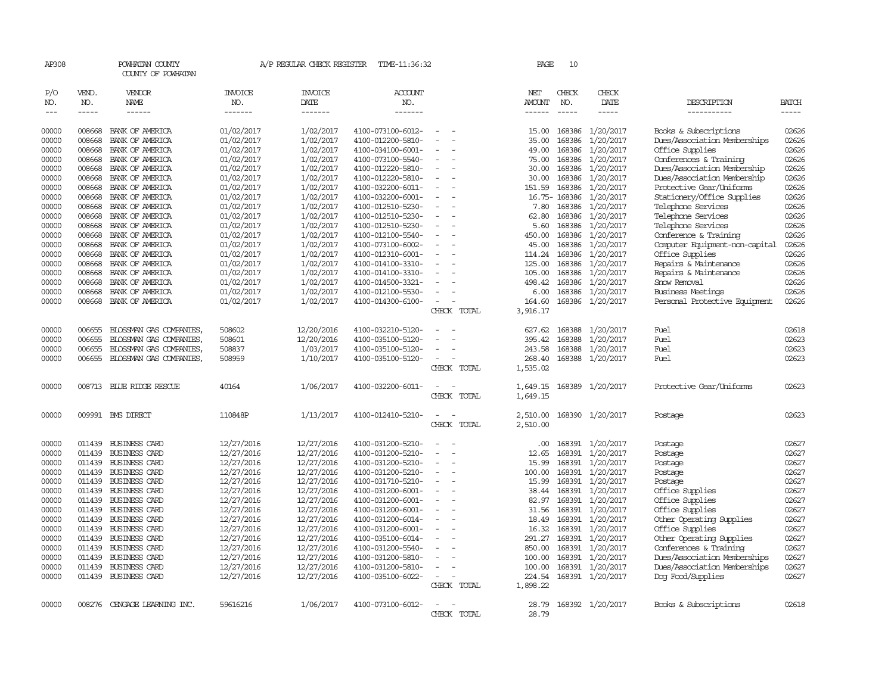AP308 POWHATAN COUNTY A/P REGULAR CHECK REGISTER TIME-11:36:32 PAGE 10

COUNTY OF POWHATAN

| P/O NO. | VEND. NO. | VENDOR NAME | INVOICE NO. | INVOICE DATE | ACCOUNT NO. | | NET AMOUNT | CHECK NO. | CHECK DATE | DESCRIPTION | BATCH |
|---|---|---|---|---|---|---|---|---|---|---|---|
| 00000 | 008668 | BANK OF AMERICA | 01/02/2017 | 1/02/2017 | 4100-073100-6012- | - - | 15.00 | 168386 | 1/20/2017 | Books & Subscriptions | 02626 |
| 00000 | 008668 | BANK OF AMERICA | 01/02/2017 | 1/02/2017 | 4100-012200-5810- | - - | 35.00 | 168386 | 1/20/2017 | Dues/Association Memberships | 02626 |
| 00000 | 008668 | BANK OF AMERICA | 01/02/2017 | 1/02/2017 | 4100-034100-6001- | - - | 49.00 | 168386 | 1/20/2017 | Office Supplies | 02626 |
| 00000 | 008668 | BANK OF AMERICA | 01/02/2017 | 1/02/2017 | 4100-073100-5540- | - - | 75.00 | 168386 | 1/20/2017 | Conferences & Training | 02626 |
| 00000 | 008668 | BANK OF AMERICA | 01/02/2017 | 1/02/2017 | 4100-012220-5810- | - - | 30.00 | 168386 | 1/20/2017 | Dues/Association Membership | 02626 |
| 00000 | 008668 | BANK OF AMERICA | 01/02/2017 | 1/02/2017 | 4100-012220-5810- | - - | 30.00 | 168386 | 1/20/2017 | Dues/Association Membership | 02626 |
| 00000 | 008668 | BANK OF AMERICA | 01/02/2017 | 1/02/2017 | 4100-032200-6011- | - - | 151.59 | 168386 | 1/20/2017 | Protective Gear/Uniforms | 02626 |
| 00000 | 008668 | BANK OF AMERICA | 01/02/2017 | 1/02/2017 | 4100-032200-6001- | - - | 16.75- | 168386 | 1/20/2017 | Stationery/Office Supplies | 02626 |
| 00000 | 008668 | BANK OF AMERICA | 01/02/2017 | 1/02/2017 | 4100-012510-5230- | - - | 7.80 | 168386 | 1/20/2017 | Telephone Services | 02626 |
| 00000 | 008668 | BANK OF AMERICA | 01/02/2017 | 1/02/2017 | 4100-012510-5230- | - - | 62.80 | 168386 | 1/20/2017 | Telephone Services | 02626 |
| 00000 | 008668 | BANK OF AMERICA | 01/02/2017 | 1/02/2017 | 4100-012510-5230- | - - | 5.60 | 168386 | 1/20/2017 | Telephone Services | 02626 |
| 00000 | 008668 | BANK OF AMERICA | 01/02/2017 | 1/02/2017 | 4100-012100-5540- | - - | 450.00 | 168386 | 1/20/2017 | Conference & Training | 02626 |
| 00000 | 008668 | BANK OF AMERICA | 01/02/2017 | 1/02/2017 | 4100-073100-6002- | - - | 45.00 | 168386 | 1/20/2017 | Computer Equipment-non-capital | 02626 |
| 00000 | 008668 | BANK OF AMERICA | 01/02/2017 | 1/02/2017 | 4100-012310-6001- | - - | 114.24 | 168386 | 1/20/2017 | Office Supplies | 02626 |
| 00000 | 008668 | BANK OF AMERICA | 01/02/2017 | 1/02/2017 | 4100-014100-3310- | - - | 125.00 | 168386 | 1/20/2017 | Repairs & Maintenance | 02626 |
| 00000 | 008668 | BANK OF AMERICA | 01/02/2017 | 1/02/2017 | 4100-014100-3310- | - - | 105.00 | 168386 | 1/20/2017 | Repairs & Maintenance | 02626 |
| 00000 | 008668 | BANK OF AMERICA | 01/02/2017 | 1/02/2017 | 4100-014500-3321- | - - | 498.42 | 168386 | 1/20/2017 | Snow Removal | 02626 |
| 00000 | 008668 | BANK OF AMERICA | 01/02/2017 | 1/02/2017 | 4100-012100-5530- | - - | 6.00 | 168386 | 1/20/2017 | Business Meetings | 02626 |
| 00000 | 008668 | BANK OF AMERICA | 01/02/2017 | 1/02/2017 | 4100-014300-6100- | - - | 164.60 | 168386 | 1/20/2017 | Personal Protective Equipment | 02626 |
| | | | | | | CHECK TOTAL | 3,916.17 | | | | |
| 00000 | 006655 | BLOSSMAN GAS COMPANIES, | 508602 | 12/20/2016 | 4100-032210-5120- | - - | 627.62 | 168388 | 1/20/2017 | Fuel | 02618 |
| 00000 | 006655 | BLOSSMAN GAS COMPANIES, | 508601 | 12/20/2016 | 4100-035100-5120- | - - | 395.42 | 168388 | 1/20/2017 | Fuel | 02623 |
| 00000 | 006655 | BLOSSMAN GAS COMPANIES, | 508837 | 1/03/2017 | 4100-035100-5120- | - - | 243.58 | 168388 | 1/20/2017 | Fuel | 02623 |
| 00000 | 006655 | BLOSSMAN GAS COMPANIES, | 508959 | 1/10/2017 | 4100-035100-5120- | - - | 268.40 | 168388 | 1/20/2017 | Fuel | 02623 |
| | | | | | | CHECK TOTAL | 1,535.02 | | | | |
| 00000 | 008713 | BLUE RIDGE RESCUE | 40164 | 1/06/2017 | 4100-032200-6011- | - - | 1,649.15 | 168389 | 1/20/2017 | Protective Gear/Uniforms | 02623 |
| | | | | | | CHECK TOTAL | 1,649.15 | | | | |
| 00000 | 009991 | BMS DIRECT | 110848P | 1/13/2017 | 4100-012410-5210- | - - | 2,510.00 | 168390 | 1/20/2017 | Postage | 02623 |
| | | | | | | CHECK TOTAL | 2,510.00 | | | | |
| 00000 | 011439 | BUSINESS CARD | 12/27/2016 | 12/27/2016 | 4100-031200-5210- | - - | .00 | 168391 | 1/20/2017 | Postage | 02627 |
| 00000 | 011439 | BUSINESS CARD | 12/27/2016 | 12/27/2016 | 4100-031200-5210- | - - | 12.65 | 168391 | 1/20/2017 | Postage | 02627 |
| 00000 | 011439 | BUSINESS CARD | 12/27/2016 | 12/27/2016 | 4100-031200-5210- | - - | 15.99 | 168391 | 1/20/2017 | Postage | 02627 |
| 00000 | 011439 | BUSINESS CARD | 12/27/2016 | 12/27/2016 | 4100-031200-5210- | - - | 100.00 | 168391 | 1/20/2017 | Postage | 02627 |
| 00000 | 011439 | BUSINESS CARD | 12/27/2016 | 12/27/2016 | 4100-031710-5210- | - - | 15.99 | 168391 | 1/20/2017 | Postage | 02627 |
| 00000 | 011439 | BUSINESS CARD | 12/27/2016 | 12/27/2016 | 4100-031200-6001- | - - | 38.44 | 168391 | 1/20/2017 | Office Supplies | 02627 |
| 00000 | 011439 | BUSINESS CARD | 12/27/2016 | 12/27/2016 | 4100-031200-6001- | - - | 82.97 | 168391 | 1/20/2017 | Office Supplies | 02627 |
| 00000 | 011439 | BUSINESS CARD | 12/27/2016 | 12/27/2016 | 4100-031200-6001- | - - | 31.56 | 168391 | 1/20/2017 | Office Supplies | 02627 |
| 00000 | 011439 | BUSINESS CARD | 12/27/2016 | 12/27/2016 | 4100-031200-6014- | - - | 18.49 | 168391 | 1/20/2017 | Other Operating Supplies | 02627 |
| 00000 | 011439 | BUSINESS CARD | 12/27/2016 | 12/27/2016 | 4100-031200-6001- | - - | 16.32 | 168391 | 1/20/2017 | Office Supplies | 02627 |
| 00000 | 011439 | BUSINESS CARD | 12/27/2016 | 12/27/2016 | 4100-035100-6014- | - - | 291.27 | 168391 | 1/20/2017 | Other Operating Supplies | 02627 |
| 00000 | 011439 | BUSINESS CARD | 12/27/2016 | 12/27/2016 | 4100-031200-5540- | - - | 850.00 | 168391 | 1/20/2017 | Conferences & Training | 02627 |
| 00000 | 011439 | BUSINESS CARD | 12/27/2016 | 12/27/2016 | 4100-031200-5810- | - - | 100.00 | 168391 | 1/20/2017 | Dues/Association Memberships | 02627 |
| 00000 | 011439 | BUSINESS CARD | 12/27/2016 | 12/27/2016 | 4100-031200-5810- | - - | 100.00 | 168391 | 1/20/2017 | Dues/Association Memberships | 02627 |
| 00000 | 011439 | BUSINESS CARD | 12/27/2016 | 12/27/2016 | 4100-035100-6022- | - - | 224.54 | 168391 | 1/20/2017 | Dog Food/Supplies | 02627 |
| | | | | | | CHECK TOTAL | 1,898.22 | | | | |
| 00000 | 008276 | CENGAGE LEARNING INC. | 59616216 | 1/06/2017 | 4100-073100-6012- | - - | 28.79 | 168392 | 1/20/2017 | Books & Subscriptions | 02618 |
| | | | | | | CHECK TOTAL | 28.79 | | | | |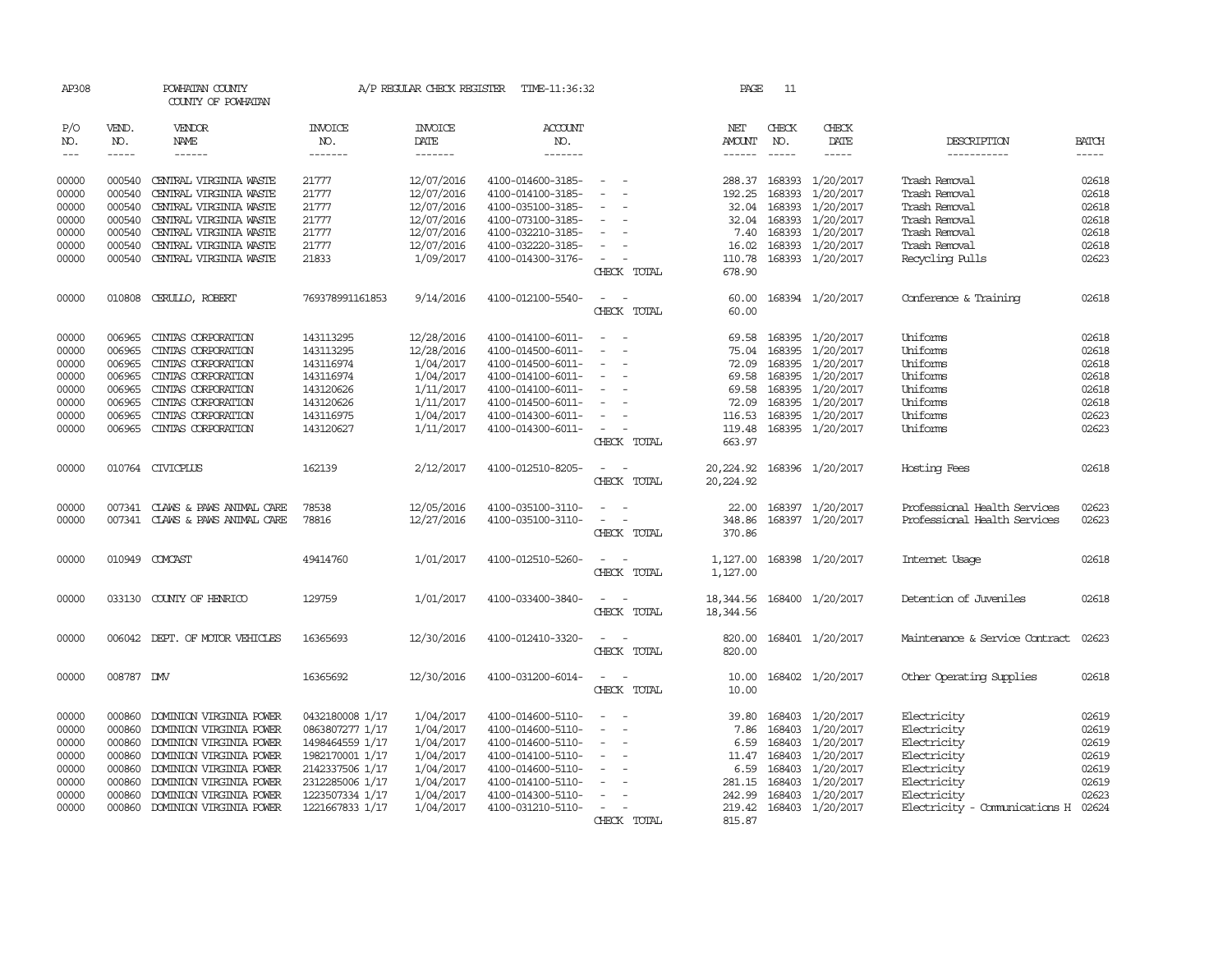AP308 POWHATAN COUNTY A/P REGULAR CHECK REGISTER TIME-11:36:32 PAGE 11
COUNTY OF POWHATAN

| P/O NO. | VEND. NO. | VENDOR NAME | INVOICE NO. | INVOICE DATE | ACCOUNT NO. | | NET AMOUNT | CHECK NO. | CHECK DATE | DESCRIPTION | BATCH |
|---|---|---|---|---|---|---|---|---|---|---|---|
| 00000 | 000540 | CENTRAL VIRGINIA WASTE | 21777 | 12/07/2016 | 4100-014600-3185- | - - | 288.37 | 168393 | 1/20/2017 | Trash Removal | 02618 |
| 00000 | 000540 | CENTRAL VIRGINIA WASTE | 21777 | 12/07/2016 | 4100-014100-3185- | - - | 192.25 | 168393 | 1/20/2017 | Trash Removal | 02618 |
| 00000 | 000540 | CENTRAL VIRGINIA WASTE | 21777 | 12/07/2016 | 4100-035100-3185- | - - | 32.04 | 168393 | 1/20/2017 | Trash Removal | 02618 |
| 00000 | 000540 | CENTRAL VIRGINIA WASTE | 21777 | 12/07/2016 | 4100-073100-3185- | - - | 32.04 | 168393 | 1/20/2017 | Trash Removal | 02618 |
| 00000 | 000540 | CENTRAL VIRGINIA WASTE | 21777 | 12/07/2016 | 4100-032210-3185- | - - | 7.40 | 168393 | 1/20/2017 | Trash Removal | 02618 |
| 00000 | 000540 | CENTRAL VIRGINIA WASTE | 21777 | 12/07/2016 | 4100-032220-3185- | - - | 16.02 | 168393 | 1/20/2017 | Trash Removal | 02618 |
| 00000 | 000540 | CENTRAL VIRGINIA WASTE | 21833 | 1/09/2017 | 4100-014300-3176- | - - | 110.78 | 168393 | 1/20/2017 | Recycling Pulls | 02623 |
| | | | | | | CHECK TOTAL | 678.90 | | | | |
| 00000 | 010808 | CERULLO, ROBERT | 769378991161853 | 9/14/2016 | 4100-012100-5540- | - - | 60.00 | 168394 | 1/20/2017 | Conference & Training | 02618 |
| | | | | | | CHECK TOTAL | 60.00 | | | | |
| 00000 | 006965 | CINTAS CORPORATION | 143113295 | 12/28/2016 | 4100-014100-6011- | - - | 69.58 | 168395 | 1/20/2017 | Uniforms | 02618 |
| 00000 | 006965 | CINTAS CORPORATION | 143113295 | 12/28/2016 | 4100-014500-6011- | - - | 75.04 | 168395 | 1/20/2017 | Uniforms | 02618 |
| 00000 | 006965 | CINTAS CORPORATION | 143116974 | 1/04/2017 | 4100-014500-6011- | - - | 72.09 | 168395 | 1/20/2017 | Uniforms | 02618 |
| 00000 | 006965 | CINTAS CORPORATION | 143116974 | 1/04/2017 | 4100-014100-6011- | - - | 69.58 | 168395 | 1/20/2017 | Uniforms | 02618 |
| 00000 | 006965 | CINTAS CORPORATION | 143120626 | 1/11/2017 | 4100-014100-6011- | - - | 69.58 | 168395 | 1/20/2017 | Uniforms | 02618 |
| 00000 | 006965 | CINTAS CORPORATION | 143120626 | 1/11/2017 | 4100-014500-6011- | - - | 72.09 | 168395 | 1/20/2017 | Uniforms | 02618 |
| 00000 | 006965 | CINTAS CORPORATION | 143116975 | 1/04/2017 | 4100-014300-6011- | - - | 116.53 | 168395 | 1/20/2017 | Uniforms | 02623 |
| 00000 | 006965 | CINTAS CORPORATION | 143120627 | 1/11/2017 | 4100-014300-6011- | - - | 119.48 | 168395 | 1/20/2017 | Uniforms | 02623 |
| | | | | | | CHECK TOTAL | 663.97 | | | | |
| 00000 | 010764 | CIVICPLUS | 162139 | 2/12/2017 | 4100-012510-8205- | - - | 20,224.92 | 168396 | 1/20/2017 | Hosting Fees | 02618 |
| | | | | | | CHECK TOTAL | 20,224.92 | | | | |
| 00000 | 007341 | CLAWS & PAWS ANIMAL CARE | 78538 | 12/05/2016 | 4100-035100-3110- | - - | 22.00 | 168397 | 1/20/2017 | Professional Health Services | 02623 |
| 00000 | 007341 | CLAWS & PAWS ANIMAL CARE | 78816 | 12/27/2016 | 4100-035100-3110- | - - | 348.86 | 168397 | 1/20/2017 | Professional Health Services | 02623 |
| | | | | | | CHECK TOTAL | 370.86 | | | | |
| 00000 | 010949 | COMCAST | 49414760 | 1/01/2017 | 4100-012510-5260- | - - | 1,127.00 | 168398 | 1/20/2017 | Internet Usage | 02618 |
| | | | | | | CHECK TOTAL | 1,127.00 | | | | |
| 00000 | 033130 | COUNTY OF HENRICO | 129759 | 1/01/2017 | 4100-033400-3840- | - - | 18,344.56 | 168400 | 1/20/2017 | Detention of Juveniles | 02618 |
| | | | | | | CHECK TOTAL | 18,344.56 | | | | |
| 00000 | 006042 | DEPT. OF MOTOR VEHICLES | 16365693 | 12/30/2016 | 4100-012410-3320- | - - | 820.00 | 168401 | 1/20/2017 | Maintenance & Service Contract | 02623 |
| | | | | | | CHECK TOTAL | 820.00 | | | | |
| 00000 | 008787 | DMV | 16365692 | 12/30/2016 | 4100-031200-6014- | - - | 10.00 | 168402 | 1/20/2017 | Other Operating Supplies | 02618 |
| | | | | | | CHECK TOTAL | 10.00 | | | | |
| 00000 | 000860 | DOMINION VIRGINIA POWER | 0432180008 1/17 | 1/04/2017 | 4100-014600-5110- | - - | 39.80 | 168403 | 1/20/2017 | Electricity | 02619 |
| 00000 | 000860 | DOMINION VIRGINIA POWER | 0863807277 1/17 | 1/04/2017 | 4100-014600-5110- | - - | 7.86 | 168403 | 1/20/2017 | Electricity | 02619 |
| 00000 | 000860 | DOMINION VIRGINIA POWER | 1498464559 1/17 | 1/04/2017 | 4100-014600-5110- | - - | 6.59 | 168403 | 1/20/2017 | Electricity | 02619 |
| 00000 | 000860 | DOMINION VIRGINIA POWER | 1982170001 1/17 | 1/04/2017 | 4100-014100-5110- | - - | 11.47 | 168403 | 1/20/2017 | Electricity | 02619 |
| 00000 | 000860 | DOMINION VIRGINIA POWER | 2142337506 1/17 | 1/04/2017 | 4100-014600-5110- | - - | 6.59 | 168403 | 1/20/2017 | Electricity | 02619 |
| 00000 | 000860 | DOMINION VIRGINIA POWER | 2312285006 1/17 | 1/04/2017 | 4100-014100-5110- | - - | 281.15 | 168403 | 1/20/2017 | Electricity | 02619 |
| 00000 | 000860 | DOMINION VIRGINIA POWER | 1223507334 1/17 | 1/04/2017 | 4100-014300-5110- | - - | 242.99 | 168403 | 1/20/2017 | Electricity | 02623 |
| 00000 | 000860 | DOMINION VIRGINIA POWER | 1221667833 1/17 | 1/04/2017 | 4100-031210-5110- | - - | 219.42 | 168403 | 1/20/2017 | Electricity - Comunications H | 02624 |
| | | | | | | CHECK TOTAL | 815.87 | | | | |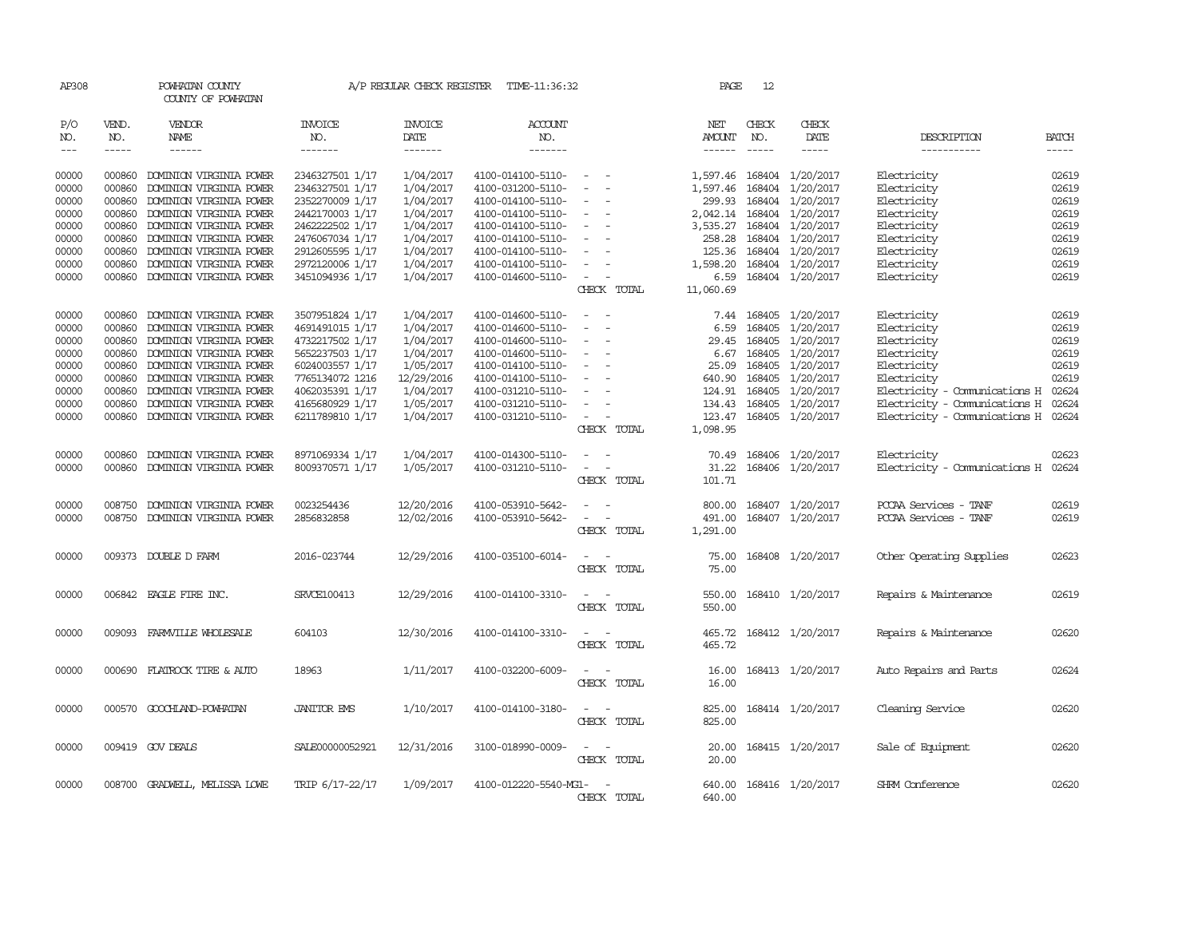AP308 POWHATAN COUNTY A/P REGULAR CHECK REGISTER TIME-11:36:32 PAGE 12

COUNTY OF POWHATAN

| P/O NO. | VEND. NO. | VENDOR NAME | INVOICE NO. | INVOICE DATE | ACCOUNT NO. | | NET AMOUNT | CHECK NO. | CHECK DATE | DESCRIPTION | BATCH |
|---|---|---|---|---|---|---|---|---|---|---|---|
| 00000 | 000860 | DOMINION VIRGINIA POWER | 2346327501 1/17 | 1/04/2017 | 4100-014100-5110- | - - | 1,597.46 | 168404 | 1/20/2017 | Electricity | 02619 |
| 00000 | 000860 | DOMINION VIRGINIA POWER | 2346327501 1/17 | 1/04/2017 | 4100-031200-5110- | - - | 1,597.46 | 168404 | 1/20/2017 | Electricity | 02619 |
| 00000 | 000860 | DOMINION VIRGINIA POWER | 2352270009 1/17 | 1/04/2017 | 4100-014100-5110- | - - | 299.93 | 168404 | 1/20/2017 | Electricity | 02619 |
| 00000 | 000860 | DOMINION VIRGINIA POWER | 2442170003 1/17 | 1/04/2017 | 4100-014100-5110- | - - | 2,042.14 | 168404 | 1/20/2017 | Electricity | 02619 |
| 00000 | 000860 | DOMINION VIRGINIA POWER | 2462222502 1/17 | 1/04/2017 | 4100-014100-5110- | - - | 3,535.27 | 168404 | 1/20/2017 | Electricity | 02619 |
| 00000 | 000860 | DOMINION VIRGINIA POWER | 2476067034 1/17 | 1/04/2017 | 4100-014100-5110- | - - | 258.28 | 168404 | 1/20/2017 | Electricity | 02619 |
| 00000 | 000860 | DOMINION VIRGINIA POWER | 2912605595 1/17 | 1/04/2017 | 4100-014100-5110- | - - | 125.36 | 168404 | 1/20/2017 | Electricity | 02619 |
| 00000 | 000860 | DOMINION VIRGINIA POWER | 2972120006 1/17 | 1/04/2017 | 4100-014100-5110- | - - | 1,598.20 | 168404 | 1/20/2017 | Electricity | 02619 |
| 00000 | 000860 | DOMINION VIRGINIA POWER | 3451094936 1/17 | 1/04/2017 | 4100-014600-5110- | - - | 6.59 | 168404 | 1/20/2017 | Electricity | 02619 |
| | | | | | | CHECK TOTAL | 11,060.69 | | | | |
| 00000 | 000860 | DOMINION VIRGINIA POWER | 3507951824 1/17 | 1/04/2017 | 4100-014600-5110- | - - | 7.44 | 168405 | 1/20/2017 | Electricity | 02619 |
| 00000 | 000860 | DOMINION VIRGINIA POWER | 4691491015 1/17 | 1/04/2017 | 4100-014600-5110- | - - | 6.59 | 168405 | 1/20/2017 | Electricity | 02619 |
| 00000 | 000860 | DOMINION VIRGINIA POWER | 4732217502 1/17 | 1/04/2017 | 4100-014600-5110- | - - | 29.45 | 168405 | 1/20/2017 | Electricity | 02619 |
| 00000 | 000860 | DOMINION VIRGINIA POWER | 5652237503 1/17 | 1/04/2017 | 4100-014600-5110- | - - | 6.67 | 168405 | 1/20/2017 | Electricity | 02619 |
| 00000 | 000860 | DOMINION VIRGINIA POWER | 6024003557 1/17 | 1/05/2017 | 4100-014100-5110- | - - | 25.09 | 168405 | 1/20/2017 | Electricity | 02619 |
| 00000 | 000860 | DOMINION VIRGINIA POWER | 7765134072 1216 | 12/29/2016 | 4100-014100-5110- | - - | 640.90 | 168405 | 1/20/2017 | Electricity | 02619 |
| 00000 | 000860 | DOMINION VIRGINIA POWER | 4062035391 1/17 | 1/04/2017 | 4100-031210-5110- | - - | 124.91 | 168405 | 1/20/2017 | Electricity - Communications H | 02624 |
| 00000 | 000860 | DOMINION VIRGINIA POWER | 4165680929 1/17 | 1/05/2017 | 4100-031210-5110- | - - | 134.43 | 168405 | 1/20/2017 | Electricity - Communications H | 02624 |
| 00000 | 000860 | DOMINION VIRGINIA POWER | 6211789810 1/17 | 1/04/2017 | 4100-031210-5110- | - - | 123.47 | 168405 | 1/20/2017 | Electricity - Communications H | 02624 |
| | | | | | | CHECK TOTAL | 1,098.95 | | | | |
| 00000 | 000860 | DOMINION VIRGINIA POWER | 8971069334 1/17 | 1/04/2017 | 4100-014300-5110- | - - | 70.49 | 168406 | 1/20/2017 | Electricity | 02623 |
| 00000 | 000860 | DOMINION VIRGINIA POWER | 8009370571 1/17 | 1/05/2017 | 4100-031210-5110- | - - | 31.22 | 168406 | 1/20/2017 | Electricity - Communications H | 02624 |
| | | | | | | CHECK TOTAL | 101.71 | | | | |
| 00000 | 008750 | DOMINION VIRGINIA POWER | 0023254436 | 12/20/2016 | 4100-053910-5642- | - - | 800.00 | 168407 | 1/20/2017 | PCCAA Services - TANF | 02619 |
| 00000 | 008750 | DOMINION VIRGINIA POWER | 2856832858 | 12/02/2016 | 4100-053910-5642- | - - | 491.00 | 168407 | 1/20/2017 | PCCAA Services - TANF | 02619 |
| | | | | | | CHECK TOTAL | 1,291.00 | | | | |
| 00000 | 009373 | DOUBLE D FARM | 2016-023744 | 12/29/2016 | 4100-035100-6014- | - - | 75.00 | 168408 | 1/20/2017 | Other Operating Supplies | 02623 |
| | | | | | | CHECK TOTAL | 75.00 | | | | |
| 00000 | 006842 | EAGLE FIRE INC. | SRVCE100413 | 12/29/2016 | 4100-014100-3310- | - - | 550.00 | 168410 | 1/20/2017 | Repairs & Maintenance | 02619 |
| | | | | | | CHECK TOTAL | 550.00 | | | | |
| 00000 | 009093 | FARMVILLE WHOLESALE | 604103 | 12/30/2016 | 4100-014100-3310- | - - | 465.72 | 168412 | 1/20/2017 | Repairs & Maintenance | 02620 |
| | | | | | | CHECK TOTAL | 465.72 | | | | |
| 00000 | 000690 | FLATROCK TIRE & AUTO | 18963 | 1/11/2017 | 4100-032200-6009- | - - | 16.00 | 168413 | 1/20/2017 | Auto Repairs and Parts | 02624 |
| | | | | | | CHECK TOTAL | 16.00 | | | | |
| 00000 | 000570 | GOOCHLAND-POWHATAN | JANITOR EMS | 1/10/2017 | 4100-014100-3180- | - - | 825.00 | 168414 | 1/20/2017 | Cleaning Service | 02620 |
| | | | | | | CHECK TOTAL | 825.00 | | | | |
| 00000 | 009419 | GOV DEALS | SALE00000052921 | 12/31/2016 | 3100-018990-0009- | - - | 20.00 | 168415 | 1/20/2017 | Sale of Equipment | 02620 |
| | | | | | | CHECK TOTAL | 20.00 | | | | |
| 00000 | 008700 | GRADWELL, MELISSA LOWE | TRIP 6/17-22/17 | 1/09/2017 | 4100-012220-5540-MG1- | - | 640.00 | 168416 | 1/20/2017 | SHRM Conference | 02620 |
| | | | | | | CHECK TOTAL | 640.00 | | | | |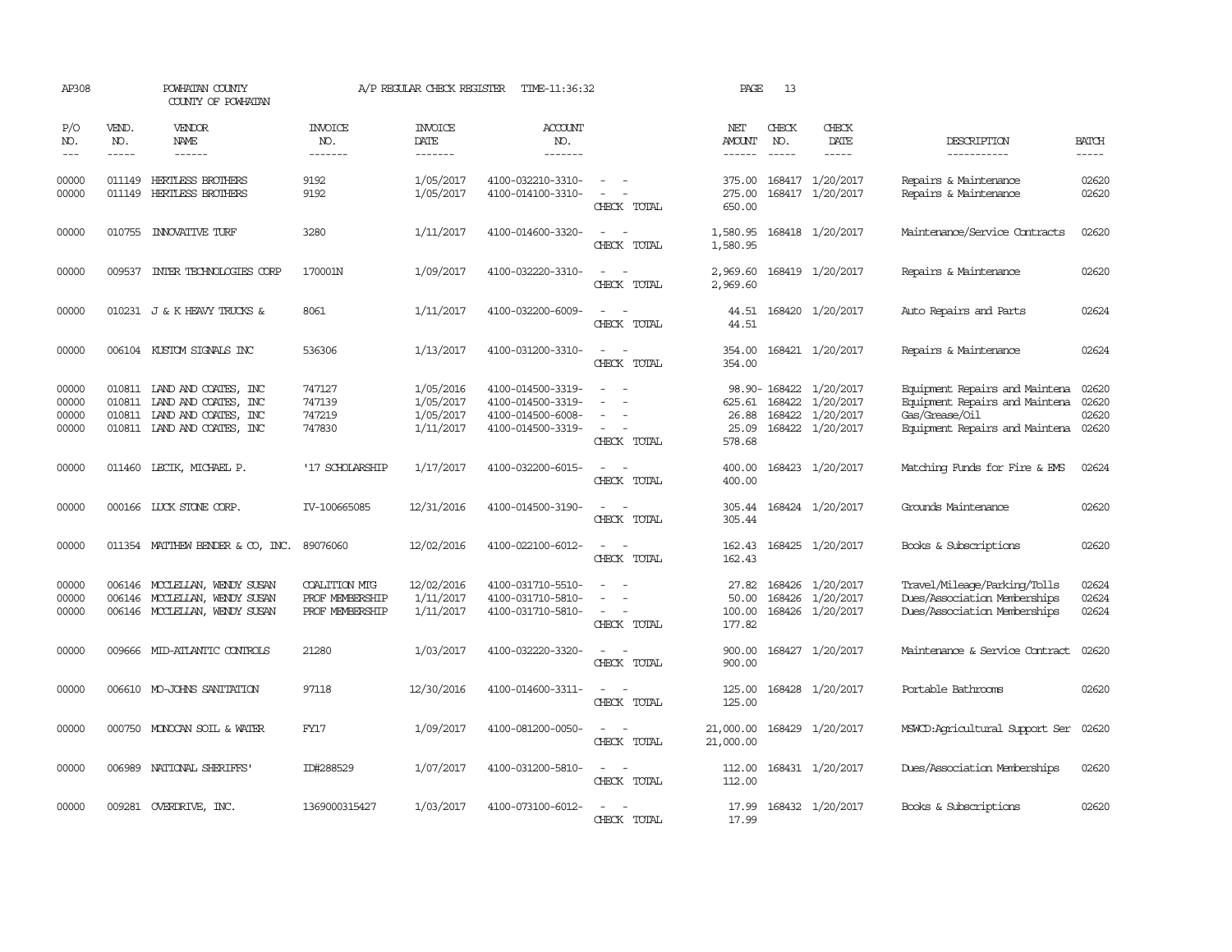AP308 POWHATAN COUNTY COUNTY OF POWHATAN — A/P REGULAR CHECK REGISTER TIME-11:36:32 — PAGE 13

| P/O NO. | VEND. NO. | VENDOR NAME | INVOICE NO. | INVOICE DATE | ACCOUNT NO. | | NET AMOUNT | CHECK NO. | CHECK DATE | DESCRIPTION | BATCH |
|---|---|---|---|---|---|---|---|---|---|---|---|
| 00000 | 011149 | HERTLESS BROTHERS | 9192 | 1/05/2017 | 4100-032210-3310- | - - | 375.00 | 168417 | 1/20/2017 | Repairs & Maintenance | 02620 |
| 00000 | 011149 | HERTLESS BROTHERS | 9192 | 1/05/2017 | 4100-014100-3310- | - - | 275.00 | 168417 | 1/20/2017 | Repairs & Maintenance | 02620 |
| | | | | | | CHECK TOTAL | 650.00 | | | | |
| 00000 | 010755 | INNOVATIVE TURF | 3280 | 1/11/2017 | 4100-014600-3320- | - - | 1,580.95 | 168418 | 1/20/2017 | Maintenance/Service Contracts | 02620 |
| | | | | | | CHECK TOTAL | 1,580.95 | | | | |
| 00000 | 009537 | INTER TECHNOLOGIES CORP | 170001N | 1/09/2017 | 4100-032220-3310- | - - | 2,969.60 | 168419 | 1/20/2017 | Repairs & Maintenance | 02620 |
| | | | | | | CHECK TOTAL | 2,969.60 | | | | |
| 00000 | 010231 | J & K HEAVY TRUCKS & | 8061 | 1/11/2017 | 4100-032200-6009- | - - | 44.51 | 168420 | 1/20/2017 | Auto Repairs and Parts | 02624 |
| | | | | | | CHECK TOTAL | 44.51 | | | | |
| 00000 | 006104 | KUSTOM SIGNALS INC | 536306 | 1/13/2017 | 4100-031200-3310- | - - | 354.00 | 168421 | 1/20/2017 | Repairs & Maintenance | 02624 |
| | | | | | | CHECK TOTAL | 354.00 | | | | |
| 00000 | 010811 | LAND AND COATES, INC | 747127 | 1/05/2016 | 4100-014500-3319- | - - | 98.90- | 168422 | 1/20/2017 | Equipment Repairs and Maintena | 02620 |
| 00000 | 010811 | LAND AND COATES, INC | 747139 | 1/05/2017 | 4100-014500-3319- | - - | 625.61 | 168422 | 1/20/2017 | Equipment Repairs and Maintena | 02620 |
| 00000 | 010811 | LAND AND COATES, INC | 747219 | 1/05/2017 | 4100-014500-6008- | - - | 26.88 | 168422 | 1/20/2017 | Gas/Grease/Oil | 02620 |
| 00000 | 010811 | LAND AND COATES, INC | 747830 | 1/11/2017 | 4100-014500-3319- | - - | 25.09 | 168422 | 1/20/2017 | Equipment Repairs and Maintena | 02620 |
| | | | | | | CHECK TOTAL | 578.68 | | | | |
| 00000 | 011460 | LECIK, MICHAEL P. | '17 SCHOLARSHIP | 1/17/2017 | 4100-032200-6015- | - - | 400.00 | 168423 | 1/20/2017 | Matching Funds for Fire & EMS | 02624 |
| | | | | | | CHECK TOTAL | 400.00 | | | | |
| 00000 | 000166 | LUCK STONE CORP. | IV-100665085 | 12/31/2016 | 4100-014500-3190- | - - | 305.44 | 168424 | 1/20/2017 | Grounds Maintenance | 02620 |
| | | | | | | CHECK TOTAL | 305.44 | | | | |
| 00000 | 011354 | MATTHEW BENDER & CO, INC. | 89076060 | 12/02/2016 | 4100-022100-6012- | - - | 162.43 | 168425 | 1/20/2017 | Books & Subscriptions | 02620 |
| | | | | | | CHECK TOTAL | 162.43 | | | | |
| 00000 | 006146 | MCCLELLAN, WENDY SUSAN | COALITION MTG | 12/02/2016 | 4100-031710-5510- | - - | 27.82 | 168426 | 1/20/2017 | Travel/Mileage/Parking/Tolls | 02624 |
| 00000 | 006146 | MCCLELLAN, WENDY SUSAN | PROF MEMBERSHIP | 1/11/2017 | 4100-031710-5810- | - - | 50.00 | 168426 | 1/20/2017 | Dues/Association Memberships | 02624 |
| 00000 | 006146 | MCCLELLAN, WENDY SUSAN | PROF MEMBERSHIP | 1/11/2017 | 4100-031710-5810- | - - | 100.00 | 168426 | 1/20/2017 | Dues/Association Memberships | 02624 |
| | | | | | | CHECK TOTAL | 177.82 | | | | |
| 00000 | 009666 | MID-ATLANTIC CONTROLS | 21280 | 1/03/2017 | 4100-032220-3320- | - - | 900.00 | 168427 | 1/20/2017 | Maintenance & Service Contract | 02620 |
| | | | | | | CHECK TOTAL | 900.00 | | | | |
| 00000 | 006610 | MO-JOHNS SANITATION | 97118 | 12/30/2016 | 4100-014600-3311- | - - | 125.00 | 168428 | 1/20/2017 | Portable Bathrooms | 02620 |
| | | | | | | CHECK TOTAL | 125.00 | | | | |
| 00000 | 000750 | MONOCAN SOIL & WATER | FY17 | 1/09/2017 | 4100-081200-0050- | - - | 21,000.00 | 168429 | 1/20/2017 | MSWCD:Agricultural Support Ser | 02620 |
| | | | | | | CHECK TOTAL | 21,000.00 | | | | |
| 00000 | 006989 | NATIONAL SHERIFFS' | ID#288529 | 1/07/2017 | 4100-031200-5810- | - - | 112.00 | 168431 | 1/20/2017 | Dues/Association Memberships | 02620 |
| | | | | | | CHECK TOTAL | 112.00 | | | | |
| 00000 | 009281 | OVERDRIVE, INC. | 1369000315427 | 1/03/2017 | 4100-073100-6012- | - - | 17.99 | 168432 | 1/20/2017 | Books & Subscriptions | 02620 |
| | | | | | | CHECK TOTAL | 17.99 | | | | |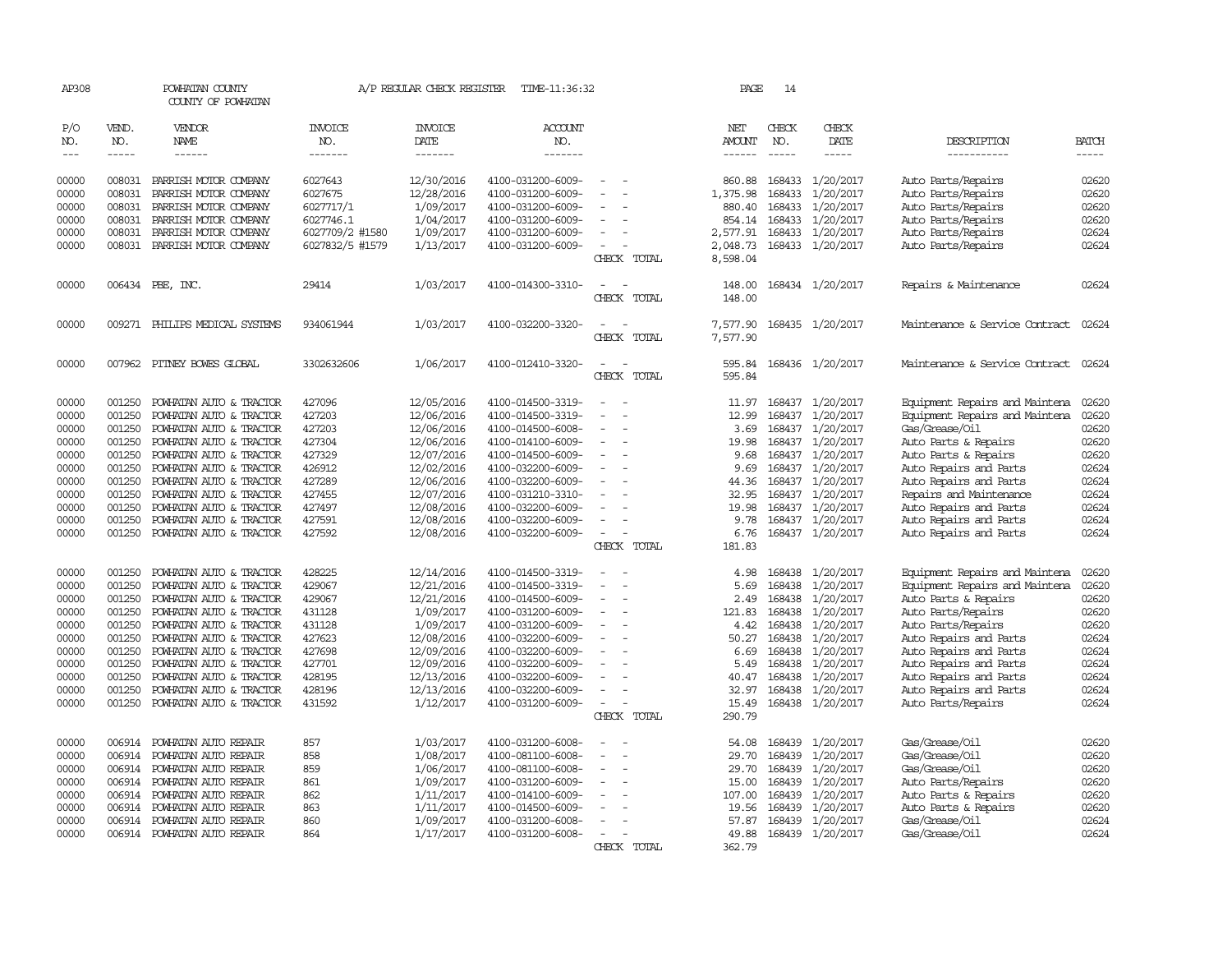AP308 POWHATAN COUNTY A/P REGULAR CHECK REGISTER TIME-11:36:32 PAGE 14
COUNTY OF POWHATAN

| P/O NO. | VEND. NO. | VENDOR NAME | INVOICE NO. | INVOICE DATE | ACCOUNT NO. | | NET AMOUNT | CHECK NO. | CHECK DATE | DESCRIPTION | BATCH |
|---|---|---|---|---|---|---|---|---|---|---|---|
| 00000 | 008031 | PARRISH MOTOR COMPANY | 6027643 | 12/30/2016 | 4100-031200-6009- | - - | 860.88 | 168433 | 1/20/2017 | Auto Parts/Repairs | 02620 |
| 00000 | 008031 | PARRISH MOTOR COMPANY | 6027675 | 12/28/2016 | 4100-031200-6009- | - - | 1,375.98 | 168433 | 1/20/2017 | Auto Parts/Repairs | 02620 |
| 00000 | 008031 | PARRISH MOTOR COMPANY | 6027717/1 | 1/09/2017 | 4100-031200-6009- | - - | 880.40 | 168433 | 1/20/2017 | Auto Parts/Repairs | 02620 |
| 00000 | 008031 | PARRISH MOTOR COMPANY | 6027746.1 | 1/04/2017 | 4100-031200-6009- | - - | 854.14 | 168433 | 1/20/2017 | Auto Parts/Repairs | 02620 |
| 00000 | 008031 | PARRISH MOTOR COMPANY | 6027709/2 #1580 | 1/09/2017 | 4100-031200-6009- | - - | 2,577.91 | 168433 | 1/20/2017 | Auto Parts/Repairs | 02624 |
| 00000 | 008031 | PARRISH MOTOR COMPANY | 6027832/5 #1579 | 1/13/2017 | 4100-031200-6009- | - - | 2,048.73 | 168433 | 1/20/2017 | Auto Parts/Repairs | 02624 |
| | | | | | | CHECK TOTAL | 8,598.04 | | | | |
| 00000 | 006434 | PBE, INC. | 29414 | 1/03/2017 | 4100-014300-3310- | - - | 148.00 | 168434 | 1/20/2017 | Repairs & Maintenance | 02624 |
| | | | | | | CHECK TOTAL | 148.00 | | | | |
| 00000 | 009271 | PHILIPS MEDICAL SYSTEMS | 934061944 | 1/03/2017 | 4100-032200-3320- | - - | 7,577.90 | 168435 | 1/20/2017 | Maintenance & Service Contract | 02624 |
| | | | | | | CHECK TOTAL | 7,577.90 | | | | |
| 00000 | 007962 | PITNEY BOWES GLOBAL | 3302632606 | 1/06/2017 | 4100-012410-3320- | - - | 595.84 | 168436 | 1/20/2017 | Maintenance & Service Contract | 02624 |
| | | | | | | CHECK TOTAL | 595.84 | | | | |
| 00000 | 001250 | POWHATAN AUTO & TRACTOR | 427096 | 12/05/2016 | 4100-014500-3319- | - - | 11.97 | 168437 | 1/20/2017 | Equipment Repairs and Maintena | 02620 |
| 00000 | 001250 | POWHATAN AUTO & TRACTOR | 427203 | 12/06/2016 | 4100-014500-3319- | - - | 12.99 | 168437 | 1/20/2017 | Equipment Repairs and Maintena | 02620 |
| 00000 | 001250 | POWHATAN AUTO & TRACTOR | 427203 | 12/06/2016 | 4100-014500-6008- | - - | 3.69 | 168437 | 1/20/2017 | Gas/Grease/Oil | 02620 |
| 00000 | 001250 | POWHATAN AUTO & TRACTOR | 427304 | 12/06/2016 | 4100-014100-6009- | - - | 19.98 | 168437 | 1/20/2017 | Auto Parts & Repairs | 02620 |
| 00000 | 001250 | POWHATAN AUTO & TRACTOR | 427329 | 12/07/2016 | 4100-014500-6009- | - - | 9.68 | 168437 | 1/20/2017 | Auto Parts & Repairs | 02620 |
| 00000 | 001250 | POWHATAN AUTO & TRACTOR | 426912 | 12/02/2016 | 4100-032200-6009- | - - | 9.69 | 168437 | 1/20/2017 | Auto Repairs and Parts | 02624 |
| 00000 | 001250 | POWHATAN AUTO & TRACTOR | 427289 | 12/06/2016 | 4100-032200-6009- | - - | 44.36 | 168437 | 1/20/2017 | Auto Repairs and Parts | 02624 |
| 00000 | 001250 | POWHATAN AUTO & TRACTOR | 427455 | 12/07/2016 | 4100-031210-3310- | - - | 32.95 | 168437 | 1/20/2017 | Repairs and Maintenance | 02624 |
| 00000 | 001250 | POWHATAN AUTO & TRACTOR | 427497 | 12/08/2016 | 4100-032200-6009- | - - | 19.98 | 168437 | 1/20/2017 | Auto Repairs and Parts | 02624 |
| 00000 | 001250 | POWHATAN AUTO & TRACTOR | 427591 | 12/08/2016 | 4100-032200-6009- | - - | 9.78 | 168437 | 1/20/2017 | Auto Repairs and Parts | 02624 |
| 00000 | 001250 | POWHATAN AUTO & TRACTOR | 427592 | 12/08/2016 | 4100-032200-6009- | - - | 6.76 | 168437 | 1/20/2017 | Auto Repairs and Parts | 02624 |
| | | | | | | CHECK TOTAL | 181.83 | | | | |
| 00000 | 001250 | POWHATAN AUTO & TRACTOR | 428225 | 12/14/2016 | 4100-014500-3319- | - - | 4.98 | 168438 | 1/20/2017 | Equipment Repairs and Maintena | 02620 |
| 00000 | 001250 | POWHATAN AUTO & TRACTOR | 429067 | 12/21/2016 | 4100-014500-3319- | - - | 5.69 | 168438 | 1/20/2017 | Equipment Repairs and Maintena | 02620 |
| 00000 | 001250 | POWHATAN AUTO & TRACTOR | 429067 | 12/21/2016 | 4100-014500-6009- | - - | 2.49 | 168438 | 1/20/2017 | Auto Parts & Repairs | 02620 |
| 00000 | 001250 | POWHATAN AUTO & TRACTOR | 431128 | 1/09/2017 | 4100-031200-6009- | - - | 121.83 | 168438 | 1/20/2017 | Auto Parts/Repairs | 02620 |
| 00000 | 001250 | POWHATAN AUTO & TRACTOR | 431128 | 1/09/2017 | 4100-031200-6009- | - - | 4.42 | 168438 | 1/20/2017 | Auto Parts/Repairs | 02620 |
| 00000 | 001250 | POWHATAN AUTO & TRACTOR | 427623 | 12/08/2016 | 4100-032200-6009- | - - | 50.27 | 168438 | 1/20/2017 | Auto Repairs and Parts | 02624 |
| 00000 | 001250 | POWHATAN AUTO & TRACTOR | 427698 | 12/09/2016 | 4100-032200-6009- | - - | 6.69 | 168438 | 1/20/2017 | Auto Repairs and Parts | 02624 |
| 00000 | 001250 | POWHATAN AUTO & TRACTOR | 427701 | 12/09/2016 | 4100-032200-6009- | - - | 5.49 | 168438 | 1/20/2017 | Auto Repairs and Parts | 02624 |
| 00000 | 001250 | POWHATAN AUTO & TRACTOR | 428195 | 12/13/2016 | 4100-032200-6009- | - - | 40.47 | 168438 | 1/20/2017 | Auto Repairs and Parts | 02624 |
| 00000 | 001250 | POWHATAN AUTO & TRACTOR | 428196 | 12/13/2016 | 4100-032200-6009- | - - | 32.97 | 168438 | 1/20/2017 | Auto Repairs and Parts | 02624 |
| 00000 | 001250 | POWHATAN AUTO & TRACTOR | 431592 | 1/12/2017 | 4100-031200-6009- | - - | 15.49 | 168438 | 1/20/2017 | Auto Parts/Repairs | 02624 |
| | | | | | | CHECK TOTAL | 290.79 | | | | |
| 00000 | 006914 | POWHATAN AUTO REPAIR | 857 | 1/03/2017 | 4100-031200-6008- | - - | 54.08 | 168439 | 1/20/2017 | Gas/Grease/Oil | 02620 |
| 00000 | 006914 | POWHATAN AUTO REPAIR | 858 | 1/08/2017 | 4100-081100-6008- | - - | 29.70 | 168439 | 1/20/2017 | Gas/Grease/Oil | 02620 |
| 00000 | 006914 | POWHATAN AUTO REPAIR | 859 | 1/06/2017 | 4100-081100-6008- | - - | 29.70 | 168439 | 1/20/2017 | Gas/Grease/Oil | 02620 |
| 00000 | 006914 | POWHATAN AUTO REPAIR | 861 | 1/09/2017 | 4100-031200-6009- | - - | 15.00 | 168439 | 1/20/2017 | Auto Parts/Repairs | 02620 |
| 00000 | 006914 | POWHATAN AUTO REPAIR | 862 | 1/11/2017 | 4100-014100-6009- | - - | 107.00 | 168439 | 1/20/2017 | Auto Parts & Repairs | 02620 |
| 00000 | 006914 | POWHATAN AUTO REPAIR | 863 | 1/11/2017 | 4100-014500-6009- | - - | 19.56 | 168439 | 1/20/2017 | Auto Parts & Repairs | 02620 |
| 00000 | 006914 | POWHATAN AUTO REPAIR | 860 | 1/09/2017 | 4100-031200-6008- | - - | 57.87 | 168439 | 1/20/2017 | Gas/Grease/Oil | 02624 |
| 00000 | 006914 | POWHATAN AUTO REPAIR | 864 | 1/17/2017 | 4100-031200-6008- | - - | 49.88 | 168439 | 1/20/2017 | Gas/Grease/Oil | 02624 |
| | | | | | | CHECK TOTAL | 362.79 | | | | |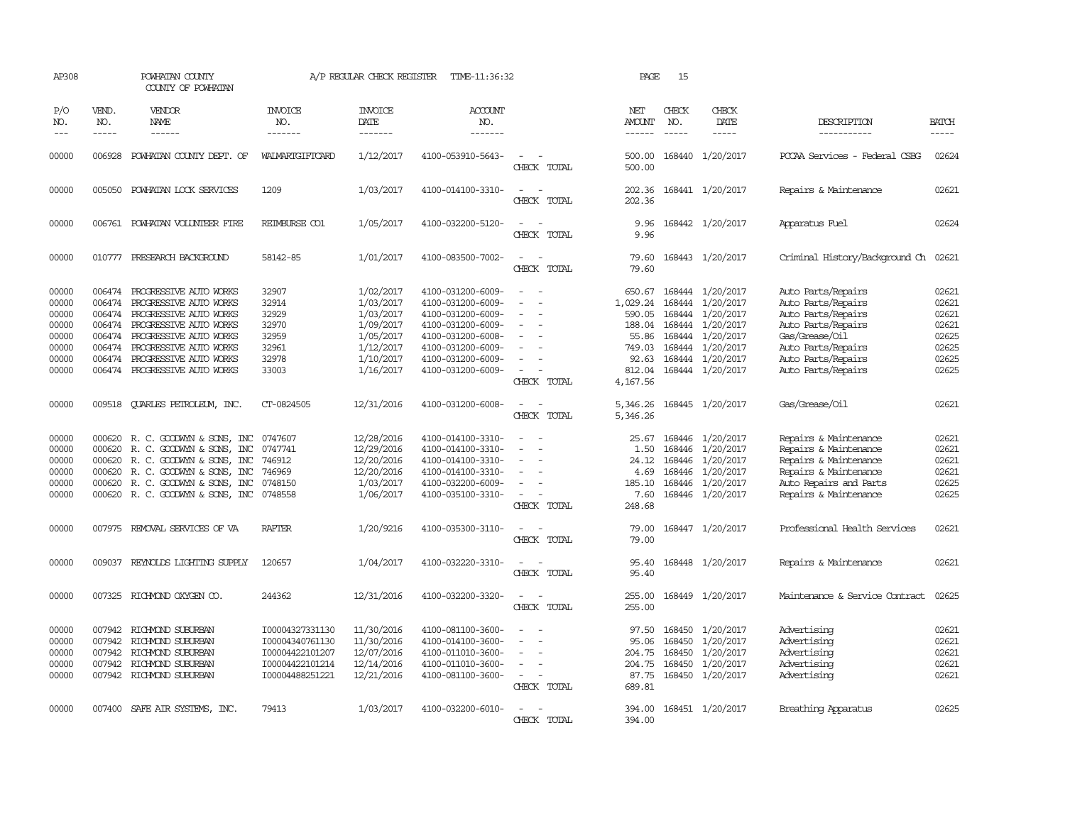AP308 POWHATAN COUNTY COUNTY OF POWHATAN A/P REGULAR CHECK REGISTER TIME-11:36:32 PAGE 15

| P/O NO. | VEND. NO. | VENDOR NAME | INVOICE NO. | INVOICE DATE | ACCOUNT NO. | | NET AMOUNT | CHECK NO. | CHECK DATE | DESCRIPTION | BATCH |
|---|---|---|---|---|---|---|---|---|---|---|---|
| 00000 | 006928 | POWHATAN COUNTY DEPT. OF | WALMARTGIFTCARD | 1/12/2017 | 4100-053910-5643- | - - | 500.00 | 168440 | 1/20/2017 | PCCAA Services - Federal CSBG | 02624 |
| | | | | | | CHECK TOTAL | 500.00 | | | | |
| 00000 | 005050 | POWHATAN LOCK SERVICES | 1209 | 1/03/2017 | 4100-014100-3310- | - - | 202.36 | 168441 | 1/20/2017 | Repairs & Maintenance | 02621 |
| | | | | | | CHECK TOTAL | 202.36 | | | | |
| 00000 | 006761 | POWHATAN VOLUNTEER FIRE | REIMBURSE CO1 | 1/05/2017 | 4100-032200-5120- | - - | 9.96 | 168442 | 1/20/2017 | Apparatus Fuel | 02624 |
| | | | | | | CHECK TOTAL | 9.96 | | | | |
| 00000 | 010777 | PRESEARCH BACKGROUND | 58142-85 | 1/01/2017 | 4100-083500-7002- | - - | 79.60 | 168443 | 1/20/2017 | Criminal History/Background Ch | 02621 |
| | | | | | | CHECK TOTAL | 79.60 | | | | |
| 00000 | 006474 | PROGRESSIVE AUTO WORKS | 32907 | 1/02/2017 | 4100-031200-6009- | - - | 650.67 | 168444 | 1/20/2017 | Auto Parts/Repairs | 02621 |
| 00000 | 006474 | PROGRESSIVE AUTO WORKS | 32914 | 1/03/2017 | 4100-031200-6009- | - - | 1,029.24 | 168444 | 1/20/2017 | Auto Parts/Repairs | 02621 |
| 00000 | 006474 | PROGRESSIVE AUTO WORKS | 32929 | 1/03/2017 | 4100-031200-6009- | - - | 590.05 | 168444 | 1/20/2017 | Auto Parts/Repairs | 02621 |
| 00000 | 006474 | PROGRESSIVE AUTO WORKS | 32970 | 1/09/2017 | 4100-031200-6009- | - - | 188.04 | 168444 | 1/20/2017 | Auto Parts/Repairs | 02621 |
| 00000 | 006474 | PROGRESSIVE AUTO WORKS | 32959 | 1/05/2017 | 4100-031200-6008- | - - | 55.86 | 168444 | 1/20/2017 | Gas/Grease/Oil | 02625 |
| 00000 | 006474 | PROGRESSIVE AUTO WORKS | 32961 | 1/12/2017 | 4100-031200-6009- | - - | 749.03 | 168444 | 1/20/2017 | Auto Parts/Repairs | 02625 |
| 00000 | 006474 | PROGRESSIVE AUTO WORKS | 32978 | 1/10/2017 | 4100-031200-6009- | - - | 92.63 | 168444 | 1/20/2017 | Auto Parts/Repairs | 02625 |
| 00000 | 006474 | PROGRESSIVE AUTO WORKS | 33003 | 1/16/2017 | 4100-031200-6009- | - - | 812.04 | 168444 | 1/20/2017 | Auto Parts/Repairs | 02625 |
| | | | | | | CHECK TOTAL | 4,167.56 | | | | |
| 00000 | 009518 | QUARLES PETROLEUM, INC. | CT-0824505 | 12/31/2016 | 4100-031200-6008- | - - | 5,346.26 | 168445 | 1/20/2017 | Gas/Grease/Oil | 02621 |
| | | | | | | CHECK TOTAL | 5,346.26 | | | | |
| 00000 | 000620 | R. C. GOODWYN & SONS, INC | 0747607 | 12/28/2016 | 4100-014100-3310- | - - | 25.67 | 168446 | 1/20/2017 | Repairs & Maintenance | 02621 |
| 00000 | 000620 | R. C. GOODWYN & SONS, INC | 0747741 | 12/29/2016 | 4100-014100-3310- | - - | 1.50 | 168446 | 1/20/2017 | Repairs & Maintenance | 02621 |
| 00000 | 000620 | R. C. GOODWYN & SONS, INC | 746912 | 12/20/2016 | 4100-014100-3310- | - - | 24.12 | 168446 | 1/20/2017 | Repairs & Maintenance | 02621 |
| 00000 | 000620 | R. C. GOODWYN & SONS, INC | 746969 | 12/20/2016 | 4100-014100-3310- | - - | 4.69 | 168446 | 1/20/2017 | Repairs & Maintenance | 02621 |
| 00000 | 000620 | R. C. GOODWYN & SONS, INC | 0748150 | 1/03/2017 | 4100-032200-6009- | - - | 185.10 | 168446 | 1/20/2017 | Auto Repairs and Parts | 02625 |
| 00000 | 000620 | R. C. GOODWYN & SONS, INC | 0748558 | 1/06/2017 | 4100-035100-3310- | - - | 7.60 | 168446 | 1/20/2017 | Repairs & Maintenance | 02625 |
| | | | | | | CHECK TOTAL | 248.68 | | | | |
| 00000 | 007975 | REMOVAL SERVICES OF VA | RAFTER | 1/20/9216 | 4100-035300-3110- | - - | 79.00 | 168447 | 1/20/2017 | Professional Health Services | 02621 |
| | | | | | | CHECK TOTAL | 79.00 | | | | |
| 00000 | 009037 | REYNOLDS LIGHTING SUPPLY | 120657 | 1/04/2017 | 4100-032220-3310- | - - | 95.40 | 168448 | 1/20/2017 | Repairs & Maintenance | 02621 |
| | | | | | | CHECK TOTAL | 95.40 | | | | |
| 00000 | 007325 | RICHMOND OXYGEN CO. | 244362 | 12/31/2016 | 4100-032200-3320- | - - | 255.00 | 168449 | 1/20/2017 | Maintenance & Service Contract | 02625 |
| | | | | | | CHECK TOTAL | 255.00 | | | | |
| 00000 | 007942 | RICHMOND SUBURBAN | I00004327331130 | 11/30/2016 | 4100-081100-3600- | - - | 97.50 | 168450 | 1/20/2017 | Advertising | 02621 |
| 00000 | 007942 | RICHMOND SUBURBAN | I00004340761130 | 11/30/2016 | 4100-014100-3600- | - - | 95.06 | 168450 | 1/20/2017 | Advertising | 02621 |
| 00000 | 007942 | RICHMOND SUBURBAN | I00004422101207 | 12/07/2016 | 4100-011010-3600- | - - | 204.75 | 168450 | 1/20/2017 | Advertising | 02621 |
| 00000 | 007942 | RICHMOND SUBURBAN | I00004422101214 | 12/14/2016 | 4100-011010-3600- | - - | 204.75 | 168450 | 1/20/2017 | Advertising | 02621 |
| 00000 | 007942 | RICHMOND SUBURBAN | I00004488251221 | 12/21/2016 | 4100-081100-3600- | - - | 87.75 | 168450 | 1/20/2017 | Advertising | 02621 |
| | | | | | | CHECK TOTAL | 689.81 | | | | |
| 00000 | 007400 | SAFE AIR SYSTEMS, INC. | 79413 | 1/03/2017 | 4100-032200-6010- | - - | 394.00 | 168451 | 1/20/2017 | Breathing Apparatus | 02625 |
| | | | | | | CHECK TOTAL | 394.00 | | | | |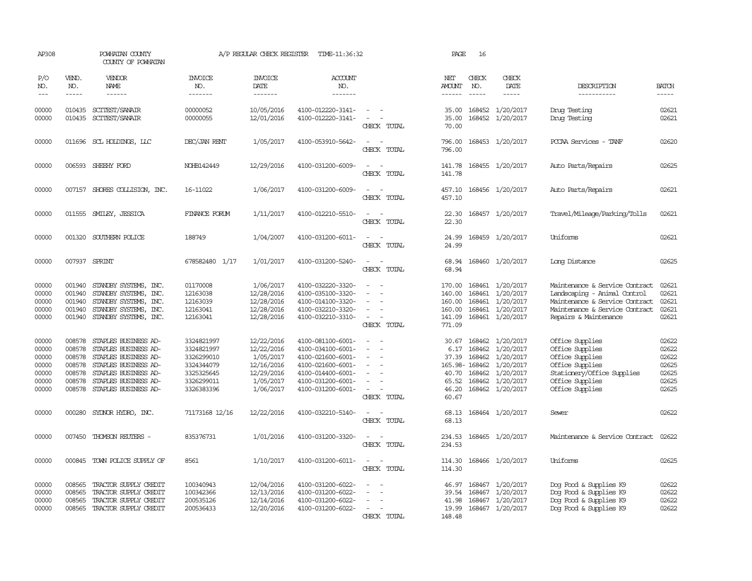AP308 POWHATAN COUNTY COUNTY OF POWHATAN A/P REGULAR CHECK REGISTER TIME-11:36:32 PAGE 16

| P/O NO. | VEND. NO. | VENDOR NAME | INVOICE NO. | INVOICE DATE | ACCOUNT NO. | | NET AMOUNT | CHECK NO. | CHECK DATE | DESCRIPTION | BATCH |
|---|---|---|---|---|---|---|---|---|---|---|---|
| 00000 | 010435 | SCTTEST/SANAIR | 00000052 | 10/05/2016 | 4100-012220-3141- | - - | 35.00 | 168452 | 1/20/2017 | Drug Testing | 02621 |
| 00000 | 010435 | SCTTEST/SANAIR | 00000055 | 12/01/2016 | 4100-012220-3141- | - - | 35.00 | 168452 | 1/20/2017 | Drug Testing | 02621 |
| | | | | | | CHECK TOTAL | 70.00 | | | | |
| 00000 | 011696 | SCL HOLDINGS, LLC | DEC/JAN RENT | 1/05/2017 | 4100-053910-5642- | - - | 796.00 | 168453 | 1/20/2017 | PCCAA Services - TANF | 02620 |
| | | | | | | CHECK TOTAL | 796.00 | | | | |
| 00000 | 006593 | SHEEHY FORD | NOHB142449 | 12/29/2016 | 4100-031200-6009- | - - | 141.78 | 168455 | 1/20/2017 | Auto Parts/Repairs | 02625 |
| | | | | | | CHECK TOTAL | 141.78 | | | | |
| 00000 | 007157 | SHORES COLLISION, INC. | 16-11022 | 1/06/2017 | 4100-031200-6009- | - - | 457.10 | 168456 | 1/20/2017 | Auto Parts/Repairs | 02621 |
| | | | | | | CHECK TOTAL | 457.10 | | | | |
| 00000 | 011555 | SMILEY, JESSICA | FINANCE FORUM | 1/11/2017 | 4100-012210-5510- | - - | 22.30 | 168457 | 1/20/2017 | Travel/Mileage/Parking/Tolls | 02621 |
| | | | | | | CHECK TOTAL | 22.30 | | | | |
| 00000 | 001320 | SOUTHERN POLICE | 188749 | 1/04/2007 | 4100-031200-6011- | - - | 24.99 | 168459 | 1/20/2017 | Uniforms | 02621 |
| | | | | | | CHECK TOTAL | 24.99 | | | | |
| 00000 | 007937 | SPRINT | 678582480 1/17 | 1/01/2017 | 4100-031200-5240- | - - | 68.94 | 168460 | 1/20/2017 | Long Distance | 02625 |
| | | | | | | CHECK TOTAL | 68.94 | | | | |
| 00000 | 001940 | STANDBY SYSTEMS, INC. | 01170008 | 1/06/2017 | 4100-032220-3320- | - - | 170.00 | 168461 | 1/20/2017 | Maintenance & Service Contract | 02621 |
| 00000 | 001940 | STANDBY SYSTEMS, INC. | 12163038 | 12/28/2016 | 4100-035100-3320- | - - | 140.00 | 168461 | 1/20/2017 | Landscaping - Animal Control | 02621 |
| 00000 | 001940 | STANDBY SYSTEMS, INC. | 12163039 | 12/28/2016 | 4100-014100-3320- | - - | 160.00 | 168461 | 1/20/2017 | Maintenance & Service Contract | 02621 |
| 00000 | 001940 | STANDBY SYSTEMS, INC. | 12163041 | 12/28/2016 | 4100-032210-3320- | - - | 160.00 | 168461 | 1/20/2017 | Maintenance & Service Contract | 02621 |
| 00000 | 001940 | STANDBY SYSTEMS, INC. | 12163041 | 12/28/2016 | 4100-032210-3310- | - - | 141.09 | 168461 | 1/20/2017 | Repairs & Maintenance | 02621 |
| | | | | | | CHECK TOTAL | 771.09 | | | | |
| 00000 | 008578 | STAPLES BUSINESS AD- | 3324821997 | 12/22/2016 | 4100-081100-6001- | - - | 30.67 | 168462 | 1/20/2017 | Office Supplies | 02622 |
| 00000 | 008578 | STAPLES BUSINESS AD- | 3324821997 | 12/22/2016 | 4100-034100-6001- | - - | 6.17 | 168462 | 1/20/2017 | Office Supplies | 02622 |
| 00000 | 008578 | STAPLES BUSINESS AD- | 3326299010 | 1/05/2017 | 4100-021600-6001- | - - | 37.39 | 168462 | 1/20/2017 | Office Supplies | 02622 |
| 00000 | 008578 | STAPLES BUSINESS AD- | 3324344079 | 12/16/2016 | 4100-021600-6001- | - - | 165.98- | 168462 | 1/20/2017 | Office Supplies | 02625 |
| 00000 | 008578 | STAPLES BUSINESS AD- | 3325325645 | 12/29/2016 | 4100-014400-6001- | - - | 40.70 | 168462 | 1/20/2017 | Stationery/Office Supplies | 02625 |
| 00000 | 008578 | STAPLES BUSINESS AD- | 3326299011 | 1/05/2017 | 4100-031200-6001- | - - | 65.52 | 168462 | 1/20/2017 | Office Supplies | 02625 |
| 00000 | 008578 | STAPLES BUSINESS AD- | 3326383396 | 1/06/2017 | 4100-031200-6001- | - - | 46.20 | 168462 | 1/20/2017 | Office Supplies | 02625 |
| | | | | | | CHECK TOTAL | 60.67 | | | | |
| 00000 | 000280 | SYDNOR HYDRO, INC. | 71173168 12/16 | 12/22/2016 | 4100-032210-5140- | - - | 68.13 | 168464 | 1/20/2017 | Sewer | 02622 |
| | | | | | | CHECK TOTAL | 68.13 | | | | |
| 00000 | 007450 | THOMSON REUTERS - | 835376731 | 1/01/2016 | 4100-031200-3320- | - - | 234.53 | 168465 | 1/20/2017 | Maintenance & Service Contract | 02622 |
| | | | | | | CHECK TOTAL | 234.53 | | | | |
| 00000 | 000845 | TOWN POLICE SUPPLY OF | 8561 | 1/10/2017 | 4100-031200-6011- | - - | 114.30 | 168466 | 1/20/2017 | Uniforms | 02625 |
| | | | | | | CHECK TOTAL | 114.30 | | | | |
| 00000 | 008565 | TRACTOR SUPPLY CREDIT | 100340943 | 12/04/2016 | 4100-031200-6022- | - - | 46.97 | 168467 | 1/20/2017 | Dog Food & Supplies K9 | 02622 |
| 00000 | 008565 | TRACTOR SUPPLY CREDIT | 100342366 | 12/13/2016 | 4100-031200-6022- | - - | 39.54 | 168467 | 1/20/2017 | Dog Food & Supplies K9 | 02622 |
| 00000 | 008565 | TRACTOR SUPPLY CREDIT | 200535126 | 12/14/2016 | 4100-031200-6022- | - - | 41.98 | 168467 | 1/20/2017 | Dog Food & Supplies K9 | 02622 |
| 00000 | 008565 | TRACTOR SUPPLY CREDIT | 200536433 | 12/20/2016 | 4100-031200-6022- | - - | 19.99 | 168467 | 1/20/2017 | Dog Food & Supplies K9 | 02622 |
| | | | | | | CHECK TOTAL | 148.48 | | | | |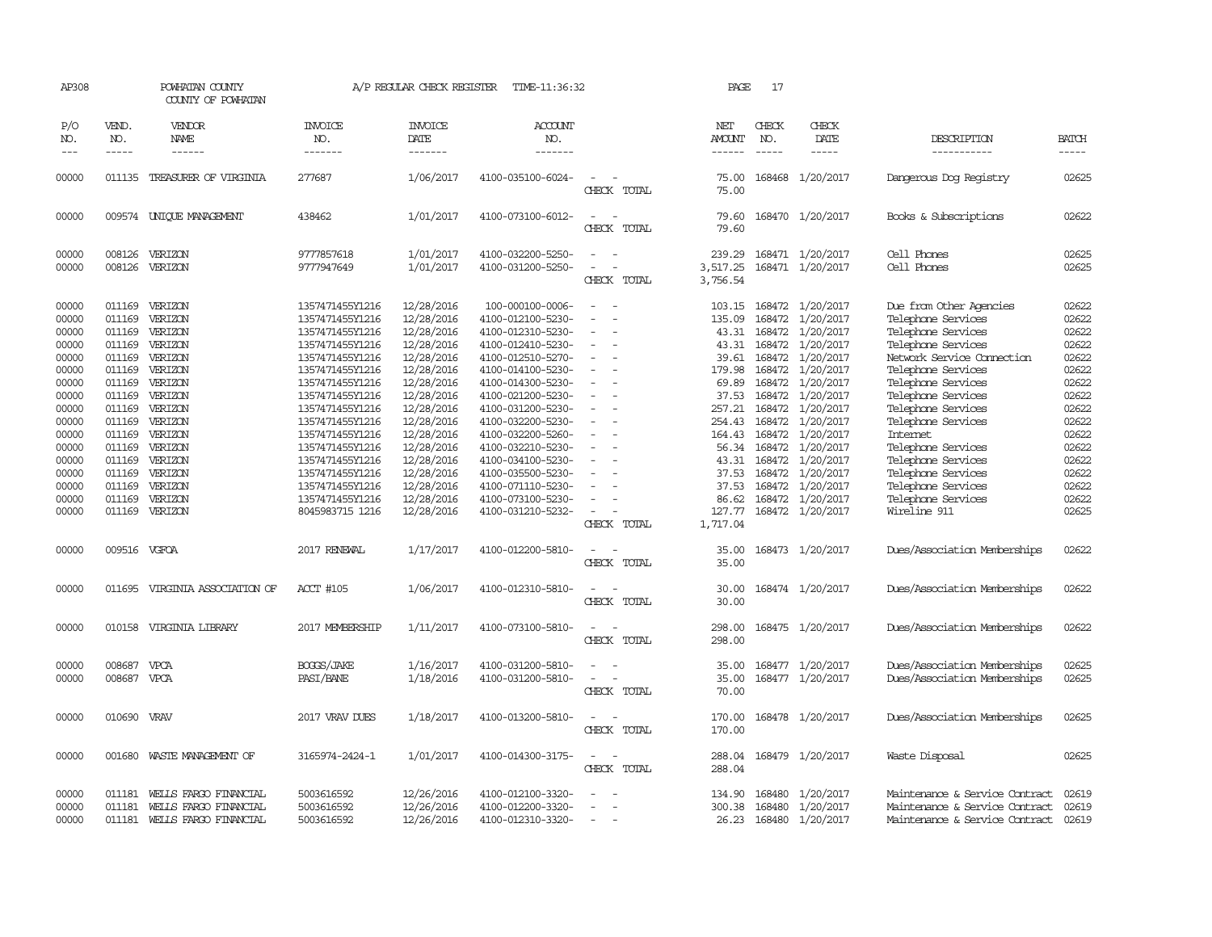AP308 POWHATAN COUNTY COUNTY OF POWHATAN A/P REGULAR CHECK REGISTER TIME-11:36:32 PAGE 17

| P/O NO. | VEND. NO. | VENDOR NAME | INVOICE NO. | INVOICE DATE | ACCOUNT NO. | | NET AMOUNT | CHECK NO. | CHECK DATE | DESCRIPTION | BATCH |
|---|---|---|---|---|---|---|---|---|---|---|---|
| 00000 | 011135 | TREASURER OF VIRGINIA | 277687 | 1/06/2017 | 4100-035100-6024- | - - | 75.00 | 168468 | 1/20/2017 | Dangerous Dog Registry | 02625 |
| | | | | | | CHECK TOTAL | 75.00 | | | | |
| 00000 | 009574 | UNIQUE MANAGEMENT | 438462 | 1/01/2017 | 4100-073100-6012- | - - | 79.60 | 168470 | 1/20/2017 | Books & Subscriptions | 02622 |
| | | | | | | CHECK TOTAL | 79.60 | | | | |
| 00000 | 008126 | VERIZON | 9777857618 | 1/01/2017 | 4100-032200-5250- | - - | 239.29 | 168471 | 1/20/2017 | Cell Phones | 02625 |
| 00000 | 008126 | VERIZON | 9777947649 | 1/01/2017 | 4100-031200-5250- | - - | 3,517.25 | 168471 | 1/20/2017 | Cell Phones | 02625 |
| | | | | | | CHECK TOTAL | 3,756.54 | | | | |
| 00000 | 011169 | VERIZON | 1357471455Y1216 | 12/28/2016 | 100-000100-0006- | - - | 103.15 | 168472 | 1/20/2017 | Due from Other Agencies | 02622 |
| 00000 | 011169 | VERIZON | 1357471455Y1216 | 12/28/2016 | 4100-012100-5230- | - - | 135.09 | 168472 | 1/20/2017 | Telephone Services | 02622 |
| 00000 | 011169 | VERIZON | 1357471455Y1216 | 12/28/2016 | 4100-012310-5230- | - - | 43.31 | 168472 | 1/20/2017 | Telephone Services | 02622 |
| 00000 | 011169 | VERIZON | 1357471455Y1216 | 12/28/2016 | 4100-012410-5230- | - - | 43.31 | 168472 | 1/20/2017 | Telephone Services | 02622 |
| 00000 | 011169 | VERIZON | 1357471455Y1216 | 12/28/2016 | 4100-012510-5270- | - - | 39.61 | 168472 | 1/20/2017 | Network Service Connection | 02622 |
| 00000 | 011169 | VERIZON | 1357471455Y1216 | 12/28/2016 | 4100-014100-5230- | - - | 179.98 | 168472 | 1/20/2017 | Telephone Services | 02622 |
| 00000 | 011169 | VERIZON | 1357471455Y1216 | 12/28/2016 | 4100-014300-5230- | - - | 69.89 | 168472 | 1/20/2017 | Telephone Services | 02622 |
| 00000 | 011169 | VERIZON | 1357471455Y1216 | 12/28/2016 | 4100-021200-5230- | - - | 37.53 | 168472 | 1/20/2017 | Telephone Services | 02622 |
| 00000 | 011169 | VERIZON | 1357471455Y1216 | 12/28/2016 | 4100-031200-5230- | - - | 257.21 | 168472 | 1/20/2017 | Telephone Services | 02622 |
| 00000 | 011169 | VERIZON | 1357471455Y1216 | 12/28/2016 | 4100-032200-5230- | - - | 254.43 | 168472 | 1/20/2017 | Telephone Services | 02622 |
| 00000 | 011169 | VERIZON | 1357471455Y1216 | 12/28/2016 | 4100-032200-5260- | - - | 164.43 | 168472 | 1/20/2017 | Internet | 02622 |
| 00000 | 011169 | VERIZON | 1357471455Y1216 | 12/28/2016 | 4100-032210-5230- | - - | 56.34 | 168472 | 1/20/2017 | Telephone Services | 02622 |
| 00000 | 011169 | VERIZON | 1357471455Y1216 | 12/28/2016 | 4100-034100-5230- | - - | 43.31 | 168472 | 1/20/2017 | Telephone Services | 02622 |
| 00000 | 011169 | VERIZON | 1357471455Y1216 | 12/28/2016 | 4100-035500-5230- | - - | 37.53 | 168472 | 1/20/2017 | Telephone Services | 02622 |
| 00000 | 011169 | VERIZON | 1357471455Y1216 | 12/28/2016 | 4100-071110-5230- | - - | 37.53 | 168472 | 1/20/2017 | Telephone Services | 02622 |
| 00000 | 011169 | VERIZON | 1357471455Y1216 | 12/28/2016 | 4100-073100-5230- | - - | 86.62 | 168472 | 1/20/2017 | Telephone Services | 02622 |
| 00000 | 011169 | VERIZON | 8045983715 1216 | 12/28/2016 | 4100-031210-5232- | - - | 127.77 | 168472 | 1/20/2017 | Wireline 911 | 02625 |
| | | | | | | CHECK TOTAL | 1,717.04 | | | | |
| 00000 | 009516 | VGFOA | 2017 RENEWAL | 1/17/2017 | 4100-012200-5810- | - - | 35.00 | 168473 | 1/20/2017 | Dues/Association Memberships | 02622 |
| | | | | | | CHECK TOTAL | 35.00 | | | | |
| 00000 | 011695 | VIRGINIA ASSOCIATION OF | ACCT #105 | 1/06/2017 | 4100-012310-5810- | - - | 30.00 | 168474 | 1/20/2017 | Dues/Association Memberships | 02622 |
| | | | | | | CHECK TOTAL | 30.00 | | | | |
| 00000 | 010158 | VIRGINIA LIBRARY | 2017 MEMBERSHIP | 1/11/2017 | 4100-073100-5810- | - - | 298.00 | 168475 | 1/20/2017 | Dues/Association Memberships | 02622 |
| | | | | | | CHECK TOTAL | 298.00 | | | | |
| 00000 | 008687 | VPCA | BOGGS/JAKE | 1/16/2017 | 4100-031200-5810- | - - | 35.00 | 168477 | 1/20/2017 | Dues/Association Memberships | 02625 |
| 00000 | 008687 | VPCA | PASI/BANE | 1/18/2016 | 4100-031200-5810- | - - | 35.00 | 168477 | 1/20/2017 | Dues/Association Memberships | 02625 |
| | | | | | | CHECK TOTAL | 70.00 | | | | |
| 00000 | 010690 | VRAV | 2017 VRAV DUES | 1/18/2017 | 4100-013200-5810- | - - | 170.00 | 168478 | 1/20/2017 | Dues/Association Memberships | 02625 |
| | | | | | | CHECK TOTAL | 170.00 | | | | |
| 00000 | 001680 | WASTE MANAGEMENT OF | 3165974-2424-1 | 1/01/2017 | 4100-014300-3175- | - - | 288.04 | 168479 | 1/20/2017 | Waste Disposal | 02625 |
| | | | | | | CHECK TOTAL | 288.04 | | | | |
| 00000 | 011181 | WELLS FARGO FINANCIAL | 5003616592 | 12/26/2016 | 4100-012100-3320- | - - | 134.90 | 168480 | 1/20/2017 | Maintenance & Service Contract | 02619 |
| 00000 | 011181 | WELLS FARGO FINANCIAL | 5003616592 | 12/26/2016 | 4100-012200-3320- | - - | 300.38 | 168480 | 1/20/2017 | Maintenance & Service Contract | 02619 |
| 00000 | 011181 | WELLS FARGO FINANCIAL | 5003616592 | 12/26/2016 | 4100-012310-3320- | - - | 26.23 | 168480 | 1/20/2017 | Maintenance & Service Contract | 02619 |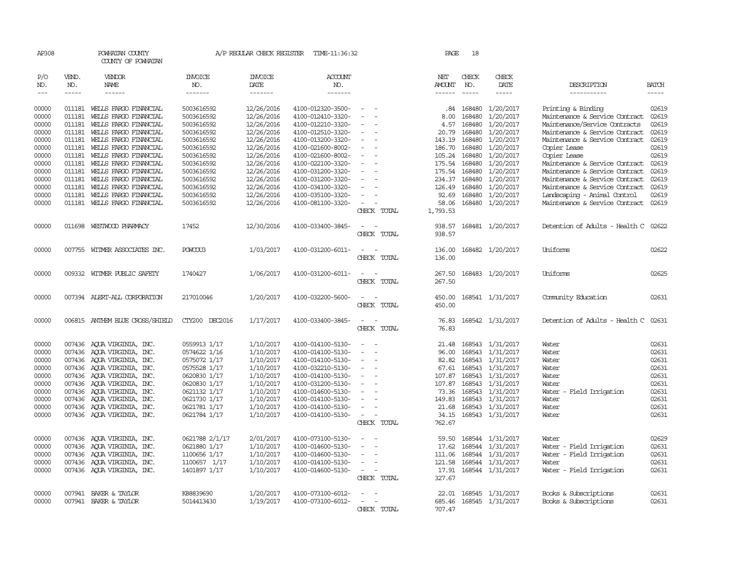AP308 POWHATAN COUNTY A/P REGULAR CHECK REGISTER TIME-11:36:32 PAGE 18

COUNTY OF POWHATAN

| P/O NO. | VEND. NO. | VENDOR NAME | INVOICE NO. | INVOICE DATE | ACCOUNT NO. | | NET AMOUNT | CHECK NO. | CHECK DATE | DESCRIPTION | BATCH |
|---|---|---|---|---|---|---|---|---|---|---|---|
| 00000 | 011181 | WELLS FARGO FINANCIAL | 5003616592 | 12/26/2016 | 4100-012320-3500- | - - | .84 | 168480 | 1/20/2017 | Printing & Binding | 02619 |
| 00000 | 011181 | WELLS FARGO FINANCIAL | 5003616592 | 12/26/2016 | 4100-012410-3320- | - - | 8.00 | 168480 | 1/20/2017 | Maintenance & Service Contract | 02619 |
| 00000 | 011181 | WELLS FARGO FINANCIAL | 5003616592 | 12/26/2016 | 4100-012210-3320- | - - | 4.57 | 168480 | 1/20/2017 | Maintenance/Service Contracts | 02619 |
| 00000 | 011181 | WELLS FARGO FINANCIAL | 5003616592 | 12/26/2016 | 4100-012510-3320- | - - | 20.79 | 168480 | 1/20/2017 | Maintenance & Service Contract | 02619 |
| 00000 | 011181 | WELLS FARGO FINANCIAL | 5003616592 | 12/26/2016 | 4100-013200-3320- | - - | 143.19 | 168480 | 1/20/2017 | Maintenance & Service Contract | 02619 |
| 00000 | 011181 | WELLS FARGO FINANCIAL | 5003616592 | 12/26/2016 | 4100-021600-8002- | - - | 186.70 | 168480 | 1/20/2017 | Copier Lease | 02619 |
| 00000 | 011181 | WELLS FARGO FINANCIAL | 5003616592 | 12/26/2016 | 4100-021600-8002- | - - | 105.24 | 168480 | 1/20/2017 | Copier Lease | 02619 |
| 00000 | 011181 | WELLS FARGO FINANCIAL | 5003616592 | 12/26/2016 | 4100-022100-3320- | - - | 175.54 | 168480 | 1/20/2017 | Maintenance & Service Contract | 02619 |
| 00000 | 011181 | WELLS FARGO FINANCIAL | 5003616592 | 12/26/2016 | 4100-031200-3320- | - - | 175.54 | 168480 | 1/20/2017 | Maintenance & Service Contract | 02619 |
| 00000 | 011181 | WELLS FARGO FINANCIAL | 5003616592 | 12/26/2016 | 4100-031200-3320- | - - | 234.37 | 168480 | 1/20/2017 | Maintenance & Service Contract | 02619 |
| 00000 | 011181 | WELLS FARGO FINANCIAL | 5003616592 | 12/26/2016 | 4100-034100-3320- | - - | 126.49 | 168480 | 1/20/2017 | Maintenance & Service Contract | 02619 |
| 00000 | 011181 | WELLS FARGO FINANCIAL | 5003616592 | 12/26/2016 | 4100-035100-3320- | - - | 92.69 | 168480 | 1/20/2017 | Landscaping - Animal Control | 02619 |
| 00000 | 011181 | WELLS FARGO FINANCIAL | 5003616592 | 12/26/2016 | 4100-081100-3320- | - - | 58.06 | 168480 | 1/20/2017 | Maintenance & Service Contract | 02619 |
| | | | | | | CHECK TOTAL | 1,793.53 | | | | |
| 00000 | 011698 | WESTWOOD PHARMACY | 17452 | 12/30/2016 | 4100-033400-3845- | - - | 938.57 | 168481 | 1/20/2017 | Detention of Adults - Health C | 02622 |
| | | | | | | CHECK TOTAL | 938.57 | | | | |
| 00000 | 007755 | WITMER ASSOCIATES INC. | POWCOU3 | 1/03/2017 | 4100-031200-6011- | - - | 136.00 | 168482 | 1/20/2017 | Uniforms | 02622 |
| | | | | | | CHECK TOTAL | 136.00 | | | | |
| 00000 | 009332 | WITMER PUBLIC SAFETY | 1740427 | 1/06/2017 | 4100-031200-6011- | - - | 267.50 | 168483 | 1/20/2017 | Uniforms | 02625 |
| | | | | | | CHECK TOTAL | 267.50 | | | | |
| 00000 | 007394 | ALERT-ALL CORPORATION | 217010046 | 1/20/2017 | 4100-032200-5600- | - - | 450.00 | 168541 | 1/31/2017 | Community Education | 02631 |
| | | | | | | CHECK TOTAL | 450.00 | | | | |
| 00000 | 006815 | ANTHEM BLUE CROSS/SHIELD | CTY200 DEC2016 | 1/17/2017 | 4100-033400-3845- | - - | 76.83 | 168542 | 1/31/2017 | Detention of Adults - Health C | 02631 |
| | | | | | | CHECK TOTAL | 76.83 | | | | |
| 00000 | 007436 | AQUA VIRGINIA, INC. | 0559913 1/17 | 1/10/2017 | 4100-014100-5130- | - - | 21.48 | 168543 | 1/31/2017 | Water | 02631 |
| 00000 | 007436 | AQUA VIRGINIA, INC. | 0574622 1/16 | 1/10/2017 | 4100-014100-5130- | - - | 96.00 | 168543 | 1/31/2017 | Water | 02631 |
| 00000 | 007436 | AQUA VIRGINIA, INC. | 0575072 1/17 | 1/10/2017 | 4100-014100-5130- | - - | 82.82 | 168543 | 1/31/2017 | Water | 02631 |
| 00000 | 007436 | AQUA VIRGINIA, INC. | 0575528 1/17 | 1/10/2017 | 4100-032210-5130- | - - | 67.61 | 168543 | 1/31/2017 | Water | 02631 |
| 00000 | 007436 | AQUA VIRGINIA, INC. | 0620830 1/17 | 1/10/2017 | 4100-014100-5130- | - - | 107.87 | 168543 | 1/31/2017 | Water | 02631 |
| 00000 | 007436 | AQUA VIRGINIA, INC. | 0620830 1/17 | 1/10/2017 | 4100-031200-5130- | - - | 107.87 | 168543 | 1/31/2017 | Water | 02631 |
| 00000 | 007436 | AQUA VIRGINIA, INC. | 0621132 1/17 | 1/10/2017 | 4100-014600-5130- | - - | 73.36 | 168543 | 1/31/2017 | Water - Field Irrigation | 02631 |
| 00000 | 007436 | AQUA VIRGINIA, INC. | 0621730 1/17 | 1/10/2017 | 4100-014100-5130- | - - | 149.83 | 168543 | 1/31/2017 | Water | 02631 |
| 00000 | 007436 | AQUA VIRGINIA, INC. | 0621781 1/17 | 1/10/2017 | 4100-014100-5130- | - - | 21.68 | 168543 | 1/31/2017 | Water | 02631 |
| 00000 | 007436 | AQUA VIRGINIA, INC. | 0621784 1/17 | 1/10/2017 | 4100-014100-5130- | - - | 34.15 | 168543 | 1/31/2017 | Water | 02631 |
| | | | | | | CHECK TOTAL | 762.67 | | | | |
| 00000 | 007436 | AQUA VIRGINIA, INC. | 0621788 2/1/17 | 2/01/2017 | 4100-073100-5130- | - - | 59.50 | 168544 | 1/31/2017 | Water | 02629 |
| 00000 | 007436 | AQUA VIRGINIA, INC. | 0621880 1/17 | 1/10/2017 | 4100-014600-5130- | - - | 17.62 | 168544 | 1/31/2017 | Water - Field Irrigation | 02631 |
| 00000 | 007436 | AQUA VIRGINIA, INC. | 1100656 1/17 | 1/10/2017 | 4100-014600-5130- | - - | 111.06 | 168544 | 1/31/2017 | Water - Field Irrigation | 02631 |
| 00000 | 007436 | AQUA VIRGINIA, INC. | 1100657 1/17 | 1/10/2017 | 4100-014100-5130- | - - | 121.58 | 168544 | 1/31/2017 | Water | 02631 |
| 00000 | 007436 | AQUA VIRGINIA, INC. | 1401897 1/17 | 1/10/2017 | 4100-014600-5130- | - - | 17.91 | 168544 | 1/31/2017 | Water - Field Irrigation | 02631 |
| | | | | | | CHECK TOTAL | 327.67 | | | | |
| 00000 | 007941 | BAKER & TAYLOR | K88839690 | 1/20/2017 | 4100-073100-6012- | - - | 22.01 | 168545 | 1/31/2017 | Books & Subscriptions | 02631 |
| 00000 | 007941 | BAKER & TAYLOR | 5014413430 | 1/19/2017 | 4100-073100-6012- | - - | 685.46 | 168545 | 1/31/2017 | Books & Subscriptions | 02631 |
| | | | | | | CHECK TOTAL | 707.47 | | | | |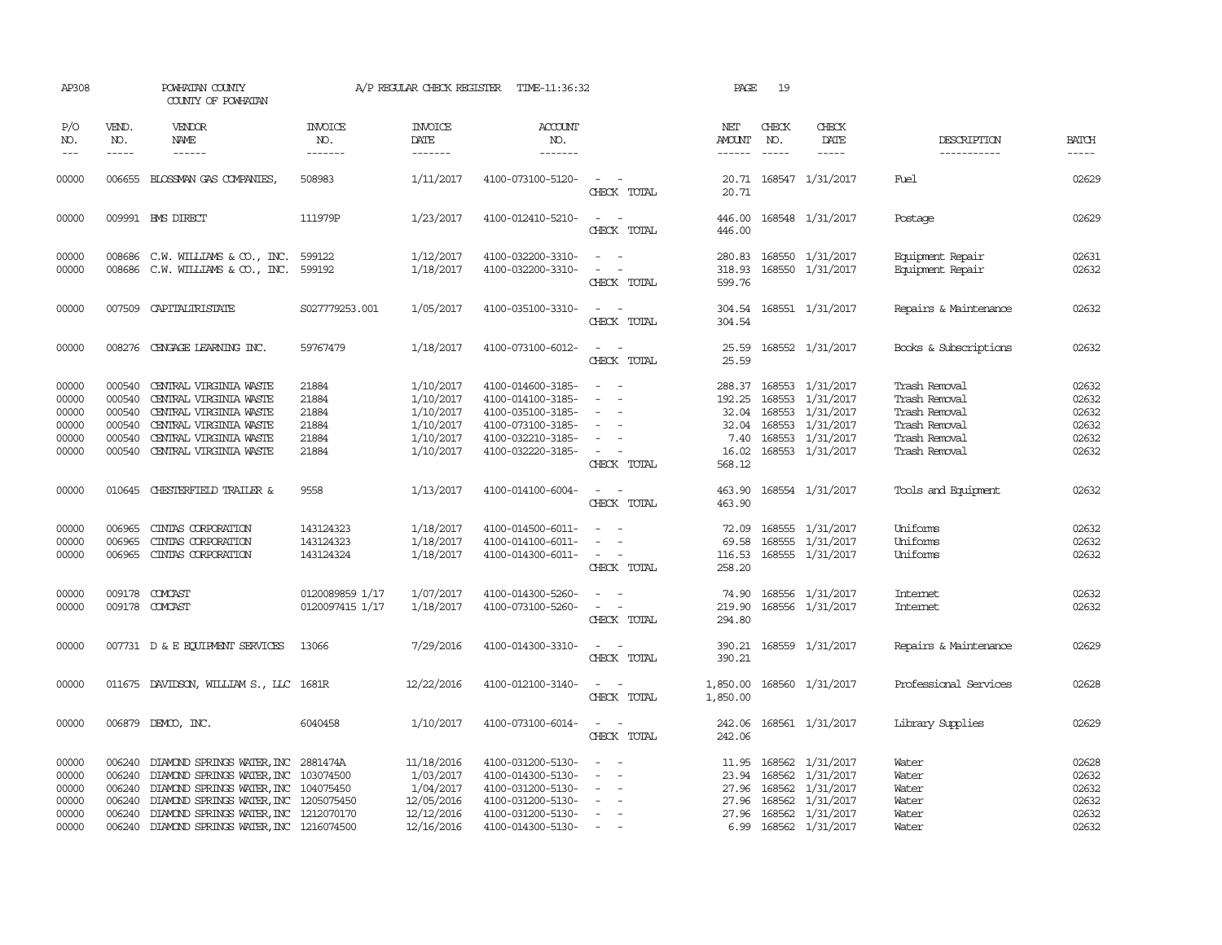AP308 POWHATAN COUNTY A/P REGULAR CHECK REGISTER TIME-11:36:32 PAGE 19

COUNTY OF POWHATAN

| P/O NO. | VEND. NO. | VENDOR NAME | INVOICE NO. | INVOICE DATE | ACCOUNT NO. | | NET AMOUNT | CHECK NO. | CHECK DATE | DESCRIPTION | BATCH |
|---|---|---|---|---|---|---|---|---|---|---|---|
| --- | ----- | ------ | ------- | ------- | ------- | | ------ | ----- | ----- | ----------- | ----- |
| 00000 | 006655 | BLOSSMAN GAS COMPANIES, | 508983 | 1/11/2017 | 4100-073100-5120- | - - | 20.71 | 168547 | 1/31/2017 | Fuel | 02629 |
| | | | | | | CHECK TOTAL | 20.71 | | | | |
| 00000 | 009991 | BMS DIRECT | 111979P | 1/23/2017 | 4100-012410-5210- | - - | 446.00 | 168548 | 1/31/2017 | Postage | 02629 |
| | | | | | | CHECK TOTAL | 446.00 | | | | |
| 00000 | 008686 | C.W. WILLIAMS & CO., INC. | 599122 | 1/12/2017 | 4100-032200-3310- | - - | 280.83 | 168550 | 1/31/2017 | Equipment Repair | 02631 |
| 00000 | 008686 | C.W. WILLIAMS & CO., INC. | 599192 | 1/18/2017 | 4100-032200-3310- | - - | 318.93 | 168550 | 1/31/2017 | Equipment Repair | 02632 |
| | | | | | | CHECK TOTAL | 599.76 | | | | |
| 00000 | 007509 | CAPITALTRISTATE | S027779253.001 | 1/05/2017 | 4100-035100-3310- | - - | 304.54 | 168551 | 1/31/2017 | Repairs & Maintenance | 02632 |
| | | | | | | CHECK TOTAL | 304.54 | | | | |
| 00000 | 008276 | CENGAGE LEARNING INC. | 59767479 | 1/18/2017 | 4100-073100-6012- | - - | 25.59 | 168552 | 1/31/2017 | Books & Subscriptions | 02632 |
| | | | | | | CHECK TOTAL | 25.59 | | | | |
| 00000 | 000540 | CENTRAL VIRGINIA WASTE | 21884 | 1/10/2017 | 4100-014600-3185- | - - | 288.37 | 168553 | 1/31/2017 | Trash Removal | 02632 |
| 00000 | 000540 | CENTRAL VIRGINIA WASTE | 21884 | 1/10/2017 | 4100-014100-3185- | - - | 192.25 | 168553 | 1/31/2017 | Trash Removal | 02632 |
| 00000 | 000540 | CENTRAL VIRGINIA WASTE | 21884 | 1/10/2017 | 4100-035100-3185- | - - | 32.04 | 168553 | 1/31/2017 | Trash Removal | 02632 |
| 00000 | 000540 | CENTRAL VIRGINIA WASTE | 21884 | 1/10/2017 | 4100-073100-3185- | - - | 32.04 | 168553 | 1/31/2017 | Trash Removal | 02632 |
| 00000 | 000540 | CENTRAL VIRGINIA WASTE | 21884 | 1/10/2017 | 4100-032210-3185- | - - | 7.40 | 168553 | 1/31/2017 | Trash Removal | 02632 |
| 00000 | 000540 | CENTRAL VIRGINIA WASTE | 21884 | 1/10/2017 | 4100-032220-3185- | - - | 16.02 | 168553 | 1/31/2017 | Trash Removal | 02632 |
| | | | | | | CHECK TOTAL | 568.12 | | | | |
| 00000 | 010645 | CHESTERFIELD TRAILER & | 9558 | 1/13/2017 | 4100-014100-6004- | - - | 463.90 | 168554 | 1/31/2017 | Tools and Equipment | 02632 |
| | | | | | | CHECK TOTAL | 463.90 | | | | |
| 00000 | 006965 | CINTAS CORPORATION | 143124323 | 1/18/2017 | 4100-014500-6011- | - - | 72.09 | 168555 | 1/31/2017 | Uniforms | 02632 |
| 00000 | 006965 | CINTAS CORPORATION | 143124323 | 1/18/2017 | 4100-014100-6011- | - - | 69.58 | 168555 | 1/31/2017 | Uniforms | 02632 |
| 00000 | 006965 | CINTAS CORPORATION | 143124324 | 1/18/2017 | 4100-014300-6011- | - - | 116.53 | 168555 | 1/31/2017 | Uniforms | 02632 |
| | | | | | | CHECK TOTAL | 258.20 | | | | |
| 00000 | 009178 | COMCAST | 0120089859 1/17 | 1/07/2017 | 4100-014300-5260- | - - | 74.90 | 168556 | 1/31/2017 | Internet | 02632 |
| 00000 | 009178 | COMCAST | 0120097415 1/17 | 1/18/2017 | 4100-073100-5260- | - - | 219.90 | 168556 | 1/31/2017 | Internet | 02632 |
| | | | | | | CHECK TOTAL | 294.80 | | | | |
| 00000 | 007731 | D & E EQUIPMENT SERVICES | 13066 | 7/29/2016 | 4100-014300-3310- | - - | 390.21 | 168559 | 1/31/2017 | Repairs & Maintenance | 02629 |
| | | | | | | CHECK TOTAL | 390.21 | | | | |
| 00000 | 011675 | DAVIDSON, WILLIAM S., LLC | 1681R | 12/22/2016 | 4100-012100-3140- | - - | 1,850.00 | 168560 | 1/31/2017 | Professional Services | 02628 |
| | | | | | | CHECK TOTAL | 1,850.00 | | | | |
| 00000 | 006879 | DEMCO, INC. | 6040458 | 1/10/2017 | 4100-073100-6014- | - - | 242.06 | 168561 | 1/31/2017 | Library Supplies | 02629 |
| | | | | | | CHECK TOTAL | 242.06 | | | | |
| 00000 | 006240 | DIAMOND SPRINGS WATER,INC | 2881474A | 11/18/2016 | 4100-031200-5130- | - - | 11.95 | 168562 | 1/31/2017 | Water | 02628 |
| 00000 | 006240 | DIAMOND SPRINGS WATER,INC | 103074500 | 1/03/2017 | 4100-014300-5130- | - - | 23.94 | 168562 | 1/31/2017 | Water | 02632 |
| 00000 | 006240 | DIAMOND SPRINGS WATER,INC | 104075450 | 1/04/2017 | 4100-031200-5130- | - - | 27.96 | 168562 | 1/31/2017 | Water | 02632 |
| 00000 | 006240 | DIAMOND SPRINGS WATER,INC | 1205075450 | 12/05/2016 | 4100-031200-5130- | - - | 27.96 | 168562 | 1/31/2017 | Water | 02632 |
| 00000 | 006240 | DIAMOND SPRINGS WATER,INC | 1212070170 | 12/12/2016 | 4100-031200-5130- | - - | 27.96 | 168562 | 1/31/2017 | Water | 02632 |
| 00000 | 006240 | DIAMOND SPRINGS WATER,INC | 1216074500 | 12/16/2016 | 4100-014300-5130- | - - | 6.99 | 168562 | 1/31/2017 | Water | 02632 |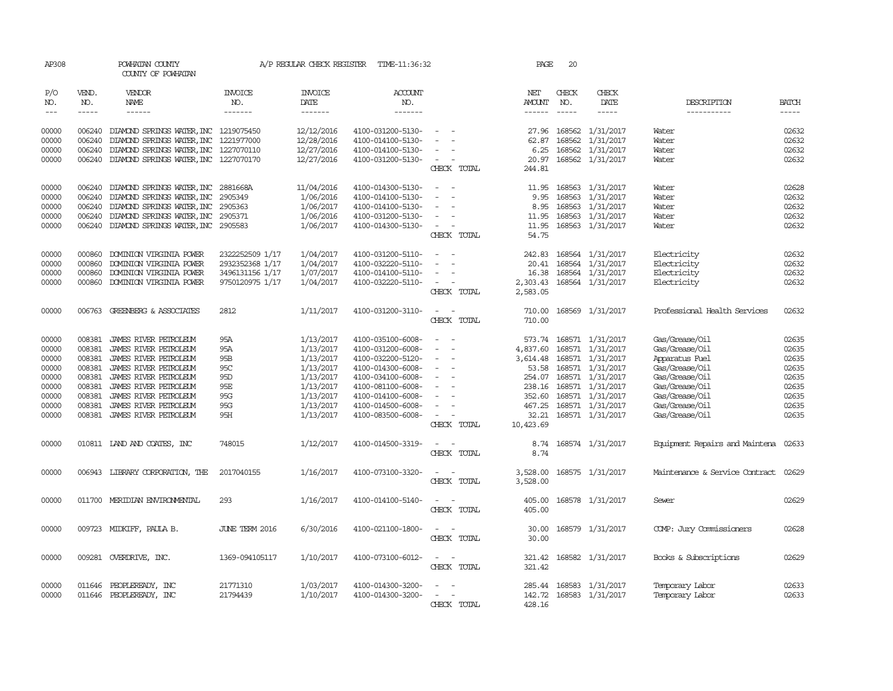AP308 POWHATAN COUNTY A/P REGULAR CHECK REGISTER TIME-11:36:32

COUNTY OF POWHATAN

| P/O NO. | VEND. NO. | VENDOR NAME | INVOICE NO. | INVOICE DATE | ACCOUNT NO. | | NET AMOUNT | CHECK NO. | CHECK DATE | DESCRIPTION | BATCH |
|---|---|---|---|---|---|---|---|---|---|---|---|
| 00000 | 006240 | DIAMOND SPRINGS WATER, INC | 1219075450 | 12/12/2016 | 4100-031200-5130- | - - | 27.96 | 168562 | 1/31/2017 | Water | 02632 |
| 00000 | 006240 | DIAMOND SPRINGS WATER, INC | 1221977000 | 12/28/2016 | 4100-014100-5130- | - - | 62.87 | 168562 | 1/31/2017 | Water | 02632 |
| 00000 | 006240 | DIAMOND SPRINGS WATER, INC | 1227070110 | 12/27/2016 | 4100-014100-5130- | - - | 6.25 | 168562 | 1/31/2017 | Water | 02632 |
| 00000 | 006240 | DIAMOND SPRINGS WATER, INC | 1227070170 | 12/27/2016 | 4100-031200-5130- | - - | 20.97 | 168562 | 1/31/2017 | Water | 02632 |
| | | | | | | CHECK TOTAL | 244.81 | | | | |
| 00000 | 006240 | DIAMOND SPRINGS WATER, INC | 2881668A | 11/04/2016 | 4100-014300-5130- | - - | 11.95 | 168563 | 1/31/2017 | Water | 02628 |
| 00000 | 006240 | DIAMOND SPRINGS WATER, INC | 2905349 | 1/06/2016 | 4100-014100-5130- | - - | 9.95 | 168563 | 1/31/2017 | Water | 02632 |
| 00000 | 006240 | DIAMOND SPRINGS WATER, INC | 2905363 | 1/06/2017 | 4100-014100-5130- | - - | 8.95 | 168563 | 1/31/2017 | Water | 02632 |
| 00000 | 006240 | DIAMOND SPRINGS WATER, INC | 2905371 | 1/06/2016 | 4100-031200-5130- | - - | 11.95 | 168563 | 1/31/2017 | Water | 02632 |
| 00000 | 006240 | DIAMOND SPRINGS WATER, INC | 2905583 | 1/06/2017 | 4100-014300-5130- | - - | 11.95 | 168563 | 1/31/2017 | Water | 02632 |
| | | | | | | CHECK TOTAL | 54.75 | | | | |
| 00000 | 000860 | DOMINION VIRGINIA POWER | 2322252509 1/17 | 1/04/2017 | 4100-031200-5110- | - - | 242.83 | 168564 | 1/31/2017 | Electricity | 02632 |
| 00000 | 000860 | DOMINION VIRGINIA POWER | 2932352368 1/17 | 1/04/2017 | 4100-032220-5110- | - - | 20.41 | 168564 | 1/31/2017 | Electricity | 02632 |
| 00000 | 000860 | DOMINION VIRGINIA POWER | 3496131156 1/17 | 1/07/2017 | 4100-014100-5110- | - - | 16.38 | 168564 | 1/31/2017 | Electricity | 02632 |
| 00000 | 000860 | DOMINION VIRGINIA POWER | 9750120975 1/17 | 1/04/2017 | 4100-032220-5110- | - - | 2,303.43 | 168564 | 1/31/2017 | Electricity | 02632 |
| | | | | | | CHECK TOTAL | 2,583.05 | | | | |
| 00000 | 006763 | GREENBERG & ASSOCIATES | 2812 | 1/11/2017 | 4100-031200-3110- | - - | 710.00 | 168569 | 1/31/2017 | Professional Health Services | 02632 |
| | | | | | | CHECK TOTAL | 710.00 | | | | |
| 00000 | 008381 | JAMES RIVER PETROLEUM | 95A | 1/13/2017 | 4100-035100-6008- | - - | 573.74 | 168571 | 1/31/2017 | Gas/Grease/Oil | 02635 |
| 00000 | 008381 | JAMES RIVER PETROLEUM | 95A | 1/13/2017 | 4100-031200-6008- | - - | 4,837.60 | 168571 | 1/31/2017 | Gas/Grease/Oil | 02635 |
| 00000 | 008381 | JAMES RIVER PETROLEUM | 95B | 1/13/2017 | 4100-032200-5120- | - - | 3,614.48 | 168571 | 1/31/2017 | Apparatus Fuel | 02635 |
| 00000 | 008381 | JAMES RIVER PETROLEUM | 95C | 1/13/2017 | 4100-014300-6008- | - - | 53.58 | 168571 | 1/31/2017 | Gas/Grease/Oil | 02635 |
| 00000 | 008381 | JAMES RIVER PETROLEUM | 95D | 1/13/2017 | 4100-034100-6008- | - - | 254.07 | 168571 | 1/31/2017 | Gas/Grease/Oil | 02635 |
| 00000 | 008381 | JAMES RIVER PETROLEUM | 95E | 1/13/2017 | 4100-081100-6008- | - - | 238.16 | 168571 | 1/31/2017 | Gas/Grease/Oil | 02635 |
| 00000 | 008381 | JAMES RIVER PETROLEUM | 95G | 1/13/2017 | 4100-014100-6008- | - - | 352.60 | 168571 | 1/31/2017 | Gas/Grease/Oil | 02635 |
| 00000 | 008381 | JAMES RIVER PETROLEUM | 95G | 1/13/2017 | 4100-014500-6008- | - - | 467.25 | 168571 | 1/31/2017 | Gas/Grease/Oil | 02635 |
| 00000 | 008381 | JAMES RIVER PETROLEUM | 95H | 1/13/2017 | 4100-083500-6008- | - - | 32.21 | 168571 | 1/31/2017 | Gas/Grease/Oil | 02635 |
| | | | | | | CHECK TOTAL | 10,423.69 | | | | |
| 00000 | 010811 | LAND AND COATES, INC | 748015 | 1/12/2017 | 4100-014500-3319- | - - | 8.74 | 168574 | 1/31/2017 | Equipment Repairs and Maintena | 02633 |
| | | | | | | CHECK TOTAL | 8.74 | | | | |
| 00000 | 006943 | LIBRARY CORPORATION, THE | 2017040155 | 1/16/2017 | 4100-073100-3320- | - - | 3,528.00 | 168575 | 1/31/2017 | Maintenance & Service Contract | 02629 |
| | | | | | | CHECK TOTAL | 3,528.00 | | | | |
| 00000 | 011700 | MERIDIAN ENVIRONMENTAL | 293 | 1/16/2017 | 4100-014100-5140- | - - | 405.00 | 168578 | 1/31/2017 | Sewer | 02629 |
| | | | | | | CHECK TOTAL | 405.00 | | | | |
| 00000 | 009723 | MIDKIFF, PAULA B. | JUNE TERM 2016 | 6/30/2016 | 4100-021100-1800- | - - | 30.00 | 168579 | 1/31/2017 | COMP: Jury Commissioners | 02628 |
| | | | | | | CHECK TOTAL | 30.00 | | | | |
| 00000 | 009281 | OVERDRIVE, INC. | 1369-094105117 | 1/10/2017 | 4100-073100-6012- | - - | 321.42 | 168582 | 1/31/2017 | Books & Subscriptions | 02629 |
| | | | | | | CHECK TOTAL | 321.42 | | | | |
| 00000 | 011646 | PEOPLEREADY, INC | 21771310 | 1/03/2017 | 4100-014300-3200- | - - | 285.44 | 168583 | 1/31/2017 | Temporary Labor | 02633 |
| 00000 | 011646 | PEOPLEREADY, INC | 21794439 | 1/10/2017 | 4100-014300-3200- | - - | 142.72 | 168583 | 1/31/2017 | Temporary Labor | 02633 |
| | | | | | | CHECK TOTAL | 428.16 | | | | |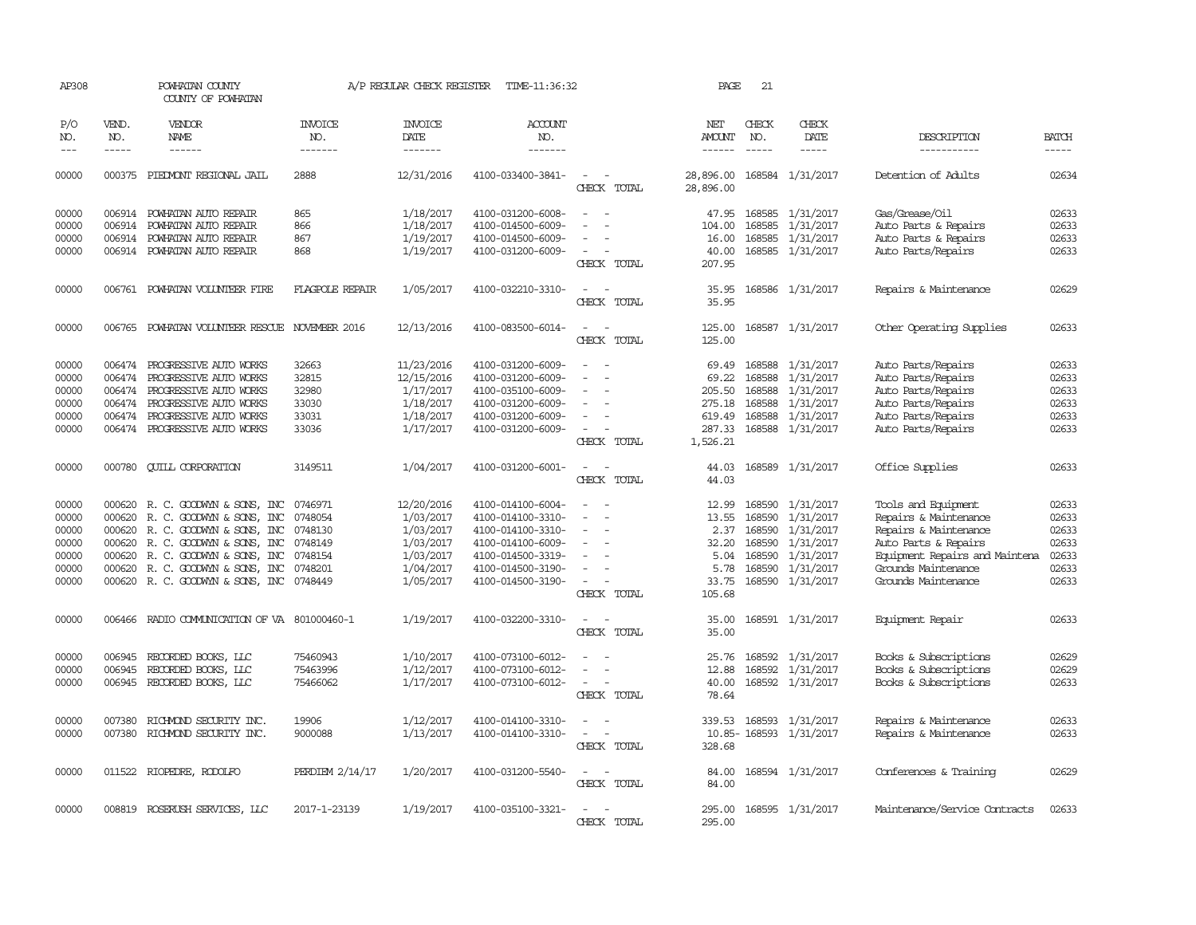AP308 POWHATAN COUNTY A/P REGULAR CHECK REGISTER TIME-11:36:32 PAGE 21

COUNTY OF POWHATAN

| P/O NO. | VEND. NO. | VENDOR NAME | INVOICE NO. | INVOICE DATE | ACCOUNT NO. | | NET AMOUNT | CHECK NO. | CHECK DATE | DESCRIPTION | BATCH |
|---|---|---|---|---|---|---|---|---|---|---|---|
| --- | ----- | ------ | ------- | ------- | ------- | | ------ | ----- | ----- | ----------- | ----- |
| 00000 | 000375 | PIEDMONT REGIONAL JAIL | 2888 | 12/31/2016 | 4100-033400-3841- | - - | 28,896.00 | 168584 | 1/31/2017 | Detention of Adults | 02634 |
| | | | | | | CHECK TOTAL | 28,896.00 | | | | |
| 00000 | 006914 | POWHATAN AUTO REPAIR | 865 | 1/18/2017 | 4100-031200-6008- | - - | 47.95 | 168585 | 1/31/2017 | Gas/Grease/Oil | 02633 |
| 00000 | 006914 | POWHATAN AUTO REPAIR | 866 | 1/18/2017 | 4100-014500-6009- | - - | 104.00 | 168585 | 1/31/2017 | Auto Parts & Repairs | 02633 |
| 00000 | 006914 | POWHATAN AUTO REPAIR | 867 | 1/19/2017 | 4100-014500-6009- | - - | 16.00 | 168585 | 1/31/2017 | Auto Parts & Repairs | 02633 |
| 00000 | 006914 | POWHATAN AUTO REPAIR | 868 | 1/19/2017 | 4100-031200-6009- | - - | 40.00 | 168585 | 1/31/2017 | Auto Parts/Repairs | 02633 |
| | | | | | | CHECK TOTAL | 207.95 | | | | |
| 00000 | 006761 | POWHATAN VOLUNTEER FIRE | FLAGPOLE REPAIR | 1/05/2017 | 4100-032210-3310- | - - | 35.95 | 168586 | 1/31/2017 | Repairs & Maintenance | 02629 |
| | | | | | | CHECK TOTAL | 35.95 | | | | |
| 00000 | 006765 | POWHATAN VOLUNTEER RESCUE | NOVEMBER 2016 | 12/13/2016 | 4100-083500-6014- | - - | 125.00 | 168587 | 1/31/2017 | Other Operating Supplies | 02633 |
| | | | | | | CHECK TOTAL | 125.00 | | | | |
| 00000 | 006474 | PROGRESSIVE AUTO WORKS | 32663 | 11/23/2016 | 4100-031200-6009- | - - | 69.49 | 168588 | 1/31/2017 | Auto Parts/Repairs | 02633 |
| 00000 | 006474 | PROGRESSIVE AUTO WORKS | 32815 | 12/15/2016 | 4100-031200-6009- | - - | 69.22 | 168588 | 1/31/2017 | Auto Parts/Repairs | 02633 |
| 00000 | 006474 | PROGRESSIVE AUTO WORKS | 32980 | 1/17/2017 | 4100-035100-6009- | - - | 205.50 | 168588 | 1/31/2017 | Auto Parts/Repairs | 02633 |
| 00000 | 006474 | PROGRESSIVE AUTO WORKS | 33030 | 1/18/2017 | 4100-031200-6009- | - - | 275.18 | 168588 | 1/31/2017 | Auto Parts/Repairs | 02633 |
| 00000 | 006474 | PROGRESSIVE AUTO WORKS | 33031 | 1/18/2017 | 4100-031200-6009- | - - | 619.49 | 168588 | 1/31/2017 | Auto Parts/Repairs | 02633 |
| 00000 | 006474 | PROGRESSIVE AUTO WORKS | 33036 | 1/17/2017 | 4100-031200-6009- | - - | 287.33 | 168588 | 1/31/2017 | Auto Parts/Repairs | 02633 |
| | | | | | | CHECK TOTAL | 1,526.21 | | | | |
| 00000 | 000780 | QUILL CORPORATION | 3149511 | 1/04/2017 | 4100-031200-6001- | - - | 44.03 | 168589 | 1/31/2017 | Office Supplies | 02633 |
| | | | | | | CHECK TOTAL | 44.03 | | | | |
| 00000 | 000620 | R. C. GOODWYN & SONS, INC | 0746971 | 12/20/2016 | 4100-014100-6004- | - - | 12.99 | 168590 | 1/31/2017 | Tools and Equipment | 02633 |
| 00000 | 000620 | R. C. GOODWYN & SONS, INC | 0748054 | 1/03/2017 | 4100-014100-3310- | - - | 13.55 | 168590 | 1/31/2017 | Repairs & Maintenance | 02633 |
| 00000 | 000620 | R. C. GOODWYN & SONS, INC | 0748130 | 1/03/2017 | 4100-014100-3310- | - - | 2.37 | 168590 | 1/31/2017 | Repairs & Maintenance | 02633 |
| 00000 | 000620 | R. C. GOODWYN & SONS, INC | 0748149 | 1/03/2017 | 4100-014100-6009- | - - | 32.20 | 168590 | 1/31/2017 | Auto Parts & Repairs | 02633 |
| 00000 | 000620 | R. C. GOODWYN & SONS, INC | 0748154 | 1/03/2017 | 4100-014500-3319- | - - | 5.04 | 168590 | 1/31/2017 | Equipment Repairs and Maintena | 02633 |
| 00000 | 000620 | R. C. GOODWYN & SONS, INC | 0748201 | 1/04/2017 | 4100-014500-3190- | - - | 5.78 | 168590 | 1/31/2017 | Grounds Maintenance | 02633 |
| 00000 | 000620 | R. C. GOODWYN & SONS, INC | 0748449 | 1/05/2017 | 4100-014500-3190- | - - | 33.75 | 168590 | 1/31/2017 | Grounds Maintenance | 02633 |
| | | | | | | CHECK TOTAL | 105.68 | | | | |
| 00000 | 006466 | RADIO COMMUNICATION OF VA | 801000460-1 | 1/19/2017 | 4100-032200-3310- | - - | 35.00 | 168591 | 1/31/2017 | Equipment Repair | 02633 |
| | | | | | | CHECK TOTAL | 35.00 | | | | |
| 00000 | 006945 | RECORDED BOOKS, LLC | 75460943 | 1/10/2017 | 4100-073100-6012- | - - | 25.76 | 168592 | 1/31/2017 | Books & Subscriptions | 02629 |
| 00000 | 006945 | RECORDED BOOKS, LLC | 75463996 | 1/12/2017 | 4100-073100-6012- | - - | 12.88 | 168592 | 1/31/2017 | Books & Subscriptions | 02629 |
| 00000 | 006945 | RECORDED BOOKS, LLC | 75466062 | 1/17/2017 | 4100-073100-6012- | - - | 40.00 | 168592 | 1/31/2017 | Books & Subscriptions | 02633 |
| | | | | | | CHECK TOTAL | 78.64 | | | | |
| 00000 | 007380 | RICHMOND SECURITY INC. | 19906 | 1/12/2017 | 4100-014100-3310- | - - | 339.53 | 168593 | 1/31/2017 | Repairs & Maintenance | 02633 |
| 00000 | 007380 | RICHMOND SECURITY INC. | 9000088 | 1/13/2017 | 4100-014100-3310- | - - | 10.85- | 168593 | 1/31/2017 | Repairs & Maintenance | 02633 |
| | | | | | | CHECK TOTAL | 328.68 | | | | |
| 00000 | 011522 | RIOPEDRE, RODOLFO | PERDIEM 2/14/17 | 1/20/2017 | 4100-031200-5540- | - - | 84.00 | 168594 | 1/31/2017 | Conferences & Training | 02629 |
| | | | | | | CHECK TOTAL | 84.00 | | | | |
| 00000 | 008819 | ROSERUSH SERVICES, LLC | 2017-1-23139 | 1/19/2017 | 4100-035100-3321- | - - | 295.00 | 168595 | 1/31/2017 | Maintenance/Service Contracts | 02633 |
| | | | | | | CHECK TOTAL | 295.00 | | | | |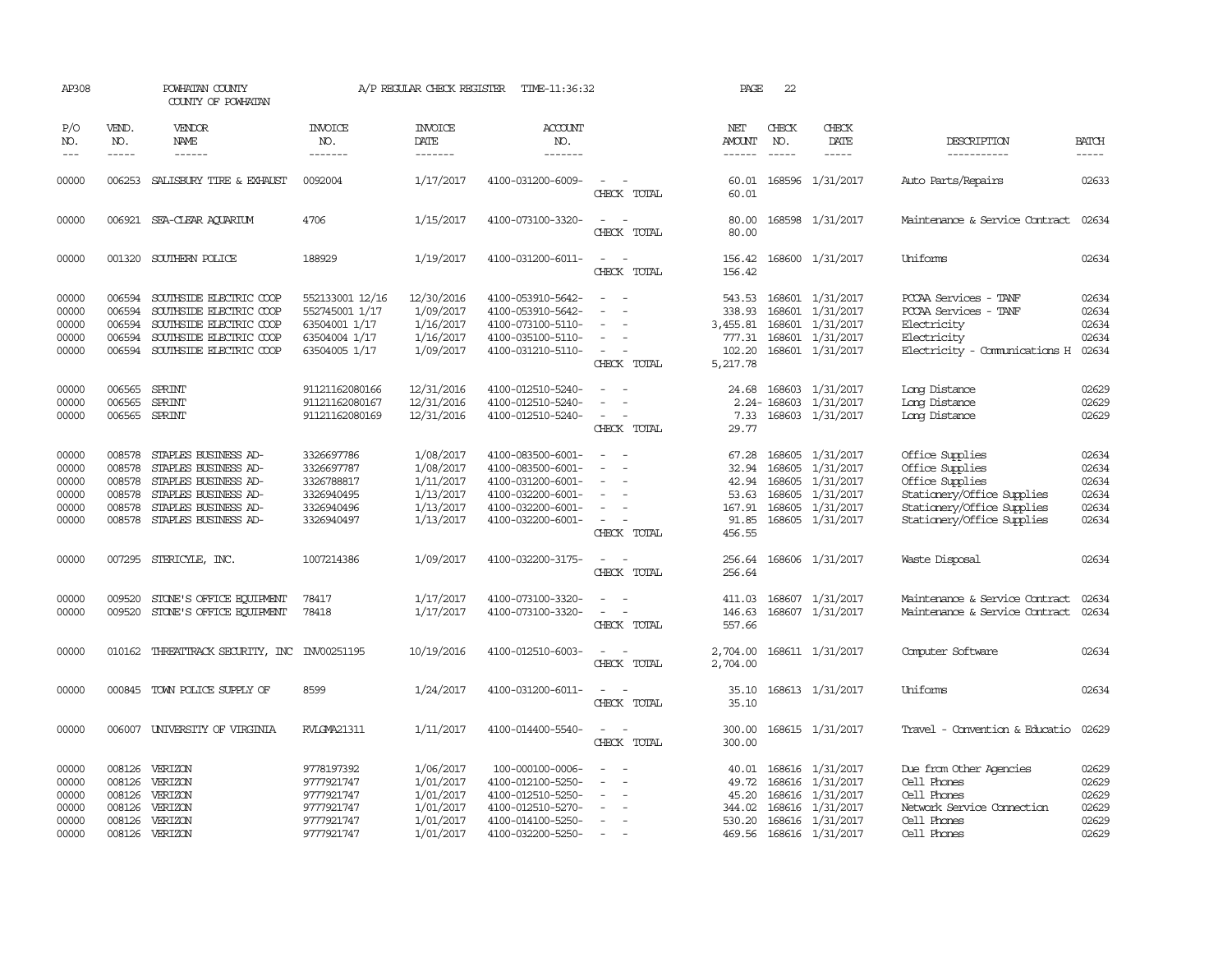AP308 POWHATAN COUNTY A/P REGULAR CHECK REGISTER TIME-11:36:32 PAGE 22

COUNTY OF POWHATAN

| P/O NO. | VEND. NO. | VENDOR NAME | INVOICE NO. | INVOICE DATE | ACCOUNT NO. | | NET AMOUNT | CHECK NO. | CHECK DATE | DESCRIPTION | BATCH |
|---|---|---|---|---|---|---|---|---|---|---|---|
| 00000 | 006253 | SALISBURY TIRE & EXHAUST | 0092004 | 1/17/2017 | 4100-031200-6009- | - - | 60.01 | 168596 | 1/31/2017 | Auto Parts/Repairs | 02633 |
| | | | | | | CHECK TOTAL | 60.01 | | | | |
| 00000 | 006921 | SEA-CLEAR AQUARIUM | 4706 | 1/15/2017 | 4100-073100-3320- | - - | 80.00 | 168598 | 1/31/2017 | Maintenance & Service Contract | 02634 |
| | | | | | | CHECK TOTAL | 80.00 | | | | |
| 00000 | 001320 | SOUTHERN POLICE | 188929 | 1/19/2017 | 4100-031200-6011- | - - | 156.42 | 168600 | 1/31/2017 | Uniforms | 02634 |
| | | | | | | CHECK TOTAL | 156.42 | | | | |
| 00000 | 006594 | SOUTHSIDE ELECTRIC COOP | 552133001 12/16 | 12/30/2016 | 4100-053910-5642- | - - | 543.53 | 168601 | 1/31/2017 | PCCAA Services - TANF | 02634 |
| 00000 | 006594 | SOUTHSIDE ELECTRIC COOP | 552745001 1/17 | 1/09/2017 | 4100-053910-5642- | - - | 338.93 | 168601 | 1/31/2017 | PCCAA Services - TANF | 02634 |
| 00000 | 006594 | SOUTHSIDE ELECTRIC COOP | 63504001 1/17 | 1/16/2017 | 4100-073100-5110- | - - | 3,455.81 | 168601 | 1/31/2017 | Electricity | 02634 |
| 00000 | 006594 | SOUTHSIDE ELECTRIC COOP | 63504004 1/17 | 1/16/2017 | 4100-035100-5110- | - - | 777.31 | 168601 | 1/31/2017 | Electricity | 02634 |
| 00000 | 006594 | SOUTHSIDE ELECTRIC COOP | 63504005 1/17 | 1/09/2017 | 4100-031210-5110- | - - | 102.20 | 168601 | 1/31/2017 | Electricity - Communications H | 02634 |
| | | | | | | CHECK TOTAL | 5,217.78 | | | | |
| 00000 | 006565 | SPRINT | 91121162080166 | 12/31/2016 | 4100-012510-5240- | - - | 24.68 | 168603 | 1/31/2017 | Long Distance | 02629 |
| 00000 | 006565 | SPRINT | 91121162080167 | 12/31/2016 | 4100-012510-5240- | - - | 2.24- | 168603 | 1/31/2017 | Long Distance | 02629 |
| 00000 | 006565 | SPRINT | 91121162080169 | 12/31/2016 | 4100-012510-5240- | - - | 7.33 | 168603 | 1/31/2017 | Long Distance | 02629 |
| | | | | | | CHECK TOTAL | 29.77 | | | | |
| 00000 | 008578 | STAPLES BUSINESS AD- | 3326697786 | 1/08/2017 | 4100-083500-6001- | - - | 67.28 | 168605 | 1/31/2017 | Office Supplies | 02634 |
| 00000 | 008578 | STAPLES BUSINESS AD- | 3326697787 | 1/08/2017 | 4100-083500-6001- | - - | 32.94 | 168605 | 1/31/2017 | Office Supplies | 02634 |
| 00000 | 008578 | STAPLES BUSINESS AD- | 3326788817 | 1/11/2017 | 4100-031200-6001- | - - | 42.94 | 168605 | 1/31/2017 | Office Supplies | 02634 |
| 00000 | 008578 | STAPLES BUSINESS AD- | 3326940495 | 1/13/2017 | 4100-032200-6001- | - - | 53.63 | 168605 | 1/31/2017 | Stationery/Office Supplies | 02634 |
| 00000 | 008578 | STAPLES BUSINESS AD- | 3326940496 | 1/13/2017 | 4100-032200-6001- | - - | 167.91 | 168605 | 1/31/2017 | Stationery/Office Supplies | 02634 |
| 00000 | 008578 | STAPLES BUSINESS AD- | 3326940497 | 1/13/2017 | 4100-032200-6001- | - - | 91.85 | 168605 | 1/31/2017 | Stationery/Office Supplies | 02634 |
| | | | | | | CHECK TOTAL | 456.55 | | | | |
| 00000 | 007295 | STERICYLE, INC. | 1007214386 | 1/09/2017 | 4100-032200-3175- | - - | 256.64 | 168606 | 1/31/2017 | Waste Disposal | 02634 |
| | | | | | | CHECK TOTAL | 256.64 | | | | |
| 00000 | 009520 | STONE'S OFFICE EQUIPMENT | 78417 | 1/17/2017 | 4100-073100-3320- | - - | 411.03 | 168607 | 1/31/2017 | Maintenance & Service Contract | 02634 |
| 00000 | 009520 | STONE'S OFFICE EQUIPMENT | 78418 | 1/17/2017 | 4100-073100-3320- | - - | 146.63 | 168607 | 1/31/2017 | Maintenance & Service Contract | 02634 |
| | | | | | | CHECK TOTAL | 557.66 | | | | |
| 00000 | 010162 | THREATTRACK SECURITY, INC | INV00251195 | 10/19/2016 | 4100-012510-6003- | - - | 2,704.00 | 168611 | 1/31/2017 | Computer Software | 02634 |
| | | | | | | CHECK TOTAL | 2,704.00 | | | | |
| 00000 | 000845 | TOWN POLICE SUPPLY OF | 8599 | 1/24/2017 | 4100-031200-6011- | - - | 35.10 | 168613 | 1/31/2017 | Uniforms | 02634 |
| | | | | | | CHECK TOTAL | 35.10 | | | | |
| 00000 | 006007 | UNIVERSITY OF VIRGINIA | RVLGMA21311 | 1/11/2017 | 4100-014400-5540- | - - | 300.00 | 168615 | 1/31/2017 | Travel - Convention & Educatio | 02629 |
| | | | | | | CHECK TOTAL | 300.00 | | | | |
| 00000 | 008126 | VERIZON | 9778197392 | 1/06/2017 | 100-000100-0006- | - - | 40.01 | 168616 | 1/31/2017 | Due from Other Agencies | 02629 |
| 00000 | 008126 | VERIZON | 9777921747 | 1/01/2017 | 4100-012100-5250- | - - | 49.72 | 168616 | 1/31/2017 | Cell Phones | 02629 |
| 00000 | 008126 | VERIZON | 9777921747 | 1/01/2017 | 4100-012510-5250- | - - | 45.20 | 168616 | 1/31/2017 | Cell Phones | 02629 |
| 00000 | 008126 | VERIZON | 9777921747 | 1/01/2017 | 4100-012510-5270- | - - | 344.02 | 168616 | 1/31/2017 | Network Service Connection | 02629 |
| 00000 | 008126 | VERIZON | 9777921747 | 1/01/2017 | 4100-014100-5250- | - - | 530.20 | 168616 | 1/31/2017 | Cell Phones | 02629 |
| 00000 | 008126 | VERIZON | 9777921747 | 1/01/2017 | 4100-032200-5250- | - - | 469.56 | 168616 | 1/31/2017 | Cell Phones | 02629 |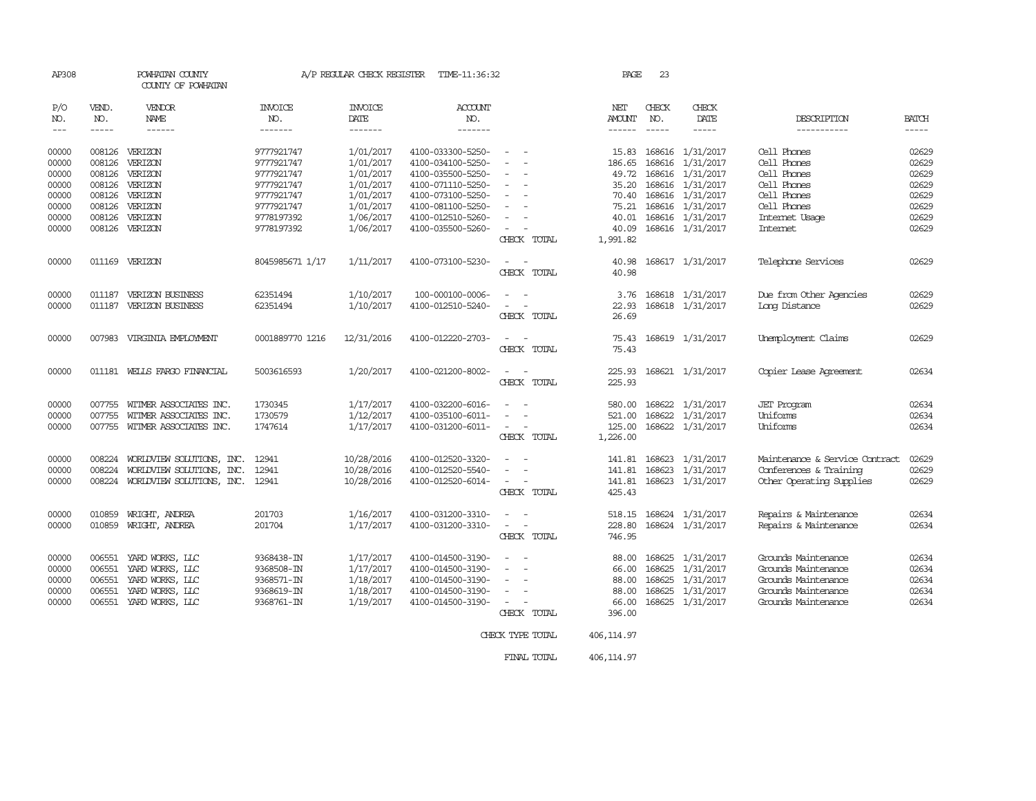AP308 POWHATAN COUNTY A/P REGULAR CHECK REGISTER TIME-11:36:32 PAGE 23
COUNTY OF POWHATAN

| P/O NO. | VEND. NO. | VENDOR NAME | INVOICE NO. | INVOICE DATE | ACCOUNT NO. | | NET AMOUNT | CHECK NO. | CHECK DATE | DESCRIPTION | BATCH |
|---|---|---|---|---|---|---|---|---|---|---|---|
| 00000 | 008126 | VERIZON | 9777921747 | 1/01/2017 | 4100-033300-5250- | - - | 15.83 | 168616 | 1/31/2017 | Cell Phones | 02629 |
| 00000 | 008126 | VERIZON | 9777921747 | 1/01/2017 | 4100-034100-5250- | - - | 186.65 | 168616 | 1/31/2017 | Cell Phones | 02629 |
| 00000 | 008126 | VERIZON | 9777921747 | 1/01/2017 | 4100-035500-5250- | - - | 49.72 | 168616 | 1/31/2017 | Cell Phones | 02629 |
| 00000 | 008126 | VERIZON | 9777921747 | 1/01/2017 | 4100-071110-5250- | - - | 35.20 | 168616 | 1/31/2017 | Cell Phones | 02629 |
| 00000 | 008126 | VERIZON | 9777921747 | 1/01/2017 | 4100-073100-5250- | - - | 70.40 | 168616 | 1/31/2017 | Cell Phones | 02629 |
| 00000 | 008126 | VERIZON | 9777921747 | 1/01/2017 | 4100-081100-5250- | - - | 75.21 | 168616 | 1/31/2017 | Cell Phones | 02629 |
| 00000 | 008126 | VERIZON | 9778197392 | 1/06/2017 | 4100-012510-5260- | - - | 40.01 | 168616 | 1/31/2017 | Internet Usage | 02629 |
| 00000 | 008126 | VERIZON | 9778197392 | 1/06/2017 | 4100-035500-5260- | - - | 40.09 | 168616 | 1/31/2017 | Internet | 02629 |
| | | | | | | CHECK TOTAL | 1,991.82 | | | | |
| 00000 | 011169 | VERIZON | 8045985671 1/17 | 1/11/2017 | 4100-073100-5230- | - - | 40.98 | 168617 | 1/31/2017 | Telephone Services | 02629 |
| | | | | | | CHECK TOTAL | 40.98 | | | | |
| 00000 | 011187 | VERIZON BUSINESS | 62351494 | 1/10/2017 | 100-000100-0006- | - - | 3.76 | 168618 | 1/31/2017 | Due from Other Agencies | 02629 |
| 00000 | 011187 | VERIZON BUSINESS | 62351494 | 1/10/2017 | 4100-012510-5240- | - - | 22.93 | 168618 | 1/31/2017 | Long Distance | 02629 |
| | | | | | | CHECK TOTAL | 26.69 | | | | |
| 00000 | 007983 | VIRGINIA EMPLOYMENT | 0001889770 1216 | 12/31/2016 | 4100-012220-2703- | - - | 75.43 | 168619 | 1/31/2017 | Unemployment Claims | 02629 |
| | | | | | | CHECK TOTAL | 75.43 | | | | |
| 00000 | 011181 | WELLS FARGO FINANCIAL | 5003616593 | 1/20/2017 | 4100-021200-8002- | - - | 225.93 | 168621 | 1/31/2017 | Copier Lease Agreement | 02634 |
| | | | | | | CHECK TOTAL | 225.93 | | | | |
| 00000 | 007755 | WITMER ASSOCIATES INC. | 1730345 | 1/17/2017 | 4100-032200-6016- | - - | 580.00 | 168622 | 1/31/2017 | JET Program | 02634 |
| 00000 | 007755 | WITMER ASSOCIATES INC. | 1730579 | 1/12/2017 | 4100-035100-6011- | - - | 521.00 | 168622 | 1/31/2017 | Uniforms | 02634 |
| 00000 | 007755 | WITMER ASSOCIATES INC. | 1747614 | 1/17/2017 | 4100-031200-6011- | - - | 125.00 | 168622 | 1/31/2017 | Uniforms | 02634 |
| | | | | | | CHECK TOTAL | 1,226.00 | | | | |
| 00000 | 008224 | WORLDVIEW SOLUTIONS, INC. | 12941 | 10/28/2016 | 4100-012520-3320- | - - | 141.81 | 168623 | 1/31/2017 | Maintenance & Service Contract | 02629 |
| 00000 | 008224 | WORLDVIEW SOLUTIONS, INC. | 12941 | 10/28/2016 | 4100-012520-5540- | - - | 141.81 | 168623 | 1/31/2017 | Conferences & Training | 02629 |
| 00000 | 008224 | WORLDVIEW SOLUTIONS, INC. | 12941 | 10/28/2016 | 4100-012520-6014- | - - | 141.81 | 168623 | 1/31/2017 | Other Operating Supplies | 02629 |
| | | | | | | CHECK TOTAL | 425.43 | | | | |
| 00000 | 010859 | WRIGHT, ANDREA | 201703 | 1/16/2017 | 4100-031200-3310- | - - | 518.15 | 168624 | 1/31/2017 | Repairs & Maintenance | 02634 |
| 00000 | 010859 | WRIGHT, ANDREA | 201704 | 1/17/2017 | 4100-031200-3310- | - - | 228.80 | 168624 | 1/31/2017 | Repairs & Maintenance | 02634 |
| | | | | | | CHECK TOTAL | 746.95 | | | | |
| 00000 | 006551 | YARD WORKS, LLC | 9368438-IN | 1/17/2017 | 4100-014500-3190- | - - | 88.00 | 168625 | 1/31/2017 | Grounds Maintenance | 02634 |
| 00000 | 006551 | YARD WORKS, LLC | 9368508-IN | 1/17/2017 | 4100-014500-3190- | - - | 66.00 | 168625 | 1/31/2017 | Grounds Maintenance | 02634 |
| 00000 | 006551 | YARD WORKS, LLC | 9368571-IN | 1/18/2017 | 4100-014500-3190- | - - | 88.00 | 168625 | 1/31/2017 | Grounds Maintenance | 02634 |
| 00000 | 006551 | YARD WORKS, LLC | 9368619-IN | 1/18/2017 | 4100-014500-3190- | - - | 88.00 | 168625 | 1/31/2017 | Grounds Maintenance | 02634 |
| 00000 | 006551 | YARD WORKS, LLC | 9368761-IN | 1/19/2017 | 4100-014500-3190- | - - | 66.00 | 168625 | 1/31/2017 | Grounds Maintenance | 02634 |
| | | | | | | CHECK TOTAL | 396.00 | | | | |
| | | | | | | CHECK TYPE TOTAL | 406,114.97 | | | | |
| | | | | | | FINAL TOTAL | 406,114.97 | | | | |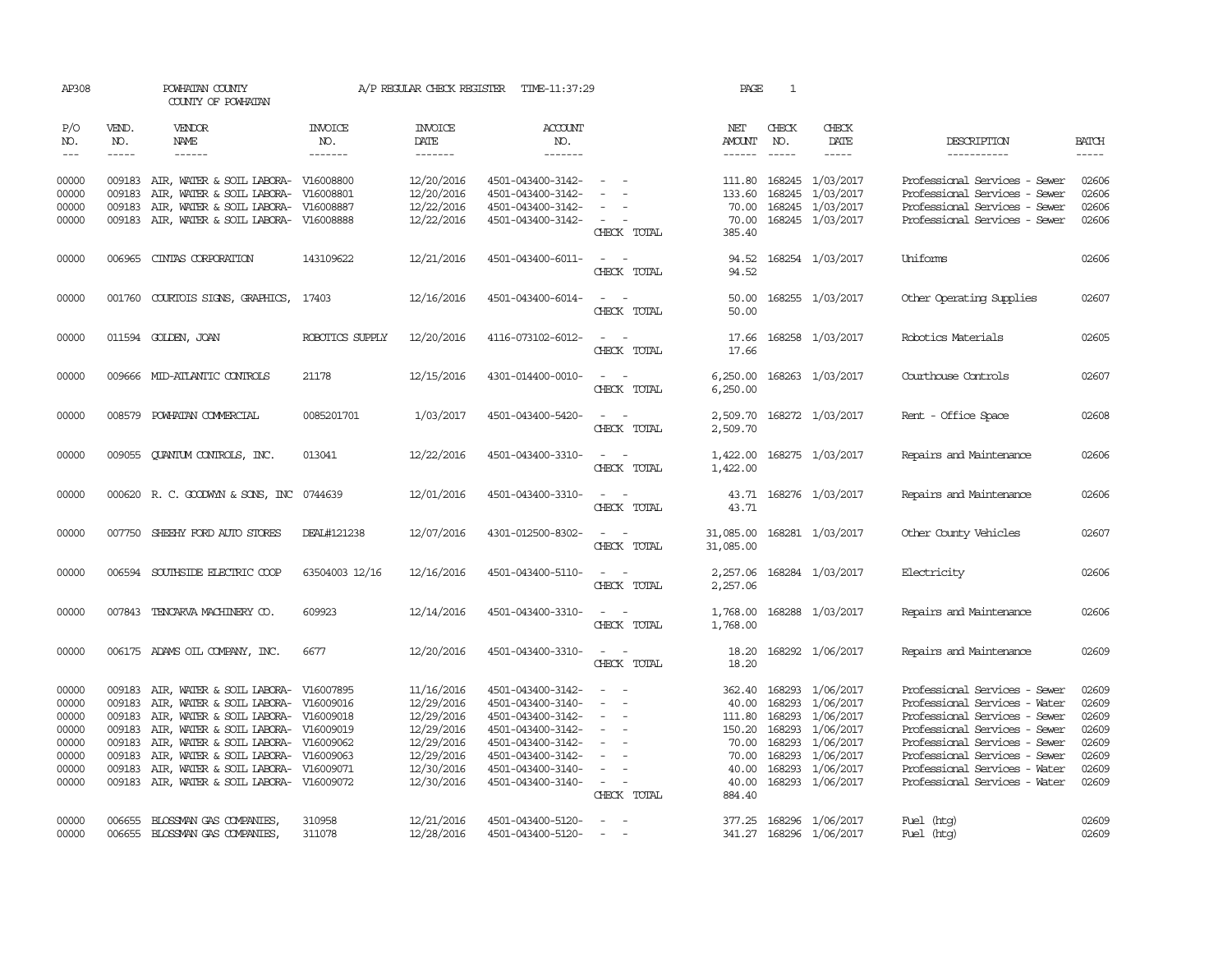AP308 POWHATAN COUNTY A/P REGULAR CHECK REGISTER TIME-11:37:29 PAGE 1

COUNTY OF POWHATAN

| P/O NO. | VEND. NO. | VENDOR NAME | INVOICE NO. | INVOICE DATE | ACCOUNT NO. | | NET AMOUNT | CHECK NO. | CHECK DATE | DESCRIPTION | BATCH |
|---|---|---|---|---|---|---|---|---|---|---|---|
| 00000 | 009183 | AIR, WATER & SOIL LABORA- | V16008800 | 12/20/2016 | 4501-043400-3142- | - - | 111.80 | 168245 | 1/03/2017 | Professional Services - Sewer | 02606 |
| 00000 | 009183 | AIR, WATER & SOIL LABORA- | V16008801 | 12/20/2016 | 4501-043400-3142- | - - | 133.60 | 168245 | 1/03/2017 | Professional Services - Sewer | 02606 |
| 00000 | 009183 | AIR, WATER & SOIL LABORA- | V16008887 | 12/22/2016 | 4501-043400-3142- | - - | 70.00 | 168245 | 1/03/2017 | Professional Services - Sewer | 02606 |
| 00000 | 009183 | AIR, WATER & SOIL LABORA- | V16008888 | 12/22/2016 | 4501-043400-3142- | - - | 70.00 | 168245 | 1/03/2017 | Professional Services - Sewer | 02606 |
| | | | | | | CHECK TOTAL | 385.40 | | | | |
| 00000 | 006965 | CINTAS CORPORATION | 143109622 | 12/21/2016 | 4501-043400-6011- | - - | 94.52 | 168254 | 1/03/2017 | Uniforms | 02606 |
| | | | | | | CHECK TOTAL | 94.52 | | | | |
| 00000 | 001760 | COURTOIS SIGNS, GRAPHICS, | 17403 | 12/16/2016 | 4501-043400-6014- | - - | 50.00 | 168255 | 1/03/2017 | Other Operating Supplies | 02607 |
| | | | | | | CHECK TOTAL | 50.00 | | | | |
| 00000 | 011594 | GOLDEN, JOAN | ROBOTICS SUPPLY | 12/20/2016 | 4116-073102-6012- | - - | 17.66 | 168258 | 1/03/2017 | Robotics Materials | 02605 |
| | | | | | | CHECK TOTAL | 17.66 | | | | |
| 00000 | 009666 | MID-ATLANTIC CONTROLS | 21178 | 12/15/2016 | 4301-014400-0010- | - - | 6,250.00 | 168263 | 1/03/2017 | Courthouse Controls | 02607 |
| | | | | | | CHECK TOTAL | 6,250.00 | | | | |
| 00000 | 008579 | POWHATAN COMMERCIAL | 0085201701 | 1/03/2017 | 4501-043400-5420- | - - | 2,509.70 | 168272 | 1/03/2017 | Rent - Office Space | 02608 |
| | | | | | | CHECK TOTAL | 2,509.70 | | | | |
| 00000 | 009055 | QUANTUM CONTROLS, INC. | 013041 | 12/22/2016 | 4501-043400-3310- | - - | 1,422.00 | 168275 | 1/03/2017 | Repairs and Maintenance | 02606 |
| | | | | | | CHECK TOTAL | 1,422.00 | | | | |
| 00000 | 000620 | R. C. GOODWYN & SONS, INC | 0744639 | 12/01/2016 | 4501-043400-3310- | - - | 43.71 | 168276 | 1/03/2017 | Repairs and Maintenance | 02606 |
| | | | | | | CHECK TOTAL | 43.71 | | | | |
| 00000 | 007750 | SHEEHY FORD AUTO STORES | DEAL#121238 | 12/07/2016 | 4301-012500-8302- | - - | 31,085.00 | 168281 | 1/03/2017 | Other County Vehicles | 02607 |
| | | | | | | CHECK TOTAL | 31,085.00 | | | | |
| 00000 | 006594 | SOUTHSIDE ELECTRIC COOP | 63504003 12/16 | 12/16/2016 | 4501-043400-5110- | - - | 2,257.06 | 168284 | 1/03/2017 | Electricity | 02606 |
| | | | | | | CHECK TOTAL | 2,257.06 | | | | |
| 00000 | 007843 | TENCARVA MACHINERY CO. | 609923 | 12/14/2016 | 4501-043400-3310- | - - | 1,768.00 | 168288 | 1/03/2017 | Repairs and Maintenance | 02606 |
| | | | | | | CHECK TOTAL | 1,768.00 | | | | |
| 00000 | 006175 | ADAMS OIL COMPANY, INC. | 6677 | 12/20/2016 | 4501-043400-3310- | - - | 18.20 | 168292 | 1/06/2017 | Repairs and Maintenance | 02609 |
| | | | | | | CHECK TOTAL | 18.20 | | | | |
| 00000 | 009183 | AIR, WATER & SOIL LABORA- | V16007895 | 11/16/2016 | 4501-043400-3142- | - - | 362.40 | 168293 | 1/06/2017 | Professional Services - Sewer | 02609 |
| 00000 | 009183 | AIR, WATER & SOIL LABORA- | V16009016 | 12/29/2016 | 4501-043400-3140- | - - | 40.00 | 168293 | 1/06/2017 | Professional Services - Water | 02609 |
| 00000 | 009183 | AIR, WATER & SOIL LABORA- | V16009018 | 12/29/2016 | 4501-043400-3142- | - - | 111.80 | 168293 | 1/06/2017 | Professional Services - Sewer | 02609 |
| 00000 | 009183 | AIR, WATER & SOIL LABORA- | V16009019 | 12/29/2016 | 4501-043400-3142- | - - | 150.20 | 168293 | 1/06/2017 | Professional Services - Sewer | 02609 |
| 00000 | 009183 | AIR, WATER & SOIL LABORA- | V16009062 | 12/29/2016 | 4501-043400-3142- | - - | 70.00 | 168293 | 1/06/2017 | Professional Services - Sewer | 02609 |
| 00000 | 009183 | AIR, WATER & SOIL LABORA- | V16009063 | 12/29/2016 | 4501-043400-3142- | - - | 70.00 | 168293 | 1/06/2017 | Professional Services - Sewer | 02609 |
| 00000 | 009183 | AIR, WATER & SOIL LABORA- | V16009071 | 12/30/2016 | 4501-043400-3140- | - - | 40.00 | 168293 | 1/06/2017 | Professional Services - Water | 02609 |
| 00000 | 009183 | AIR, WATER & SOIL LABORA- | V16009072 | 12/30/2016 | 4501-043400-3140- | - - | 40.00 | 168293 | 1/06/2017 | Professional Services - Water | 02609 |
| | | | | | | CHECK TOTAL | 884.40 | | | | |
| 00000 | 006655 | BLOSSMAN GAS COMPANIES, | 310958 | 12/21/2016 | 4501-043400-5120- | - - | 377.25 | 168296 | 1/06/2017 | Fuel (htg) | 02609 |
| 00000 | 006655 | BLOSSMAN GAS COMPANIES, | 311078 | 12/28/2016 | 4501-043400-5120- | - - | 341.27 | 168296 | 1/06/2017 | Fuel (htg) | 02609 |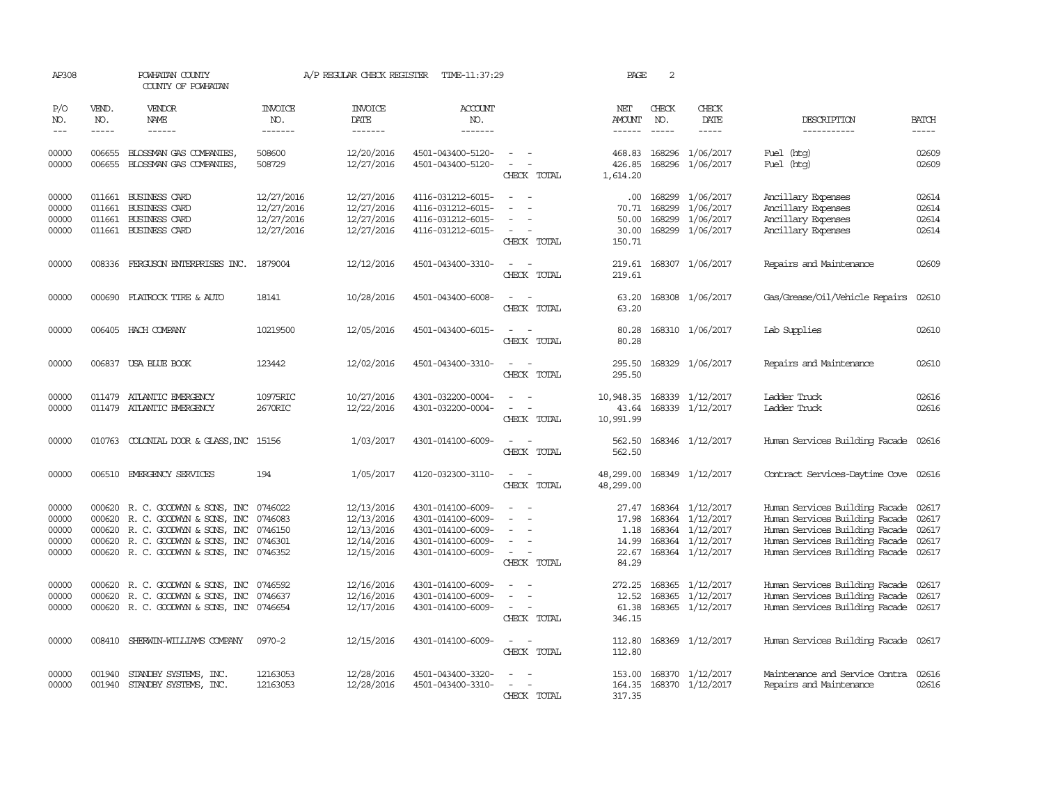AP308 POWHATAN COUNTY A/P REGULAR CHECK REGISTER TIME-11:37:29

COUNTY OF POWHATAN

| P/O NO. | VEND. NO. | VENDOR NAME | INVOICE NO. | INVOICE DATE | ACCOUNT NO. | | NET AMOUNT | CHECK NO. | CHECK DATE | DESCRIPTION | BATCH |
|---|---|---|---|---|---|---|---|---|---|---|---|
| 00000 | 006655 | BLOSSMAN GAS COMPANIES, | 508600 | 12/20/2016 | 4501-043400-5120- | - - | 468.83 | 168296 | 1/06/2017 | Fuel (htg) | 02609 |
| 00000 | 006655 | BLOSSMAN GAS COMPANIES, | 508729 | 12/27/2016 | 4501-043400-5120- | - - | 426.85 | 168296 | 1/06/2017 | Fuel (htg) | 02609 |
| | | | | | | CHECK TOTAL | 1,614.20 | | | | |
| 00000 | 011661 | BUSINESS CARD | 12/27/2016 | 12/27/2016 | 4116-031212-6015- | - - | .00 | 168299 | 1/06/2017 | Ancillary Expenses | 02614 |
| 00000 | 011661 | BUSINESS CARD | 12/27/2016 | 12/27/2016 | 4116-031212-6015- | - - | 70.71 | 168299 | 1/06/2017 | Ancillary Expenses | 02614 |
| 00000 | 011661 | BUSINESS CARD | 12/27/2016 | 12/27/2016 | 4116-031212-6015- | - - | 50.00 | 168299 | 1/06/2017 | Ancillary Expenses | 02614 |
| 00000 | 011661 | BUSINESS CARD | 12/27/2016 | 12/27/2016 | 4116-031212-6015- | - - | 30.00 | 168299 | 1/06/2017 | Ancillary Expenses | 02614 |
| | | | | | | CHECK TOTAL | 150.71 | | | | |
| 00000 | 008336 | FERGUSON ENTERPRISES INC. | 1879004 | 12/12/2016 | 4501-043400-3310- | - - | 219.61 | 168307 | 1/06/2017 | Repairs and Maintenance | 02609 |
| | | | | | | CHECK TOTAL | 219.61 | | | | |
| 00000 | 000690 | FLATROCK TIRE & AUTO | 18141 | 10/28/2016 | 4501-043400-6008- | - - | 63.20 | 168308 | 1/06/2017 | Gas/Grease/Oil/Vehicle Repairs | 02610 |
| | | | | | | CHECK TOTAL | 63.20 | | | | |
| 00000 | 006405 | HACH COMPANY | 10219500 | 12/05/2016 | 4501-043400-6015- | - - | 80.28 | 168310 | 1/06/2017 | Lab Supplies | 02610 |
| | | | | | | CHECK TOTAL | 80.28 | | | | |
| 00000 | 006837 | USA BLUE BOOK | 123442 | 12/02/2016 | 4501-043400-3310- | - - | 295.50 | 168329 | 1/06/2017 | Repairs and Maintenance | 02610 |
| | | | | | | CHECK TOTAL | 295.50 | | | | |
| 00000 | 011479 | ATLANTIC EMERGENCY | 10975RIC | 10/27/2016 | 4301-032200-0004- | - - | 10,948.35 | 168339 | 1/12/2017 | Ladder Truck | 02616 |
| 00000 | 011479 | ATLANTIC EMERGENCY | 2670RIC | 12/22/2016 | 4301-032200-0004- | - - | 43.64 | 168339 | 1/12/2017 | Ladder Truck | 02616 |
| | | | | | | CHECK TOTAL | 10,991.99 | | | | |
| 00000 | 010763 | COLONIAL DOOR & GLASS,INC | 15156 | 1/03/2017 | 4301-014100-6009- | - - | 562.50 | 168346 | 1/12/2017 | Human Services Building Facade | 02616 |
| | | | | | | CHECK TOTAL | 562.50 | | | | |
| 00000 | 006510 | EMERGENCY SERVICES | 194 | 1/05/2017 | 4120-032300-3110- | - - | 48,299.00 | 168349 | 1/12/2017 | Contract Services-Daytime Cove | 02616 |
| | | | | | | CHECK TOTAL | 48,299.00 | | | | |
| 00000 | 000620 | R. C. GOODWYN & SONS, INC | 0746022 | 12/13/2016 | 4301-014100-6009- | - - | 27.47 | 168364 | 1/12/2017 | Human Services Building Facade | 02617 |
| 00000 | 000620 | R. C. GOODWYN & SONS, INC | 0746083 | 12/13/2016 | 4301-014100-6009- | - - | 17.98 | 168364 | 1/12/2017 | Human Services Building Facade | 02617 |
| 00000 | 000620 | R. C. GOODWYN & SONS, INC | 0746150 | 12/13/2016 | 4301-014100-6009- | - - | 1.18 | 168364 | 1/12/2017 | Human Services Building Facade | 02617 |
| 00000 | 000620 | R. C. GOODWYN & SONS, INC | 0746301 | 12/14/2016 | 4301-014100-6009- | - - | 14.99 | 168364 | 1/12/2017 | Human Services Building Facade | 02617 |
| 00000 | 000620 | R. C. GOODWYN & SONS, INC | 0746352 | 12/15/2016 | 4301-014100-6009- | - - | 22.67 | 168364 | 1/12/2017 | Human Services Building Facade | 02617 |
| | | | | | | CHECK TOTAL | 84.29 | | | | |
| 00000 | 000620 | R. C. GOODWYN & SONS, INC | 0746592 | 12/16/2016 | 4301-014100-6009- | - - | 272.25 | 168365 | 1/12/2017 | Human Services Building Facade | 02617 |
| 00000 | 000620 | R. C. GOODWYN & SONS, INC | 0746637 | 12/16/2016 | 4301-014100-6009- | - - | 12.52 | 168365 | 1/12/2017 | Human Services Building Facade | 02617 |
| 00000 | 000620 | R. C. GOODWYN & SONS, INC | 0746654 | 12/17/2016 | 4301-014100-6009- | - - | 61.38 | 168365 | 1/12/2017 | Human Services Building Facade | 02617 |
| | | | | | | CHECK TOTAL | 346.15 | | | | |
| 00000 | 008410 | SHERWIN-WILLIAMS COMPANY | 0970-2 | 12/15/2016 | 4301-014100-6009- | - - | 112.80 | 168369 | 1/12/2017 | Human Services Building Facade | 02617 |
| | | | | | | CHECK TOTAL | 112.80 | | | | |
| 00000 | 001940 | STANDBY SYSTEMS, INC. | 12163053 | 12/28/2016 | 4501-043400-3320- | - - | 153.00 | 168370 | 1/12/2017 | Maintenance and Service Contra | 02616 |
| 00000 | 001940 | STANDBY SYSTEMS, INC. | 12163053 | 12/28/2016 | 4501-043400-3310- | - - | 164.35 | 168370 | 1/12/2017 | Repairs and Maintenance | 02616 |
| | | | | | | CHECK TOTAL | 317.35 | | | | |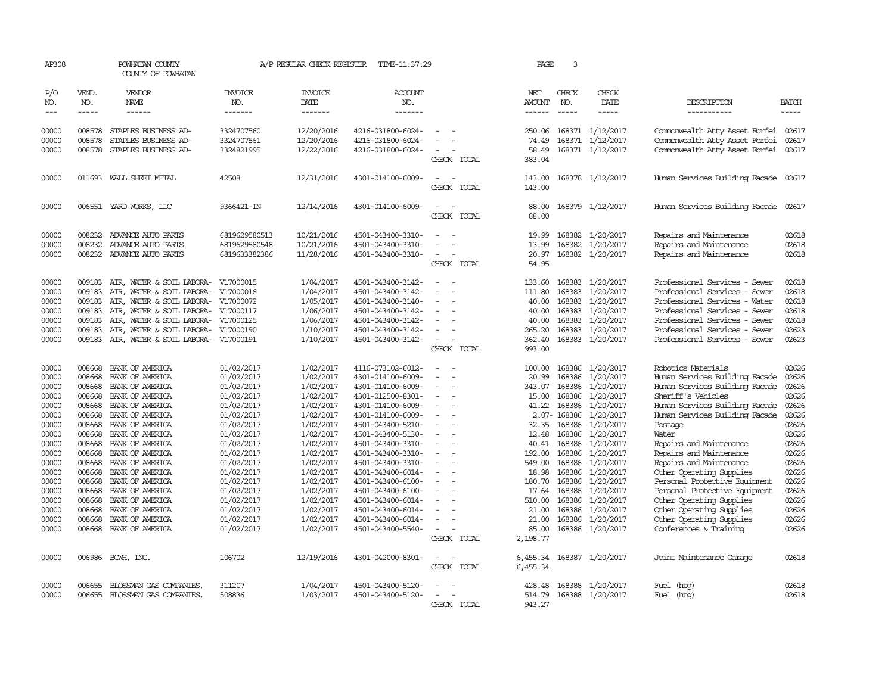AP308 POWHATAN COUNTY A/P REGULAR CHECK REGISTER TIME-11:37:29 PAGE 3
COUNTY OF POWHATAN

| P/O NO. | VEND. NO. | VENDOR NAME | INVOICE NO. | INVOICE DATE | ACCOUNT NO. | | NET AMOUNT | CHECK NO. | CHECK DATE | DESCRIPTION | BATCH |
|---|---|---|---|---|---|---|---|---|---|---|---|
| 00000 | 008578 | STAPLES BUSINESS AD- | 3324707560 | 12/20/2016 | 4216-031800-6024- | - - | 250.06 | 168371 | 1/12/2017 | Commonwealth Atty Asset Forfei | 02617 |
| 00000 | 008578 | STAPLES BUSINESS AD- | 3324707561 | 12/20/2016 | 4216-031800-6024- | - - | 74.49 | 168371 | 1/12/2017 | Commonwealth Atty Asset Forfei | 02617 |
| 00000 | 008578 | STAPLES BUSINESS AD- | 3324821995 | 12/22/2016 | 4216-031800-6024- | - - | 58.49 | 168371 | 1/12/2017 | Commonwealth Atty Asset Forfei | 02617 |
| | | | | | | CHECK TOTAL | 383.04 | | | | |
| 00000 | 011693 | WALL SHEET METAL | 42508 | 12/31/2016 | 4301-014100-6009- | - - | 143.00 | 168378 | 1/12/2017 | Human Services Building Facade | 02617 |
| | | | | | | CHECK TOTAL | 143.00 | | | | |
| 00000 | 006551 | YARD WORKS, LLC | 9366421-IN | 12/14/2016 | 4301-014100-6009- | - - | 88.00 | 168379 | 1/12/2017 | Human Services Building Facade | 02617 |
| | | | | | | CHECK TOTAL | 88.00 | | | | |
| 00000 | 008232 | ADVANCE AUTO PARTS | 6819629580513 | 10/21/2016 | 4501-043400-3310- | - - | 19.99 | 168382 | 1/20/2017 | Repairs and Maintenance | 02618 |
| 00000 | 008232 | ADVANCE AUTO PARTS | 6819629580548 | 10/21/2016 | 4501-043400-3310- | - - | 13.99 | 168382 | 1/20/2017 | Repairs and Maintenance | 02618 |
| 00000 | 008232 | ADVANCE AUTO PARTS | 6819633382386 | 11/28/2016 | 4501-043400-3310- | - - | 20.97 | 168382 | 1/20/2017 | Repairs and Maintenance | 02618 |
| | | | | | | CHECK TOTAL | 54.95 | | | | |
| 00000 | 009183 | AIR, WATER & SOIL LABORA- | V17000015 | 1/04/2017 | 4501-043400-3142- | - - | 133.60 | 168383 | 1/20/2017 | Professional Services - Sewer | 02618 |
| 00000 | 009183 | AIR, WATER & SOIL LABORA- | V17000016 | 1/04/2017 | 4501-043400-3142- | - - | 111.80 | 168383 | 1/20/2017 | Professional Services - Sewer | 02618 |
| 00000 | 009183 | AIR, WATER & SOIL LABORA- | V17000072 | 1/05/2017 | 4501-043400-3140- | - - | 40.00 | 168383 | 1/20/2017 | Professional Services - Water | 02618 |
| 00000 | 009183 | AIR, WATER & SOIL LABORA- | V17000117 | 1/06/2017 | 4501-043400-3142- | - - | 40.00 | 168383 | 1/20/2017 | Professional Services - Sewer | 02618 |
| 00000 | 009183 | AIR, WATER & SOIL LABORA- | V17000125 | 1/06/2017 | 4501-043400-3142- | - - | 40.00 | 168383 | 1/20/2017 | Professional Services - Sewer | 02618 |
| 00000 | 009183 | AIR, WATER & SOIL LABORA- | V17000190 | 1/10/2017 | 4501-043400-3142- | - - | 265.20 | 168383 | 1/20/2017 | Professional Services - Sewer | 02623 |
| 00000 | 009183 | AIR, WATER & SOIL LABORA- | V17000191 | 1/10/2017 | 4501-043400-3142- | - - | 362.40 | 168383 | 1/20/2017 | Professional Services - Sewer | 02623 |
| | | | | | | CHECK TOTAL | 993.00 | | | | |
| 00000 | 008668 | BANK OF AMERICA | 01/02/2017 | 1/02/2017 | 4116-073102-6012- | - - | 100.00 | 168386 | 1/20/2017 | Robotics Materials | 02626 |
| 00000 | 008668 | BANK OF AMERICA | 01/02/2017 | 1/02/2017 | 4301-014100-6009- | - - | 20.99 | 168386 | 1/20/2017 | Human Services Building Facade | 02626 |
| 00000 | 008668 | BANK OF AMERICA | 01/02/2017 | 1/02/2017 | 4301-014100-6009- | - - | 343.07 | 168386 | 1/20/2017 | Human Services Building Facade | 02626 |
| 00000 | 008668 | BANK OF AMERICA | 01/02/2017 | 1/02/2017 | 4301-012500-8301- | - - | 15.00 | 168386 | 1/20/2017 | Sheriff's Vehicles | 02626 |
| 00000 | 008668 | BANK OF AMERICA | 01/02/2017 | 1/02/2017 | 4301-014100-6009- | - - | 41.22 | 168386 | 1/20/2017 | Human Services Building Facade | 02626 |
| 00000 | 008668 | BANK OF AMERICA | 01/02/2017 | 1/02/2017 | 4301-014100-6009- | - - | 2.07- | 168386 | 1/20/2017 | Human Services Building Facade | 02626 |
| 00000 | 008668 | BANK OF AMERICA | 01/02/2017 | 1/02/2017 | 4501-043400-5210- | - - | 32.35 | 168386 | 1/20/2017 | Postage | 02626 |
| 00000 | 008668 | BANK OF AMERICA | 01/02/2017 | 1/02/2017 | 4501-043400-5130- | - - | 12.48 | 168386 | 1/20/2017 | Water | 02626 |
| 00000 | 008668 | BANK OF AMERICA | 01/02/2017 | 1/02/2017 | 4501-043400-3310- | - - | 40.41 | 168386 | 1/20/2017 | Repairs and Maintenance | 02626 |
| 00000 | 008668 | BANK OF AMERICA | 01/02/2017 | 1/02/2017 | 4501-043400-3310- | - - | 192.00 | 168386 | 1/20/2017 | Repairs and Maintenance | 02626 |
| 00000 | 008668 | BANK OF AMERICA | 01/02/2017 | 1/02/2017 | 4501-043400-3310- | - - | 549.00 | 168386 | 1/20/2017 | Repairs and Maintenance | 02626 |
| 00000 | 008668 | BANK OF AMERICA | 01/02/2017 | 1/02/2017 | 4501-043400-6014- | - - | 18.98 | 168386 | 1/20/2017 | Other Operating Supplies | 02626 |
| 00000 | 008668 | BANK OF AMERICA | 01/02/2017 | 1/02/2017 | 4501-043400-6100- | - - | 180.70 | 168386 | 1/20/2017 | Personal Protective Equipment | 02626 |
| 00000 | 008668 | BANK OF AMERICA | 01/02/2017 | 1/02/2017 | 4501-043400-6100- | - - | 17.64 | 168386 | 1/20/2017 | Personal Protective Equipment | 02626 |
| 00000 | 008668 | BANK OF AMERICA | 01/02/2017 | 1/02/2017 | 4501-043400-6014- | - - | 510.00 | 168386 | 1/20/2017 | Other Operating Supplies | 02626 |
| 00000 | 008668 | BANK OF AMERICA | 01/02/2017 | 1/02/2017 | 4501-043400-6014- | - - | 21.00 | 168386 | 1/20/2017 | Other Operating Supplies | 02626 |
| 00000 | 008668 | BANK OF AMERICA | 01/02/2017 | 1/02/2017 | 4501-043400-6014- | - - | 21.00 | 168386 | 1/20/2017 | Other Operating Supplies | 02626 |
| 00000 | 008668 | BANK OF AMERICA | 01/02/2017 | 1/02/2017 | 4501-043400-5540- | - - | 85.00 | 168386 | 1/20/2017 | Conferences & Training | 02626 |
| | | | | | | CHECK TOTAL | 2,198.77 | | | | |
| 00000 | 006986 | BCWH, INC. | 106702 | 12/19/2016 | 4301-042000-8301- | - - | 6,455.34 | 168387 | 1/20/2017 | Joint Maintenance Garage | 02618 |
| | | | | | | CHECK TOTAL | 6,455.34 | | | | |
| 00000 | 006655 | BLOSSMAN GAS COMPANIES, | 311207 | 1/04/2017 | 4501-043400-5120- | - - | 428.48 | 168388 | 1/20/2017 | Fuel (htg) | 02618 |
| 00000 | 006655 | BLOSSMAN GAS COMPANIES, | 508836 | 1/03/2017 | 4501-043400-5120- | - - | 514.79 | 168388 | 1/20/2017 | Fuel (htg) | 02618 |
| | | | | | | CHECK TOTAL | 943.27 | | | | |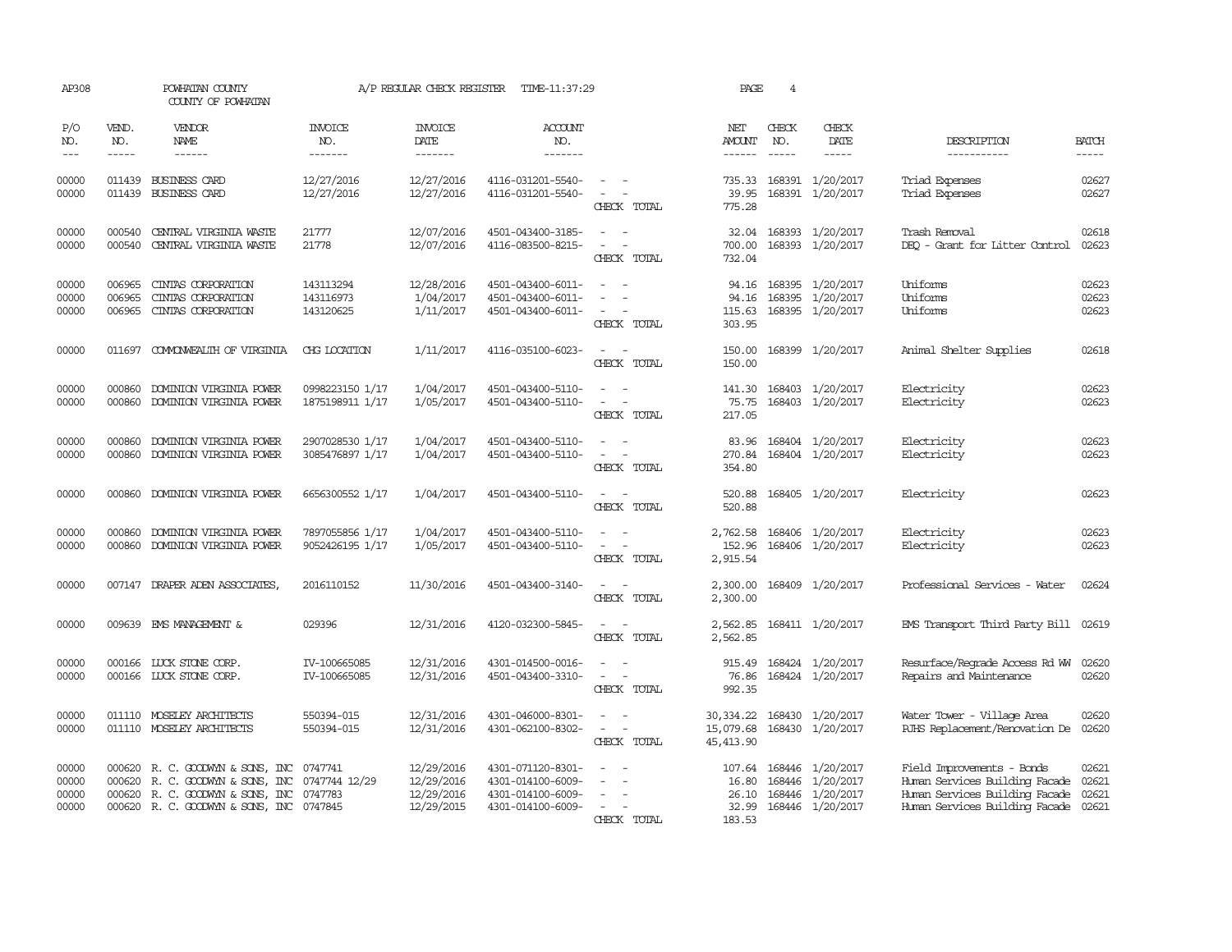AP308 POWHATAN COUNTY A/P REGULAR CHECK REGISTER TIME-11:37:29 PAGE 4

COUNTY OF POWHATAN

| P/O NO. | VEND. NO. | VENDOR NAME | INVOICE NO. | INVOICE DATE | ACCOUNT NO. | | NET AMOUNT | CHECK NO. | CHECK DATE | DESCRIPTION | BATCH |
|---|---|---|---|---|---|---|---|---|---|---|---|
| 00000 | 011439 | BUSINESS CARD | 12/27/2016 | 12/27/2016 | 4116-031201-5540- | - - | 735.33 | 168391 | 1/20/2017 | Triad Expenses | 02627 |
| 00000 | 011439 | BUSINESS CARD | 12/27/2016 | 12/27/2016 | 4116-031201-5540- | - - | 39.95 | 168391 | 1/20/2017 | Triad Expenses | 02627 |
| | | | | | | CHECK TOTAL | 775.28 | | | | |
| 00000 | 000540 | CENTRAL VIRGINIA WASTE | 21777 | 12/07/2016 | 4501-043400-3185- | - - | 32.04 | 168393 | 1/20/2017 | Trash Removal | 02618 |
| 00000 | 000540 | CENTRAL VIRGINIA WASTE | 21778 | 12/07/2016 | 4116-083500-8215- | - - | 700.00 | 168393 | 1/20/2017 | DEQ - Grant for Litter Control | 02623 |
| | | | | | | CHECK TOTAL | 732.04 | | | | |
| 00000 | 006965 | CINTAS CORPORATION | 143113294 | 12/28/2016 | 4501-043400-6011- | - - | 94.16 | 168395 | 1/20/2017 | Uniforms | 02623 |
| 00000 | 006965 | CINTAS CORPORATION | 143116973 | 1/04/2017 | 4501-043400-6011- | - - | 94.16 | 168395 | 1/20/2017 | Uniforms | 02623 |
| 00000 | 006965 | CINTAS CORPORATION | 143120625 | 1/11/2017 | 4501-043400-6011- | - - | 115.63 | 168395 | 1/20/2017 | Uniforms | 02623 |
| | | | | | | CHECK TOTAL | 303.95 | | | | |
| 00000 | 011697 | COMMONWEALTH OF VIRGINIA | CHG LOCATION | 1/11/2017 | 4116-035100-6023- | - - | 150.00 | 168399 | 1/20/2017 | Animal Shelter Supplies | 02618 |
| | | | | | | CHECK TOTAL | 150.00 | | | | |
| 00000 | 000860 | DOMINION VIRGINIA POWER | 0998223150 1/17 | 1/04/2017 | 4501-043400-5110- | - - | 141.30 | 168403 | 1/20/2017 | Electricity | 02623 |
| 00000 | 000860 | DOMINION VIRGINIA POWER | 1875198911 1/17 | 1/05/2017 | 4501-043400-5110- | - - | 75.75 | 168403 | 1/20/2017 | Electricity | 02623 |
| | | | | | | CHECK TOTAL | 217.05 | | | | |
| 00000 | 000860 | DOMINION VIRGINIA POWER | 2907028530 1/17 | 1/04/2017 | 4501-043400-5110- | - - | 83.96 | 168404 | 1/20/2017 | Electricity | 02623 |
| 00000 | 000860 | DOMINION VIRGINIA POWER | 3085476897 1/17 | 1/04/2017 | 4501-043400-5110- | - - | 270.84 | 168404 | 1/20/2017 | Electricity | 02623 |
| | | | | | | CHECK TOTAL | 354.80 | | | | |
| 00000 | 000860 | DOMINION VIRGINIA POWER | 6656300552 1/17 | 1/04/2017 | 4501-043400-5110- | - - | 520.88 | 168405 | 1/20/2017 | Electricity | 02623 |
| | | | | | | CHECK TOTAL | 520.88 | | | | |
| 00000 | 000860 | DOMINION VIRGINIA POWER | 7897055856 1/17 | 1/04/2017 | 4501-043400-5110- | - - | 2,762.58 | 168406 | 1/20/2017 | Electricity | 02623 |
| 00000 | 000860 | DOMINION VIRGINIA POWER | 9052426195 1/17 | 1/05/2017 | 4501-043400-5110- | - - | 152.96 | 168406 | 1/20/2017 | Electricity | 02623 |
| | | | | | | CHECK TOTAL | 2,915.54 | | | | |
| 00000 | 007147 | DRAPER ADEN ASSOCIATES, | 2016110152 | 11/30/2016 | 4501-043400-3140- | - - | 2,300.00 | 168409 | 1/20/2017 | Professional Services - Water | 02624 |
| | | | | | | CHECK TOTAL | 2,300.00 | | | | |
| 00000 | 009639 | EMS MANAGEMENT & | 029396 | 12/31/2016 | 4120-032300-5845- | - - | 2,562.85 | 168411 | 1/20/2017 | EMS Transport Third Party Bill | 02619 |
| | | | | | | CHECK TOTAL | 2,562.85 | | | | |
| 00000 | 000166 | LUCK STONE CORP. | IV-100665085 | 12/31/2016 | 4301-014500-0016- | - - | 915.49 | 168424 | 1/20/2017 | Resurface/Regrade Access Rd WW | 02620 |
| 00000 | 000166 | LUCK STONE CORP. | IV-100665085 | 12/31/2016 | 4501-043400-3310- | - - | 76.86 | 168424 | 1/20/2017 | Repairs and Maintenance | 02620 |
| | | | | | | CHECK TOTAL | 992.35 | | | | |
| 00000 | 011110 | MOSELEY ARCHITECTS | 550394-015 | 12/31/2016 | 4301-046000-8301- | - - | 30,334.22 | 168430 | 1/20/2017 | Water Tower - Village Area | 02620 |
| 00000 | 011110 | MOSELEY ARCHITECTS | 550394-015 | 12/31/2016 | 4301-062100-8302- | - - | 15,079.68 | 168430 | 1/20/2017 | PJHS Replacement/Renovation De | 02620 |
| | | | | | | CHECK TOTAL | 45,413.90 | | | | |
| 00000 | 000620 | R. C. GOODWYN & SONS, INC | 0747741 | 12/29/2016 | 4301-071120-8301- | - - | 107.64 | 168446 | 1/20/2017 | Field Improvements - Bonds | 02621 |
| 00000 | 000620 | R. C. GOODWYN & SONS, INC | 0747744 12/29 | 12/29/2016 | 4301-014100-6009- | - - | 16.80 | 168446 | 1/20/2017 | Human Services Building Facade | 02621 |
| 00000 | 000620 | R. C. GOODWYN & SONS, INC | 0747783 | 12/29/2016 | 4301-014100-6009- | - - | 26.10 | 168446 | 1/20/2017 | Human Services Building Facade | 02621 |
| 00000 | 000620 | R. C. GOODWYN & SONS, INC | 0747845 | 12/29/2015 | 4301-014100-6009- | - - | 32.99 | 168446 | 1/20/2017 | Human Services Building Facade | 02621 |
| | | | | | | CHECK TOTAL | 183.53 | | | | |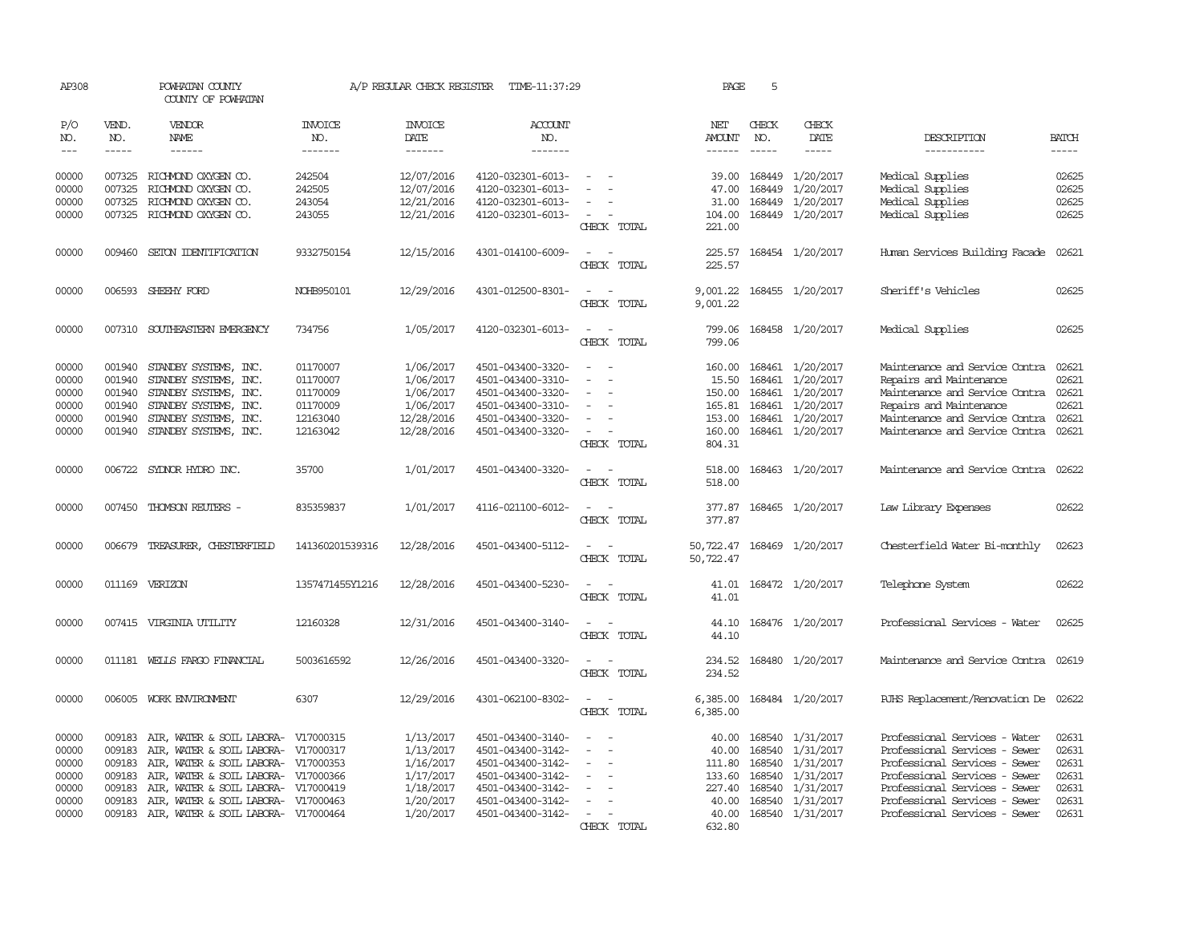AP308 POWHATAN COUNTY A/P REGULAR CHECK REGISTER TIME-11:37:29 PAGE 5

COUNTY OF POWHATAN

| P/O NO. | VEND. NO. | VENDOR NAME | INVOICE NO. | INVOICE DATE | ACCOUNT NO. | | NET AMOUNT | CHECK NO. | CHECK DATE | DESCRIPTION | BATCH |
|---|---|---|---|---|---|---|---|---|---|---|---|
| 00000 | 007325 | RICHMOND OXYGEN CO. | 242504 | 12/07/2016 | 4120-032301-6013- | - - | 39.00 | 168449 | 1/20/2017 | Medical Supplies | 02625 |
| 00000 | 007325 | RICHMOND OXYGEN CO. | 242505 | 12/07/2016 | 4120-032301-6013- | - - | 47.00 | 168449 | 1/20/2017 | Medical Supplies | 02625 |
| 00000 | 007325 | RICHMOND OXYGEN CO. | 243054 | 12/21/2016 | 4120-032301-6013- | - - | 31.00 | 168449 | 1/20/2017 | Medical Supplies | 02625 |
| 00000 | 007325 | RICHMOND OXYGEN CO. | 243055 | 12/21/2016 | 4120-032301-6013- | - - | 104.00 | 168449 | 1/20/2017 | Medical Supplies | 02625 |
| | | | | | | CHECK TOTAL | 221.00 | | | | |
| 00000 | 009460 | SETON IDENTIFICATION | 9332750154 | 12/15/2016 | 4301-014100-6009- | - - | 225.57 | 168454 | 1/20/2017 | Human Services Building Facade | 02621 |
| | | | | | | CHECK TOTAL | 225.57 | | | | |
| 00000 | 006593 | SHEEHY FORD | NOHB950101 | 12/29/2016 | 4301-012500-8301- | - - | 9,001.22 | 168455 | 1/20/2017 | Sheriff's Vehicles | 02625 |
| | | | | | | CHECK TOTAL | 9,001.22 | | | | |
| 00000 | 007310 | SOUTHEASTERN EMERGENCY | 734756 | 1/05/2017 | 4120-032301-6013- | - - | 799.06 | 168458 | 1/20/2017 | Medical Supplies | 02625 |
| | | | | | | CHECK TOTAL | 799.06 | | | | |
| 00000 | 001940 | STANDBY SYSTEMS, INC. | 01170007 | 1/06/2017 | 4501-043400-3320- | - - | 160.00 | 168461 | 1/20/2017 | Maintenance and Service Contra | 02621 |
| 00000 | 001940 | STANDBY SYSTEMS, INC. | 01170007 | 1/06/2017 | 4501-043400-3310- | - - | 15.50 | 168461 | 1/20/2017 | Repairs and Maintenance | 02621 |
| 00000 | 001940 | STANDBY SYSTEMS, INC. | 01170009 | 1/06/2017 | 4501-043400-3320- | - - | 150.00 | 168461 | 1/20/2017 | Maintenance and Service Contra | 02621 |
| 00000 | 001940 | STANDBY SYSTEMS, INC. | 01170009 | 1/06/2017 | 4501-043400-3310- | - - | 165.81 | 168461 | 1/20/2017 | Repairs and Maintenance | 02621 |
| 00000 | 001940 | STANDBY SYSTEMS, INC. | 12163040 | 12/28/2016 | 4501-043400-3320- | - - | 153.00 | 168461 | 1/20/2017 | Maintenance and Service Contra | 02621 |
| 00000 | 001940 | STANDBY SYSTEMS, INC. | 12163042 | 12/28/2016 | 4501-043400-3320- | - - | 160.00 | 168461 | 1/20/2017 | Maintenance and Service Contra | 02621 |
| | | | | | | CHECK TOTAL | 804.31 | | | | |
| 00000 | 006722 | SYDNOR HYDRO INC. | 35700 | 1/01/2017 | 4501-043400-3320- | - - | 518.00 | 168463 | 1/20/2017 | Maintenance and Service Contra | 02622 |
| | | | | | | CHECK TOTAL | 518.00 | | | | |
| 00000 | 007450 | THOMSON REUTERS - | 835359837 | 1/01/2017 | 4116-021100-6012- | - - | 377.87 | 168465 | 1/20/2017 | Law Library Expenses | 02622 |
| | | | | | | CHECK TOTAL | 377.87 | | | | |
| 00000 | 006679 | TREASURER, CHESTERFIELD | 141360201539316 | 12/28/2016 | 4501-043400-5112- | - - | 50,722.47 | 168469 | 1/20/2017 | Chesterfield Water Bi-monthly | 02623 |
| | | | | | | CHECK TOTAL | 50,722.47 | | | | |
| 00000 | 011169 | VERIZON | 1357471455Y1216 | 12/28/2016 | 4501-043400-5230- | - - | 41.01 | 168472 | 1/20/2017 | Telephone System | 02622 |
| | | | | | | CHECK TOTAL | 41.01 | | | | |
| 00000 | 007415 | VIRGINIA UTILITY | 12160328 | 12/31/2016 | 4501-043400-3140- | - - | 44.10 | 168476 | 1/20/2017 | Professional Services - Water | 02625 |
| | | | | | | CHECK TOTAL | 44.10 | | | | |
| 00000 | 011181 | WELLS FARGO FINANCIAL | 5003616592 | 12/26/2016 | 4501-043400-3320- | - - | 234.52 | 168480 | 1/20/2017 | Maintenance and Service Contra | 02619 |
| | | | | | | CHECK TOTAL | 234.52 | | | | |
| 00000 | 006005 | WORK ENVIRONMENT | 6307 | 12/29/2016 | 4301-062100-8302- | - - | 6,385.00 | 168484 | 1/20/2017 | PJHS Replacement/Renovation De | 02622 |
| | | | | | | CHECK TOTAL | 6,385.00 | | | | |
| 00000 | 009183 | AIR, WATER & SOIL LABORA- | V17000315 | 1/13/2017 | 4501-043400-3140- | - - | 40.00 | 168540 | 1/31/2017 | Professional Services - Water | 02631 |
| 00000 | 009183 | AIR, WATER & SOIL LABORA- | V17000317 | 1/13/2017 | 4501-043400-3142- | - - | 40.00 | 168540 | 1/31/2017 | Professional Services - Sewer | 02631 |
| 00000 | 009183 | AIR, WATER & SOIL LABORA- | V17000353 | 1/16/2017 | 4501-043400-3142- | - - | 111.80 | 168540 | 1/31/2017 | Professional Services - Sewer | 02631 |
| 00000 | 009183 | AIR, WATER & SOIL LABORA- | V17000366 | 1/17/2017 | 4501-043400-3142- | - - | 133.60 | 168540 | 1/31/2017 | Professional Services - Sewer | 02631 |
| 00000 | 009183 | AIR, WATER & SOIL LABORA- | V17000419 | 1/18/2017 | 4501-043400-3142- | - - | 227.40 | 168540 | 1/31/2017 | Professional Services - Sewer | 02631 |
| 00000 | 009183 | AIR, WATER & SOIL LABORA- | V17000463 | 1/20/2017 | 4501-043400-3142- | - - | 40.00 | 168540 | 1/31/2017 | Professional Services - Sewer | 02631 |
| 00000 | 009183 | AIR, WATER & SOIL LABORA- | V17000464 | 1/20/2017 | 4501-043400-3142- | - - | 40.00 | 168540 | 1/31/2017 | Professional Services - Sewer | 02631 |
| | | | | | | CHECK TOTAL | 632.80 | | | | |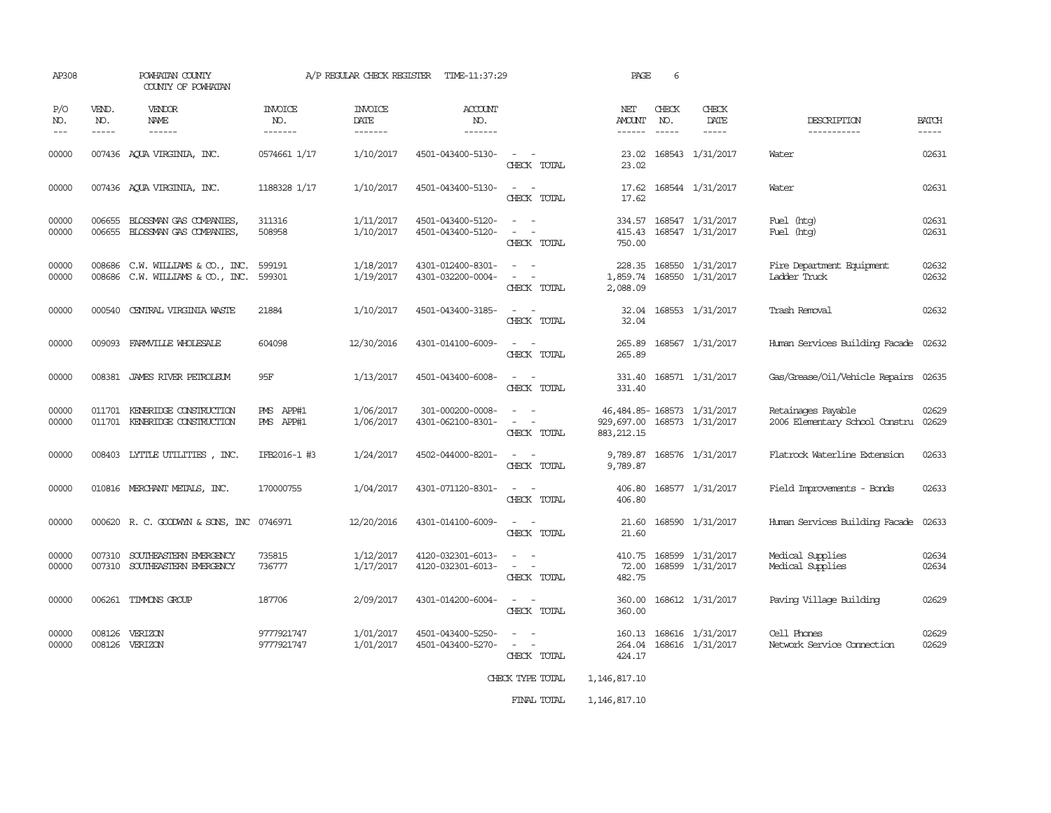AP308 POWHATAN COUNTY A/P REGULAR CHECK REGISTER TIME-11:37:29 PAGE 6

COUNTY OF POWHATAN

| P/O NO. | VEND. NO. | VENDOR NAME | INVOICE NO. | INVOICE DATE | ACCOUNT NO. | | NET AMOUNT | CHECK NO. | CHECK DATE | DESCRIPTION | BATCH |
|---|---|---|---|---|---|---|---|---|---|---|---|
| --- | ----- | ------ | ------- | ------- | ------- | | ------ | ----- | ----- | ----------- | ----- |
| 00000 | 007436 | AQUA VIRGINIA, INC. | 0574661 1/17 | 1/10/2017 | 4501-043400-5130- | - - | 23.02 | 168543 | 1/31/2017 | Water | 02631 |
| | | | | | | CHECK TOTAL | 23.02 | | | | |
| 00000 | 007436 | AQUA VIRGINIA, INC. | 1188328 1/17 | 1/10/2017 | 4501-043400-5130- | - - | 17.62 | 168544 | 1/31/2017 | Water | 02631 |
| | | | | | | CHECK TOTAL | 17.62 | | | | |
| 00000 | 006655 | BLOSSMAN GAS COMPANIES, | 311316 | 1/11/2017 | 4501-043400-5120- | - - | 334.57 | 168547 | 1/31/2017 | Fuel (htg) | 02631 |
| 00000 | 006655 | BLOSSMAN GAS COMPANIES, | 508958 | 1/10/2017 | 4501-043400-5120- | - - | 415.43 | 168547 | 1/31/2017 | Fuel (htg) | 02631 |
| | | | | | | CHECK TOTAL | 750.00 | | | | |
| 00000 | 008686 | C.W. WILLIAMS & CO., INC. | 599191 | 1/18/2017 | 4301-012400-8301- | - - | 228.35 | 168550 | 1/31/2017 | Fire Department Equipment | 02632 |
| 00000 | 008686 | C.W. WILLIAMS & CO., INC. | 599301 | 1/19/2017 | 4301-032200-0004- | - - | 1,859.74 | 168550 | 1/31/2017 | Ladder Truck | 02632 |
| | | | | | | CHECK TOTAL | 2,088.09 | | | | |
| 00000 | 000540 | CENTRAL VIRGINIA WASTE | 21884 | 1/10/2017 | 4501-043400-3185- | - - | 32.04 | 168553 | 1/31/2017 | Trash Removal | 02632 |
| | | | | | | CHECK TOTAL | 32.04 | | | | |
| 00000 | 009093 | FARMVILLE WHOLESALE | 604098 | 12/30/2016 | 4301-014100-6009- | - - | 265.89 | 168567 | 1/31/2017 | Human Services Building Facade | 02632 |
| | | | | | | CHECK TOTAL | 265.89 | | | | |
| 00000 | 008381 | JAMES RIVER PETROLEUM | 95F | 1/13/2017 | 4501-043400-6008- | - - | 331.40 | 168571 | 1/31/2017 | Gas/Grease/Oil/Vehicle Repairs | 02635 |
| | | | | | | CHECK TOTAL | 331.40 | | | | |
| 00000 | 011701 | KENBRIDGE CONSTRUCTION | PMS APP#1 | 1/06/2017 | 301-000200-0008- | - - | 46,484.85- | 168573 | 1/31/2017 | Retainages Payable | 02629 |
| 00000 | 011701 | KENBRIDGE CONSTRUCTION | PMS APP#1 | 1/06/2017 | 4301-062100-8301- | - - | 929,697.00 | 168573 | 1/31/2017 | 2006 Elementary School Constru | 02629 |
| | | | | | | CHECK TOTAL | 883,212.15 | | | | |
| 00000 | 008403 | LYTTLE UTILITIES , INC. | IFB2016-1 #3 | 1/24/2017 | 4502-044000-8201- | - - | 9,789.87 | 168576 | 1/31/2017 | Flatrock Waterline Extension | 02633 |
| | | | | | | CHECK TOTAL | 9,789.87 | | | | |
| 00000 | 010816 | MERCHANT METALS, INC. | 170000755 | 1/04/2017 | 4301-071120-8301- | - - | 406.80 | 168577 | 1/31/2017 | Field Improvements - Bonds | 02633 |
| | | | | | | CHECK TOTAL | 406.80 | | | | |
| 00000 | 000620 | R. C. GOODWYN & SONS, INC | 0746971 | 12/20/2016 | 4301-014100-6009- | - - | 21.60 | 168590 | 1/31/2017 | Human Services Building Facade | 02633 |
| | | | | | | CHECK TOTAL | 21.60 | | | | |
| 00000 | 007310 | SOUTHEASTERN EMERGENCY | 735815 | 1/12/2017 | 4120-032301-6013- | - - | 410.75 | 168599 | 1/31/2017 | Medical Supplies | 02634 |
| 00000 | 007310 | SOUTHEASTERN EMERGENCY | 736777 | 1/17/2017 | 4120-032301-6013- | - - | 72.00 | 168599 | 1/31/2017 | Medical Supplies | 02634 |
| | | | | | | CHECK TOTAL | 482.75 | | | | |
| 00000 | 006261 | TIMMONS GROUP | 187706 | 2/09/2017 | 4301-014200-6004- | - - | 360.00 | 168612 | 1/31/2017 | Paving Village Building | 02629 |
| | | | | | | CHECK TOTAL | 360.00 | | | | |
| 00000 | 008126 | VERIZON | 9777921747 | 1/01/2017 | 4501-043400-5250- | - - | 160.13 | 168616 | 1/31/2017 | Cell Phones | 02629 |
| 00000 | 008126 | VERIZON | 9777921747 | 1/01/2017 | 4501-043400-5270- | - - | 264.04 | 168616 | 1/31/2017 | Network Service Connection | 02629 |
| | | | | | | CHECK TOTAL | 424.17 | | | | |
| | | | | | | CHECK TYPE TOTAL | 1,146,817.10 | | | | |
| | | | | | | FINAL TOTAL | 1,146,817.10 | | | | |